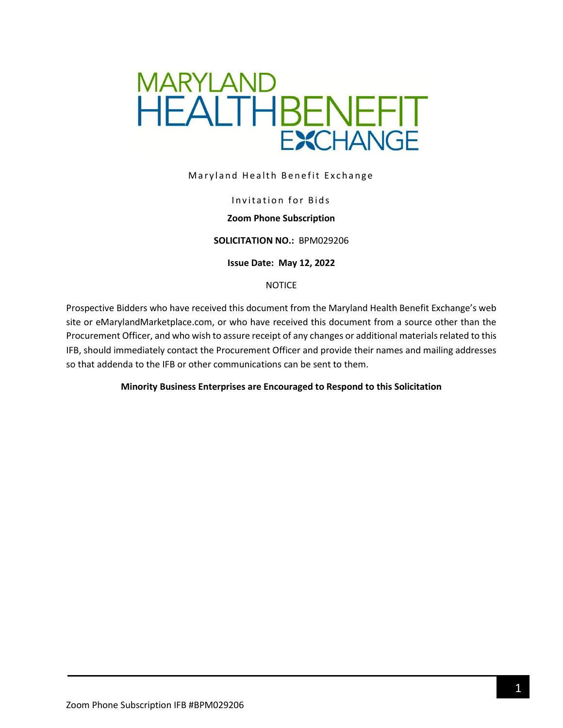MARYLAND HEALTHBENEFIT EXCHANGE

Maryland Health Benefit Exchange

Invitation for Bids

**Zoom Phone Subscription**

**SOLICITATION NO.:** BPM029206

**Issue Date: May 12, 2022**

NOTICE

Prospective Bidders who have received this document from the Maryland Health Benefit Exchange's web site or eMarylandMarketplace.com, or who have received this document from a source other than the Procurement Officer, and who wish to assure receipt of any changes or additional materials related to this IFB, should immediately contact the Procurement Officer and provide their names and mailing addresses so that addenda to the IFB or other communications can be sent to them.

**Minority Business Enterprises are Encouraged to Respond to this Solicitation**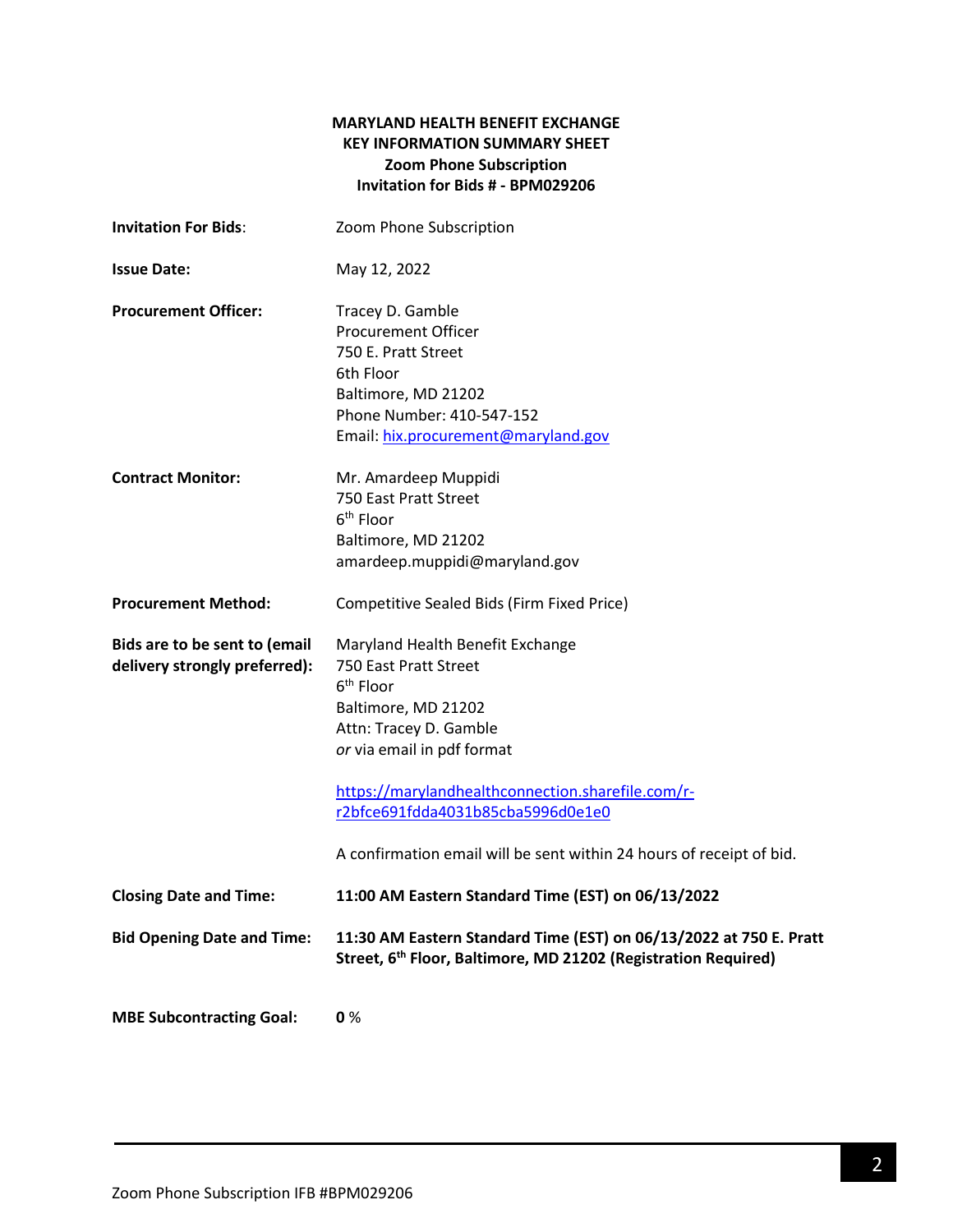**MARYLAND HEALTH BENEFIT EXCHANGE**
**KEY INFORMATION SUMMARY SHEET**
**Zoom Phone Subscription**
**Invitation for Bids # - BPM029206**

| | |
|---|---|
| **Invitation For Bids**: | Zoom Phone Subscription |
| **Issue Date:** | May 12, 2022 |
| **Procurement Officer:** | Tracey D. Gamble<br>Procurement Officer<br>750 E. Pratt Street<br>6th Floor<br>Baltimore, MD 21202<br>Phone Number: 410-547-152<br>Email: hix.procurement@maryland.gov |
| **Contract Monitor:** | Mr. Amardeep Muppidi<br>750 East Pratt Street<br>6th Floor<br>Baltimore, MD 21202<br>amardeep.muppidi@maryland.gov |
| **Procurement Method:** | Competitive Sealed Bids (Firm Fixed Price) |
| **Bids are to be sent to (email delivery strongly preferred):** | Maryland Health Benefit Exchange<br>750 East Pratt Street<br>6th Floor<br>Baltimore, MD 21202<br>Attn: Tracey D. Gamble<br>*or* via email in pdf format<br><br>https://marylandhealthconnection.sharefile.com/r-r2bfce691fdda4031b85cba5996d0e1e0<br><br>A confirmation email will be sent within 24 hours of receipt of bid. |
| **Closing Date and Time:** | **11:00 AM Eastern Standard Time (EST) on 06/13/2022** |
| **Bid Opening Date and Time:** | **11:30 AM Eastern Standard Time (EST) on 06/13/2022 at 750 E. Pratt Street, 6th Floor, Baltimore, MD 21202 (Registration Required)** |
| **MBE Subcontracting Goal:** | **0** % |

Zoom Phone Subscription IFB #BPM029206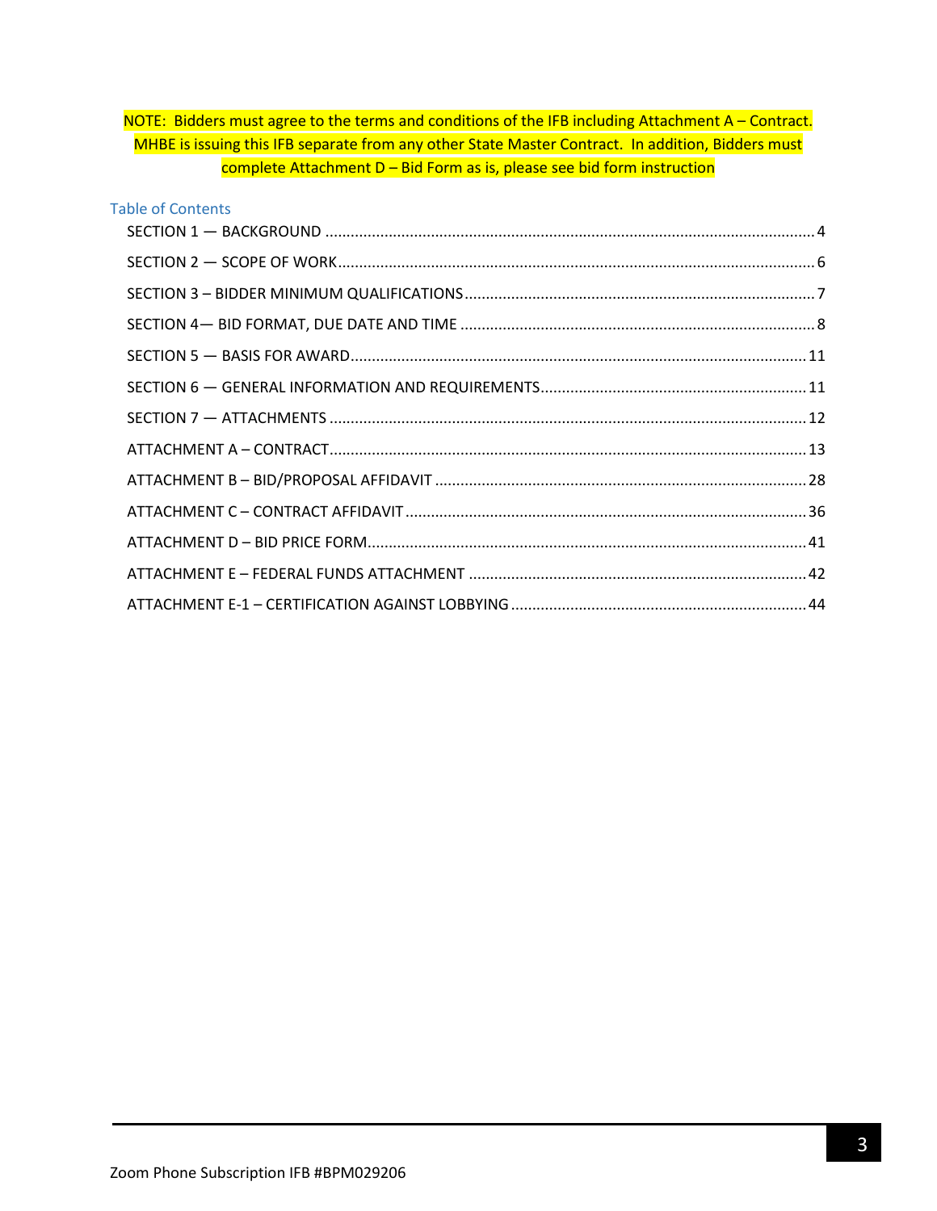**NOTE: Bidders must agree to the terms and conditions of the IFB including Attachment A – Contract. MHBE is issuing this IFB separate from any other State Master Contract. In addition, Bidders must complete Attachment D – Bid Form as is, please see bid form instruction**

## Table of Contents

SECTION 1 — BACKGROUND .................................................................................................... 4

SECTION 2 — SCOPE OF WORK ................................................................................................ 6

SECTION 3 – BIDDER MINIMUM QUALIFICATIONS .................................................................. 7

SECTION 4— BID FORMAT, DUE DATE AND TIME .................................................................... 8

SECTION 5 — BASIS FOR AWARD ............................................................................................ 11

SECTION 6 — GENERAL INFORMATION AND REQUIREMENTS ............................................... 11

SECTION 7 — ATTACHMENTS ................................................................................................ 12

ATTACHMENT A – CONTRACT ................................................................................................ 13

ATTACHMENT B – BID/PROPOSAL AFFIDAVIT ........................................................................ 28

ATTACHMENT C – CONTRACT AFFIDAVIT .............................................................................. 36

ATTACHMENT D – BID PRICE FORM ....................................................................................... 41

ATTACHMENT E – FEDERAL FUNDS ATTACHMENT ................................................................ 42

ATTACHMENT E-1 – CERTIFICATION AGAINST LOBBYING ..................................................... 44

Zoom Phone Subscription IFB #BPM029206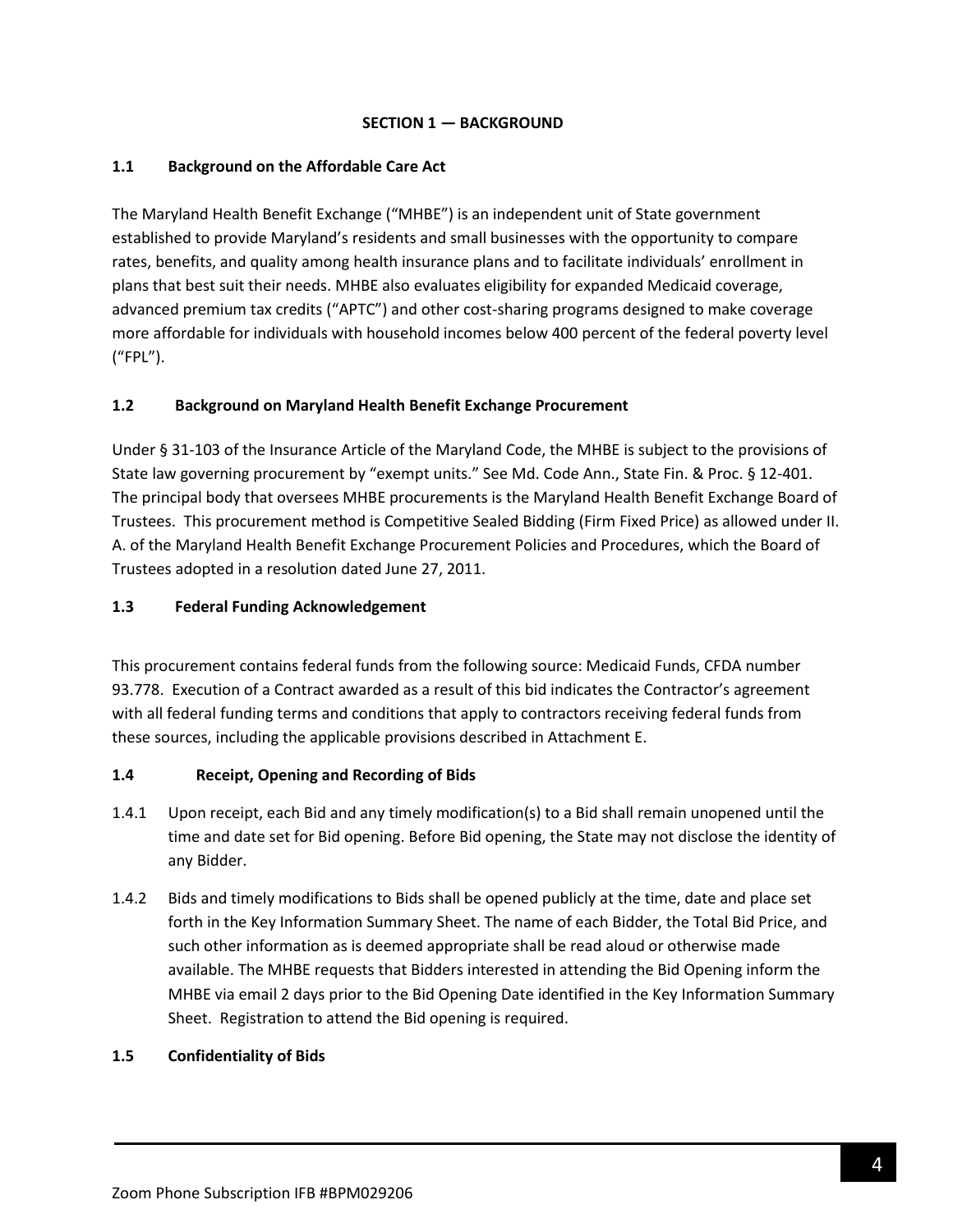## SECTION 1 — BACKGROUND

### 1.1 Background on the Affordable Care Act

The Maryland Health Benefit Exchange ("MHBE") is an independent unit of State government established to provide Maryland's residents and small businesses with the opportunity to compare rates, benefits, and quality among health insurance plans and to facilitate individuals' enrollment in plans that best suit their needs. MHBE also evaluates eligibility for expanded Medicaid coverage, advanced premium tax credits ("APTC") and other cost-sharing programs designed to make coverage more affordable for individuals with household incomes below 400 percent of the federal poverty level ("FPL").

### 1.2 Background on Maryland Health Benefit Exchange Procurement

Under § 31-103 of the Insurance Article of the Maryland Code, the MHBE is subject to the provisions of State law governing procurement by "exempt units." See Md. Code Ann., State Fin. & Proc. § 12-401. The principal body that oversees MHBE procurements is the Maryland Health Benefit Exchange Board of Trustees. This procurement method is Competitive Sealed Bidding (Firm Fixed Price) as allowed under II. A. of the Maryland Health Benefit Exchange Procurement Policies and Procedures, which the Board of Trustees adopted in a resolution dated June 27, 2011.

### 1.3 Federal Funding Acknowledgement

This procurement contains federal funds from the following source: Medicaid Funds, CFDA number 93.778. Execution of a Contract awarded as a result of this bid indicates the Contractor's agreement with all federal funding terms and conditions that apply to contractors receiving federal funds from these sources, including the applicable provisions described in Attachment E.

### 1.4 Receipt, Opening and Recording of Bids

1.4.1 Upon receipt, each Bid and any timely modification(s) to a Bid shall remain unopened until the time and date set for Bid opening. Before Bid opening, the State may not disclose the identity of any Bidder.

1.4.2 Bids and timely modifications to Bids shall be opened publicly at the time, date and place set forth in the Key Information Summary Sheet. The name of each Bidder, the Total Bid Price, and such other information as is deemed appropriate shall be read aloud or otherwise made available. The MHBE requests that Bidders interested in attending the Bid Opening inform the MHBE via email 2 days prior to the Bid Opening Date identified in the Key Information Summary Sheet. Registration to attend the Bid opening is required.

### 1.5 Confidentiality of Bids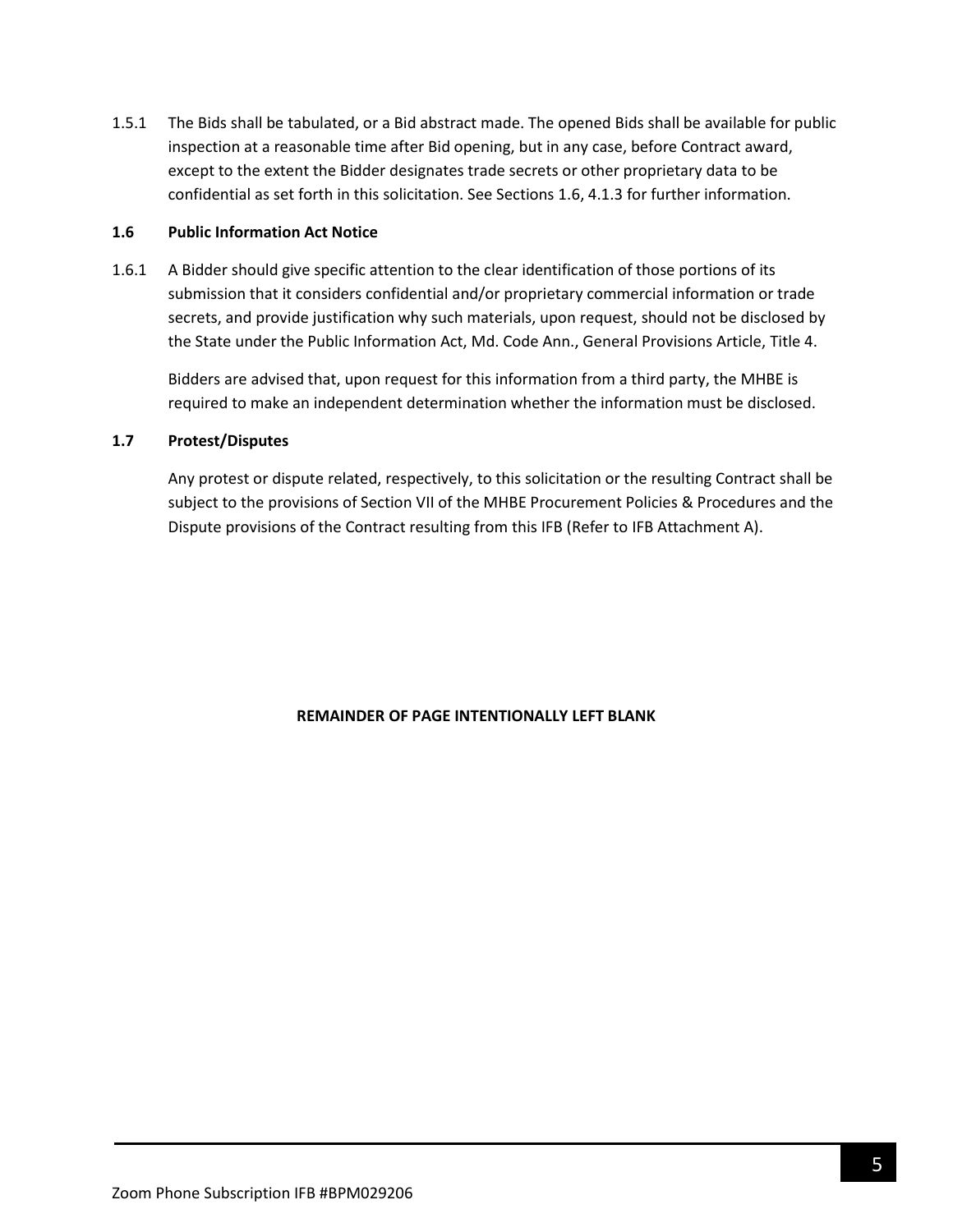1.5.1 The Bids shall be tabulated, or a Bid abstract made. The opened Bids shall be available for public inspection at a reasonable time after Bid opening, but in any case, before Contract award, except to the extent the Bidder designates trade secrets or other proprietary data to be confidential as set forth in this solicitation. See Sections 1.6, 4.1.3 for further information.

### 1.6 Public Information Act Notice

1.6.1 A Bidder should give specific attention to the clear identification of those portions of its submission that it considers confidential and/or proprietary commercial information or trade secrets, and provide justification why such materials, upon request, should not be disclosed by the State under the Public Information Act, Md. Code Ann., General Provisions Article, Title 4.

Bidders are advised that, upon request for this information from a third party, the MHBE is required to make an independent determination whether the information must be disclosed.

### 1.7 Protest/Disputes

Any protest or dispute related, respectively, to this solicitation or the resulting Contract shall be subject to the provisions of Section VII of the MHBE Procurement Policies & Procedures and the Dispute provisions of the Contract resulting from this IFB (Refer to IFB Attachment A).

**REMAINDER OF PAGE INTENTIONALLY LEFT BLANK**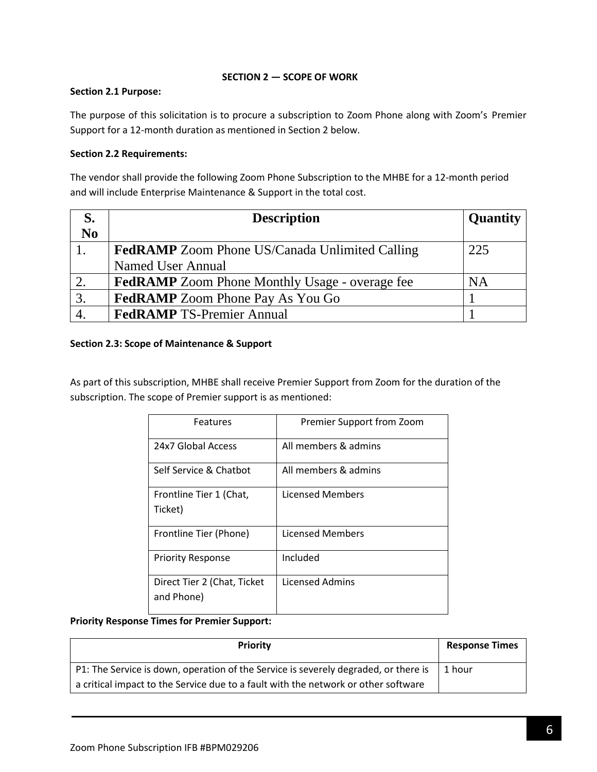## SECTION 2 — SCOPE OF WORK

**Section 2.1 Purpose:**

The purpose of this solicitation is to procure a subscription to Zoom Phone along with Zoom's Premier Support for a 12-month duration as mentioned in Section 2 below.

**Section 2.2 Requirements:**

The vendor shall provide the following Zoom Phone Subscription to the MHBE for a 12-month period and will include Enterprise Maintenance & Support in the total cost.

| S. No | Description | Quantity |
|---|---|---|
| 1. | **FedRAMP** Zoom Phone US/Canada Unlimited Calling Named User Annual | 225 |
| 2. | **FedRAMP** Zoom Phone Monthly Usage - overage fee | NA |
| 3. | **FedRAMP** Zoom Phone Pay As You Go | 1 |
| 4. | **FedRAMP** TS-Premier Annual | 1 |

**Section 2.3: Scope of Maintenance & Support**

As part of this subscription, MHBE shall receive Premier Support from Zoom for the duration of the subscription. The scope of Premier support is as mentioned:

| Features | Premier Support from Zoom |
|---|---|
| 24x7 Global Access | All members & admins |
| Self Service & Chatbot | All members & admins |
| Frontline Tier 1 (Chat, Ticket) | Licensed Members |
| Frontline Tier (Phone) | Licensed Members |
| Priority Response | Included |
| Direct Tier 2 (Chat, Ticket and Phone) | Licensed Admins |

**Priority Response Times for Premier Support:**

| Priority | Response Times |
|---|---|
| P1: The Service is down, operation of the Service is severely degraded, or there is a critical impact to the Service due to a fault with the network or other software | 1 hour |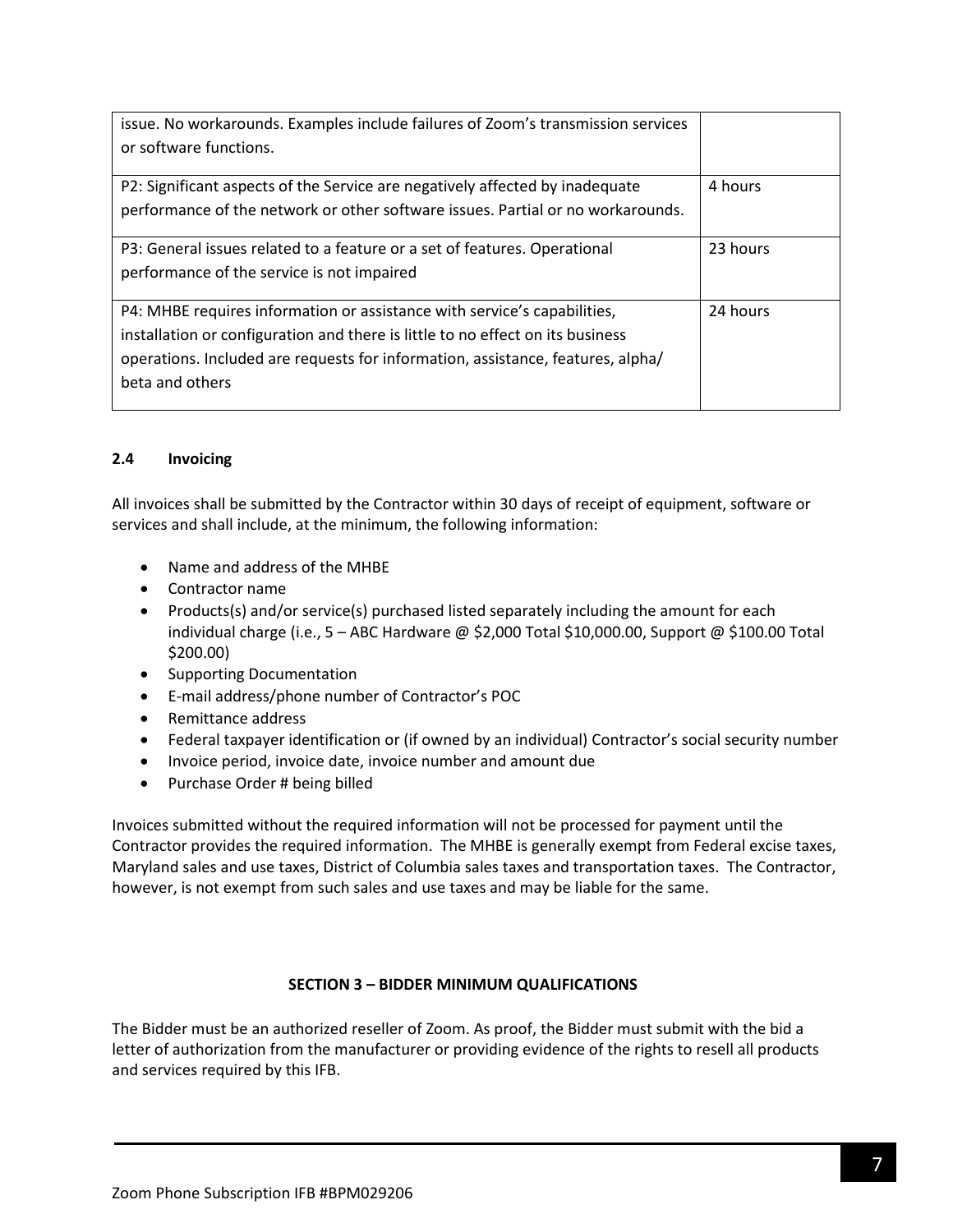| | |
|---|---|
| issue. No workarounds. Examples include failures of Zoom's transmission services or software functions. | |
| P2: Significant aspects of the Service are negatively affected by inadequate performance of the network or other software issues. Partial or no workarounds. | 4 hours |
| P3: General issues related to a feature or a set of features. Operational performance of the service is not impaired | 23 hours |
| P4: MHBE requires information or assistance with service's capabilities, installation or configuration and there is little to no effect on its business operations. Included are requests for information, assistance, features, alpha/ beta and others | 24 hours |

### 2.4 Invoicing

All invoices shall be submitted by the Contractor within 30 days of receipt of equipment, software or services and shall include, at the minimum, the following information:

- Name and address of the MHBE
- Contractor name
- Products(s) and/or service(s) purchased listed separately including the amount for each individual charge (i.e., 5 – ABC Hardware @ $2,000 Total $10,000.00, Support @ $100.00 Total $200.00)
- Supporting Documentation
- E-mail address/phone number of Contractor's POC
- Remittance address
- Federal taxpayer identification or (if owned by an individual) Contractor's social security number
- Invoice period, invoice date, invoice number and amount due
- Purchase Order # being billed

Invoices submitted without the required information will not be processed for payment until the Contractor provides the required information. The MHBE is generally exempt from Federal excise taxes, Maryland sales and use taxes, District of Columbia sales taxes and transportation taxes. The Contractor, however, is not exempt from such sales and use taxes and may be liable for the same.

## SECTION 3 – BIDDER MINIMUM QUALIFICATIONS

The Bidder must be an authorized reseller of Zoom. As proof, the Bidder must submit with the bid a letter of authorization from the manufacturer or providing evidence of the rights to resell all products and services required by this IFB.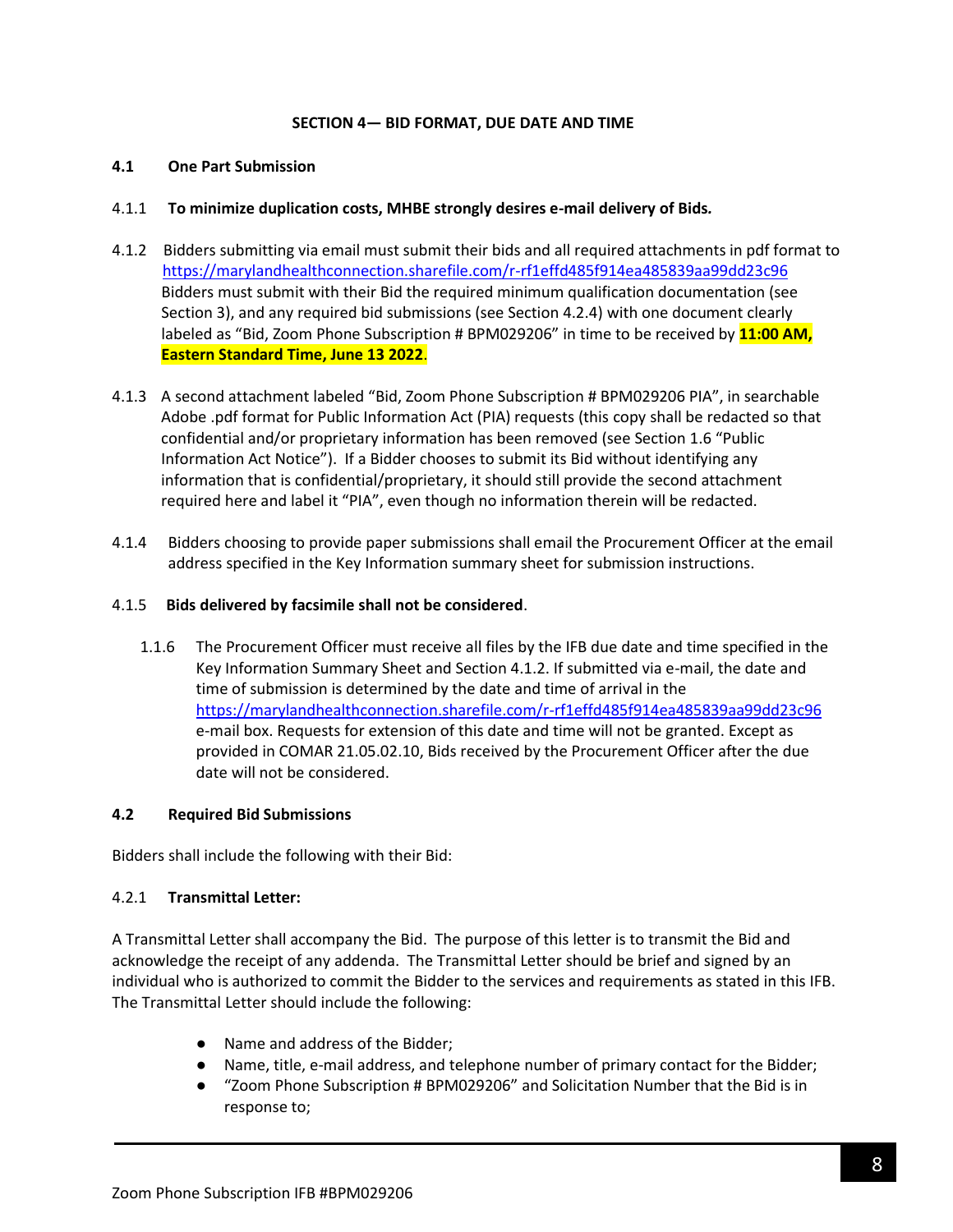## SECTION 4— BID FORMAT, DUE DATE AND TIME

### 4.1 One Part Submission

4.1.1 **To minimize duplication costs, MHBE strongly desires e-mail delivery of Bids.**

4.1.2 Bidders submitting via email must submit their bids and all required attachments in pdf format to https://marylandhealthconnection.sharefile.com/r-rf1effd485f914ea485839aa99dd23c96 Bidders must submit with their Bid the required minimum qualification documentation (see Section 3), and any required bid submissions (see Section 4.2.4) with one document clearly labeled as "Bid, Zoom Phone Subscription # BPM029206" in time to be received by **11:00 AM, Eastern Standard Time, June 13 2022**.

4.1.3 A second attachment labeled "Bid, Zoom Phone Subscription # BPM029206 PIA", in searchable Adobe .pdf format for Public Information Act (PIA) requests (this copy shall be redacted so that confidential and/or proprietary information has been removed (see Section 1.6 "Public Information Act Notice"). If a Bidder chooses to submit its Bid without identifying any information that is confidential/proprietary, it should still provide the second attachment required here and label it "PIA", even though no information therein will be redacted.

4.1.4 Bidders choosing to provide paper submissions shall email the Procurement Officer at the email address specified in the Key Information summary sheet for submission instructions.

4.1.5 **Bids delivered by facsimile shall not be considered**.

1.1.6 The Procurement Officer must receive all files by the IFB due date and time specified in the Key Information Summary Sheet and Section 4.1.2. If submitted via e-mail, the date and time of submission is determined by the date and time of arrival in the https://marylandhealthconnection.sharefile.com/r-rf1effd485f914ea485839aa99dd23c96 e-mail box. Requests for extension of this date and time will not be granted. Except as provided in COMAR 21.05.02.10, Bids received by the Procurement Officer after the due date will not be considered.

### 4.2 Required Bid Submissions

Bidders shall include the following with their Bid:

4.2.1 **Transmittal Letter:**

A Transmittal Letter shall accompany the Bid. The purpose of this letter is to transmit the Bid and acknowledge the receipt of any addenda. The Transmittal Letter should be brief and signed by an individual who is authorized to commit the Bidder to the services and requirements as stated in this IFB. The Transmittal Letter should include the following:

- Name and address of the Bidder;
- Name, title, e-mail address, and telephone number of primary contact for the Bidder;
- "Zoom Phone Subscription # BPM029206" and Solicitation Number that the Bid is in response to;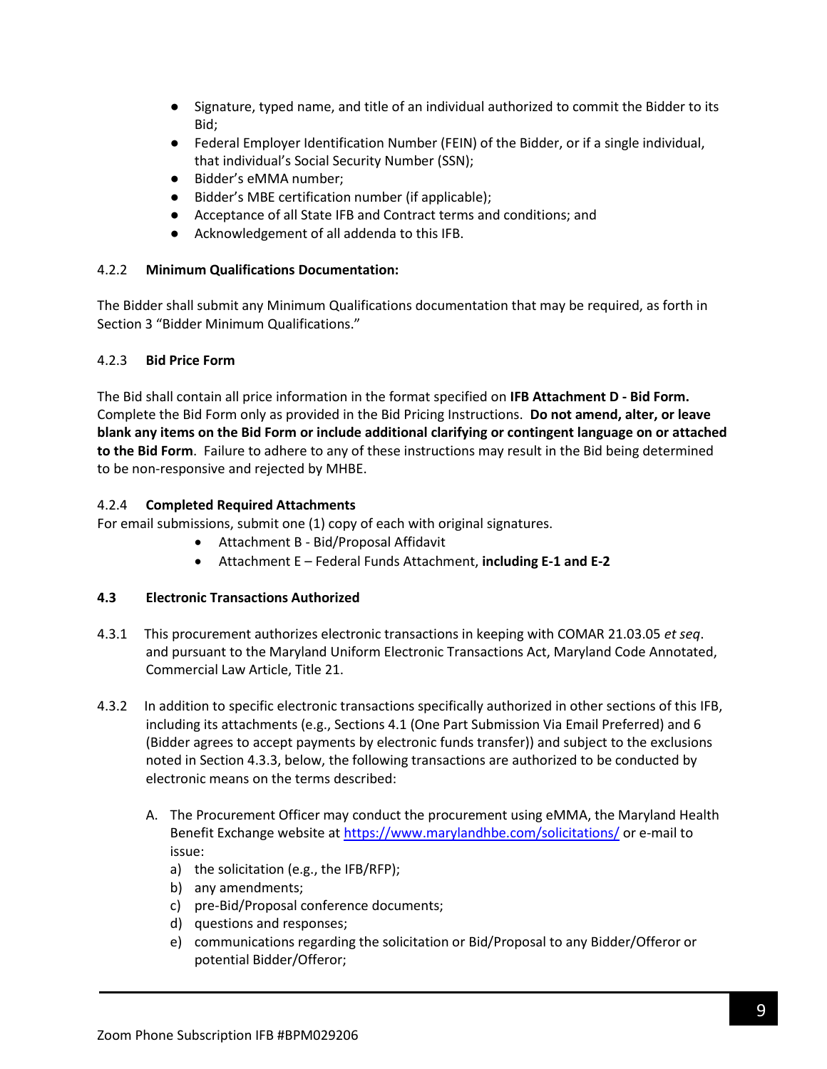- Signature, typed name, and title of an individual authorized to commit the Bidder to its Bid;
- Federal Employer Identification Number (FEIN) of the Bidder, or if a single individual, that individual's Social Security Number (SSN);
- Bidder's eMMA number;
- Bidder's MBE certification number (if applicable);
- Acceptance of all State IFB and Contract terms and conditions; and
- Acknowledgement of all addenda to this IFB.

4.2.2 **Minimum Qualifications Documentation:**

The Bidder shall submit any Minimum Qualifications documentation that may be required, as forth in Section 3 "Bidder Minimum Qualifications."

4.2.3 **Bid Price Form**

The Bid shall contain all price information in the format specified on **IFB Attachment D - Bid Form.** Complete the Bid Form only as provided in the Bid Pricing Instructions. **Do not amend, alter, or leave blank any items on the Bid Form or include additional clarifying or contingent language on or attached to the Bid Form**. Failure to adhere to any of these instructions may result in the Bid being determined to be non-responsive and rejected by MHBE.

4.2.4 **Completed Required Attachments**

For email submissions, submit one (1) copy of each with original signatures.

- Attachment B - Bid/Proposal Affidavit
- Attachment E – Federal Funds Attachment, **including E-1 and E-2**

**4.3 Electronic Transactions Authorized**

4.3.1 This procurement authorizes electronic transactions in keeping with COMAR 21.03.05 *et seq*. and pursuant to the Maryland Uniform Electronic Transactions Act, Maryland Code Annotated, Commercial Law Article, Title 21.

4.3.2 In addition to specific electronic transactions specifically authorized in other sections of this IFB, including its attachments (e.g., Sections 4.1 (One Part Submission Via Email Preferred) and 6 (Bidder agrees to accept payments by electronic funds transfer)) and subject to the exclusions noted in Section 4.3.3, below, the following transactions are authorized to be conducted by electronic means on the terms described:

A. The Procurement Officer may conduct the procurement using eMMA, the Maryland Health Benefit Exchange website at https://www.marylandhbe.com/solicitations/ or e-mail to issue:

   a) the solicitation (e.g., the IFB/RFP);
   b) any amendments;
   c) pre-Bid/Proposal conference documents;
   d) questions and responses;
   e) communications regarding the solicitation or Bid/Proposal to any Bidder/Offeror or potential Bidder/Offeror;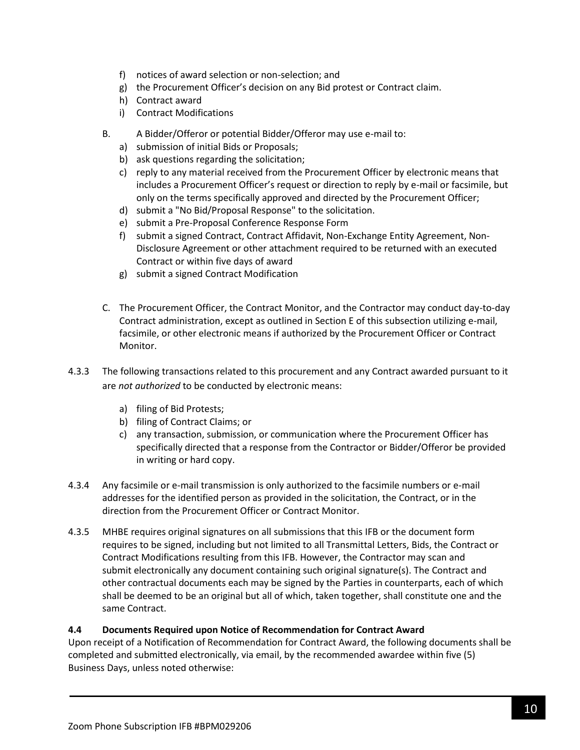f) notices of award selection or non-selection; and
g) the Procurement Officer's decision on any Bid protest or Contract claim.
h) Contract award
i) Contract Modifications

B. A Bidder/Offeror or potential Bidder/Offeror may use e-mail to:

a) submission of initial Bids or Proposals;
b) ask questions regarding the solicitation;
c) reply to any material received from the Procurement Officer by electronic means that includes a Procurement Officer's request or direction to reply by e-mail or facsimile, but only on the terms specifically approved and directed by the Procurement Officer;
d) submit a "No Bid/Proposal Response" to the solicitation.
e) submit a Pre-Proposal Conference Response Form
f) submit a signed Contract, Contract Affidavit, Non-Exchange Entity Agreement, Non-Disclosure Agreement or other attachment required to be returned with an executed Contract or within five days of award
g) submit a signed Contract Modification

C. The Procurement Officer, the Contract Monitor, and the Contractor may conduct day-to-day Contract administration, except as outlined in Section E of this subsection utilizing e-mail, facsimile, or other electronic means if authorized by the Procurement Officer or Contract Monitor.

4.3.3 The following transactions related to this procurement and any Contract awarded pursuant to it are *not authorized* to be conducted by electronic means:

a) filing of Bid Protests;
b) filing of Contract Claims; or
c) any transaction, submission, or communication where the Procurement Officer has specifically directed that a response from the Contractor or Bidder/Offeror be provided in writing or hard copy.

4.3.4 Any facsimile or e-mail transmission is only authorized to the facsimile numbers or e-mail addresses for the identified person as provided in the solicitation, the Contract, or in the direction from the Procurement Officer or Contract Monitor.

4.3.5 MHBE requires original signatures on all submissions that this IFB or the document form requires to be signed, including but not limited to all Transmittal Letters, Bids, the Contract or Contract Modifications resulting from this IFB. However, the Contractor may scan and submit electronically any document containing such original signature(s). The Contract and other contractual documents each may be signed by the Parties in counterparts, each of which shall be deemed to be an original but all of which, taken together, shall constitute one and the same Contract.

**4.4 Documents Required upon Notice of Recommendation for Contract Award**

Upon receipt of a Notification of Recommendation for Contract Award, the following documents shall be completed and submitted electronically, via email, by the recommended awardee within five (5) Business Days, unless noted otherwise: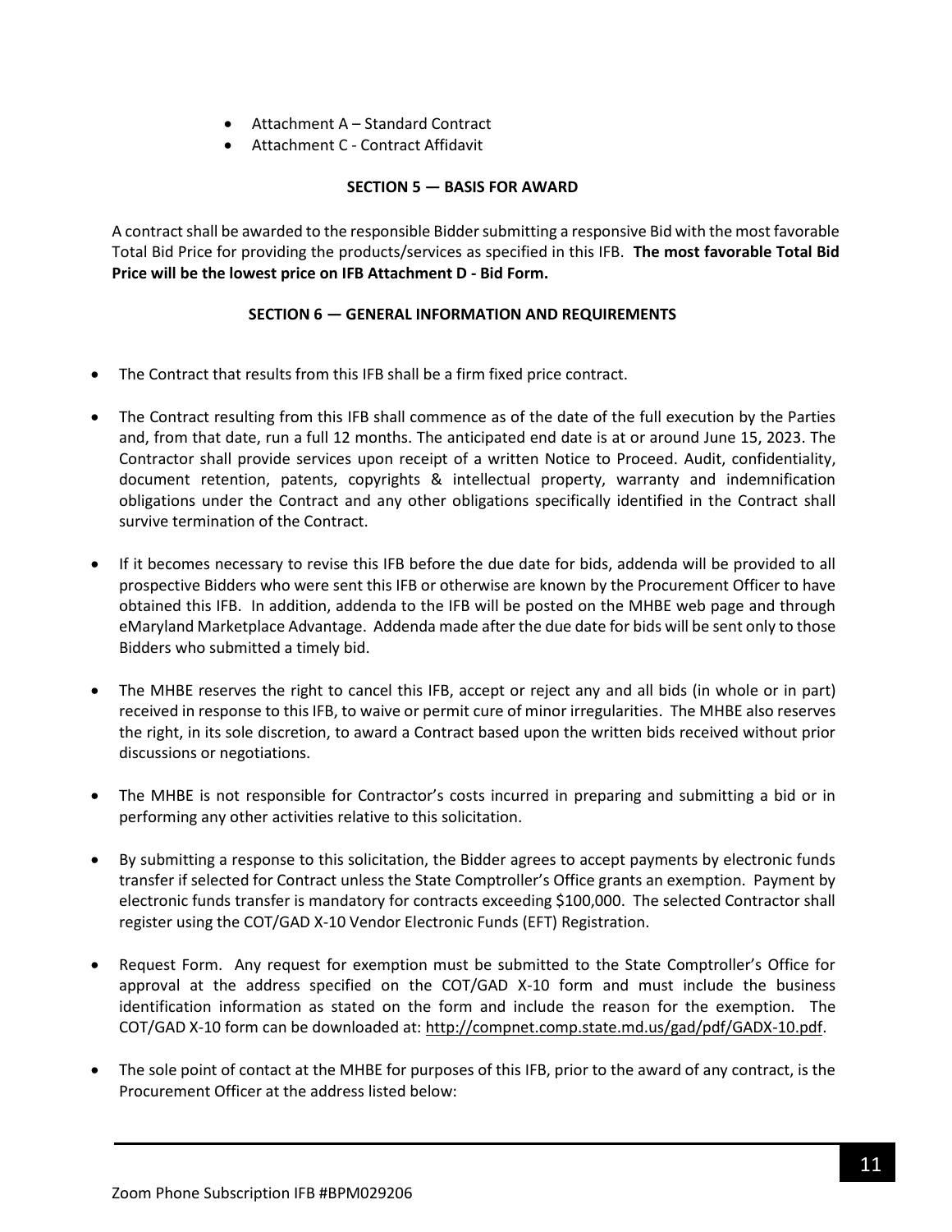- Attachment A – Standard Contract
- Attachment C - Contract Affidavit

## SECTION 5 — BASIS FOR AWARD

A contract shall be awarded to the responsible Bidder submitting a responsive Bid with the most favorable Total Bid Price for providing the products/services as specified in this IFB. **The most favorable Total Bid Price will be the lowest price on IFB Attachment D - Bid Form.**

## SECTION 6 — GENERAL INFORMATION AND REQUIREMENTS

- The Contract that results from this IFB shall be a firm fixed price contract.
- The Contract resulting from this IFB shall commence as of the date of the full execution by the Parties and, from that date, run a full 12 months. The anticipated end date is at or around June 15, 2023. The Contractor shall provide services upon receipt of a written Notice to Proceed. Audit, confidentiality, document retention, patents, copyrights & intellectual property, warranty and indemnification obligations under the Contract and any other obligations specifically identified in the Contract shall survive termination of the Contract.
- If it becomes necessary to revise this IFB before the due date for bids, addenda will be provided to all prospective Bidders who were sent this IFB or otherwise are known by the Procurement Officer to have obtained this IFB. In addition, addenda to the IFB will be posted on the MHBE web page and through eMaryland Marketplace Advantage. Addenda made after the due date for bids will be sent only to those Bidders who submitted a timely bid.
- The MHBE reserves the right to cancel this IFB, accept or reject any and all bids (in whole or in part) received in response to this IFB, to waive or permit cure of minor irregularities. The MHBE also reserves the right, in its sole discretion, to award a Contract based upon the written bids received without prior discussions or negotiations.
- The MHBE is not responsible for Contractor's costs incurred in preparing and submitting a bid or in performing any other activities relative to this solicitation.
- By submitting a response to this solicitation, the Bidder agrees to accept payments by electronic funds transfer if selected for Contract unless the State Comptroller's Office grants an exemption. Payment by electronic funds transfer is mandatory for contracts exceeding $100,000. The selected Contractor shall register using the COT/GAD X-10 Vendor Electronic Funds (EFT) Registration.
- Request Form. Any request for exemption must be submitted to the State Comptroller's Office for approval at the address specified on the COT/GAD X-10 form and must include the business identification information as stated on the form and include the reason for the exemption. The COT/GAD X-10 form can be downloaded at: http://compnet.comp.state.md.us/gad/pdf/GADX-10.pdf.
- The sole point of contact at the MHBE for purposes of this IFB, prior to the award of any contract, is the Procurement Officer at the address listed below: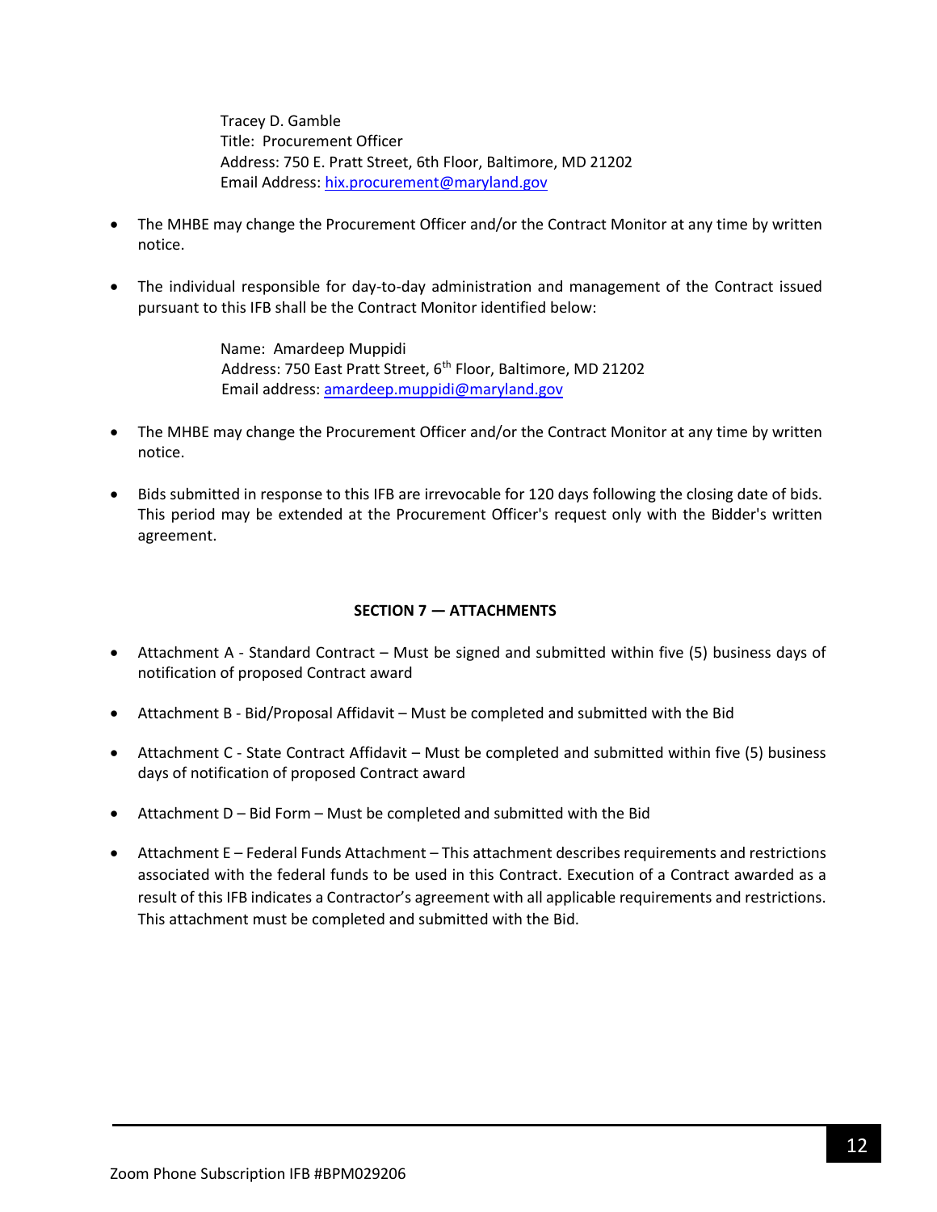Tracey D. Gamble
Title: Procurement Officer
Address: 750 E. Pratt Street, 6th Floor, Baltimore, MD 21202
Email Address: [hix.procurement@maryland.gov](mailto:hix.procurement@maryland.gov)

- The MHBE may change the Procurement Officer and/or the Contract Monitor at any time by written notice.
- The individual responsible for day-to-day administration and management of the Contract issued pursuant to this IFB shall be the Contract Monitor identified below:

  Name: Amardeep Muppidi
  Address: 750 East Pratt Street, 6th Floor, Baltimore, MD 21202
  Email address: [amardeep.muppidi@maryland.gov](mailto:amardeep.muppidi@maryland.gov)

- The MHBE may change the Procurement Officer and/or the Contract Monitor at any time by written notice.
- Bids submitted in response to this IFB are irrevocable for 120 days following the closing date of bids. This period may be extended at the Procurement Officer's request only with the Bidder's written agreement.

## SECTION 7 — ATTACHMENTS

- Attachment A - Standard Contract – Must be signed and submitted within five (5) business days of notification of proposed Contract award
- Attachment B - Bid/Proposal Affidavit – Must be completed and submitted with the Bid
- Attachment C - State Contract Affidavit – Must be completed and submitted within five (5) business days of notification of proposed Contract award
- Attachment D – Bid Form – Must be completed and submitted with the Bid
- Attachment E – Federal Funds Attachment – This attachment describes requirements and restrictions associated with the federal funds to be used in this Contract. Execution of a Contract awarded as a result of this IFB indicates a Contractor's agreement with all applicable requirements and restrictions. This attachment must be completed and submitted with the Bid.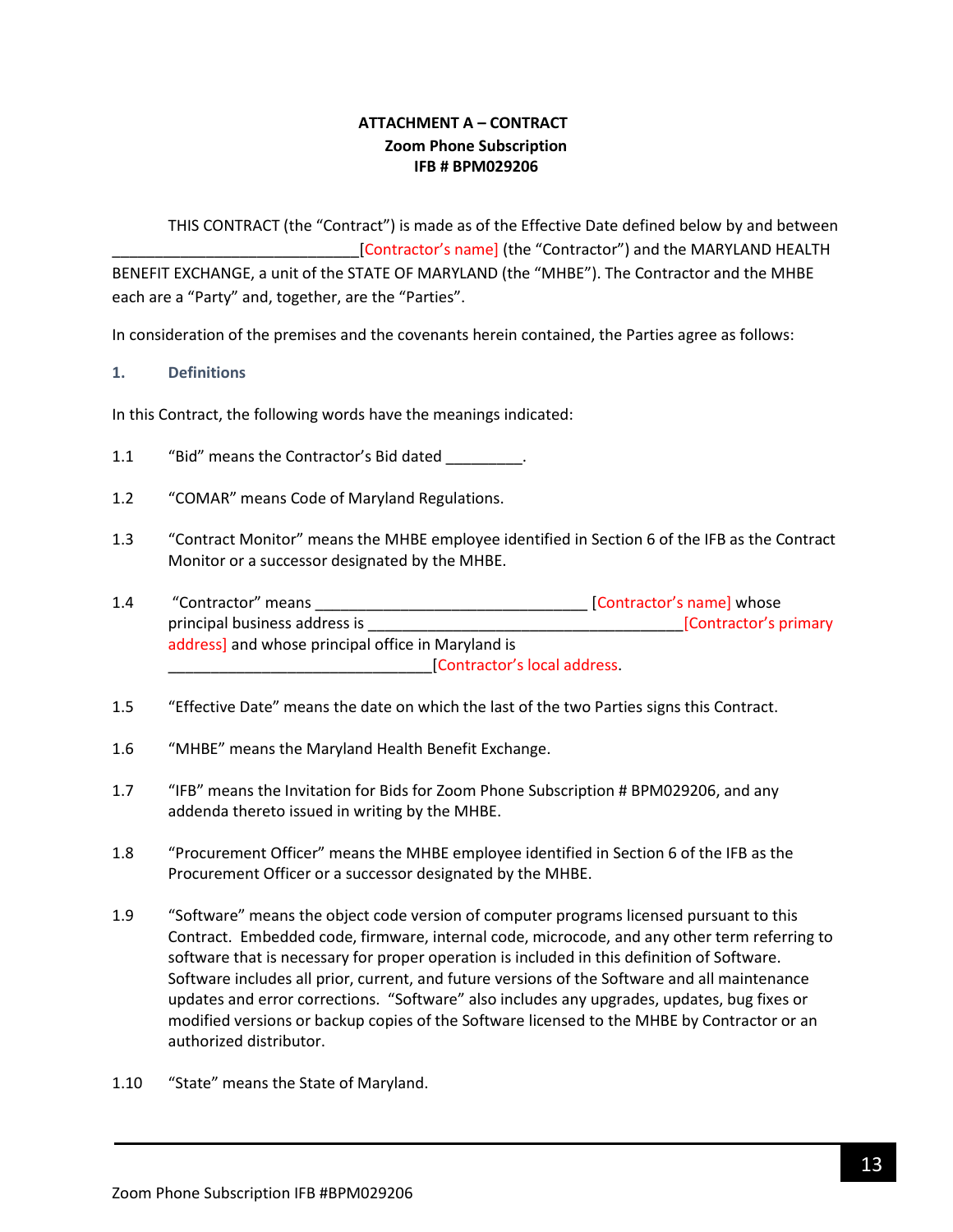**ATTACHMENT A – CONTRACT**
**Zoom Phone Subscription**
**IFB # BPM029206**

THIS CONTRACT (the "Contract") is made as of the Effective Date defined below by and between _____________________________[Contractor's name] (the "Contractor") and the MARYLAND HEALTH BENEFIT EXCHANGE, a unit of the STATE OF MARYLAND (the "MHBE"). The Contractor and the MHBE each are a "Party" and, together, are the "Parties".

In consideration of the premises and the covenants herein contained, the Parties agree as follows:

## 1. Definitions

In this Contract, the following words have the meanings indicated:

1.1 "Bid" means the Contractor's Bid dated _________.

1.2 "COMAR" means Code of Maryland Regulations.

1.3 "Contract Monitor" means the MHBE employee identified in Section 6 of the IFB as the Contract Monitor or a successor designated by the MHBE.

1.4 "Contractor" means ________________________________ [Contractor's name] whose principal business address is _____________________________________[Contractor's primary address] and whose principal office in Maryland is _______________________________[Contractor's local address.

1.5 "Effective Date" means the date on which the last of the two Parties signs this Contract.

1.6 "MHBE" means the Maryland Health Benefit Exchange.

1.7 "IFB" means the Invitation for Bids for Zoom Phone Subscription # BPM029206, and any addenda thereto issued in writing by the MHBE.

1.8 "Procurement Officer" means the MHBE employee identified in Section 6 of the IFB as the Procurement Officer or a successor designated by the MHBE.

1.9 "Software" means the object code version of computer programs licensed pursuant to this Contract. Embedded code, firmware, internal code, microcode, and any other term referring to software that is necessary for proper operation is included in this definition of Software. Software includes all prior, current, and future versions of the Software and all maintenance updates and error corrections. "Software" also includes any upgrades, updates, bug fixes or modified versions or backup copies of the Software licensed to the MHBE by Contractor or an authorized distributor.

1.10 "State" means the State of Maryland.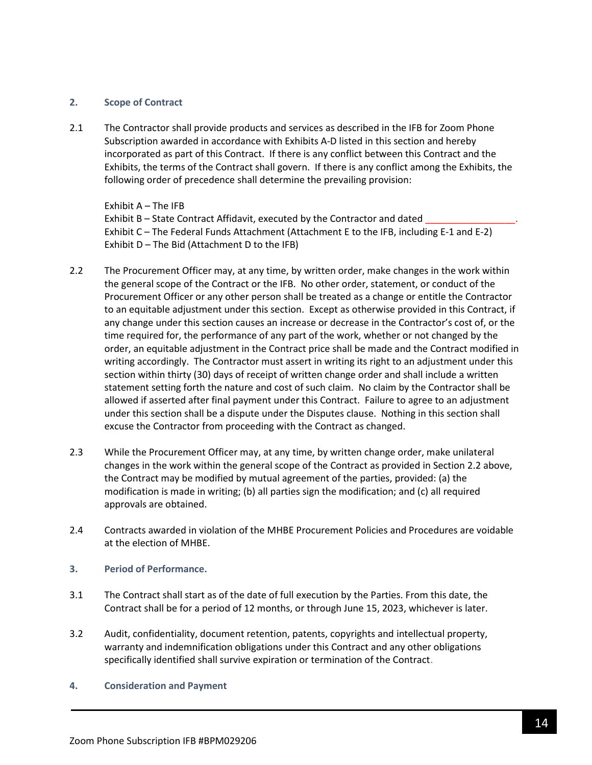## 2. Scope of Contract

2.1 The Contractor shall provide products and services as described in the IFB for Zoom Phone Subscription awarded in accordance with Exhibits A-D listed in this section and hereby incorporated as part of this Contract. If there is any conflict between this Contract and the Exhibits, the terms of the Contract shall govern. If there is any conflict among the Exhibits, the following order of precedence shall determine the prevailing provision:

Exhibit A – The IFB
Exhibit B – State Contract Affidavit, executed by the Contractor and dated _________________.
Exhibit C – The Federal Funds Attachment (Attachment E to the IFB, including E-1 and E-2)
Exhibit D – The Bid (Attachment D to the IFB)

2.2 The Procurement Officer may, at any time, by written order, make changes in the work within the general scope of the Contract or the IFB. No other order, statement, or conduct of the Procurement Officer or any other person shall be treated as a change or entitle the Contractor to an equitable adjustment under this section. Except as otherwise provided in this Contract, if any change under this section causes an increase or decrease in the Contractor's cost of, or the time required for, the performance of any part of the work, whether or not changed by the order, an equitable adjustment in the Contract price shall be made and the Contract modified in writing accordingly. The Contractor must assert in writing its right to an adjustment under this section within thirty (30) days of receipt of written change order and shall include a written statement setting forth the nature and cost of such claim. No claim by the Contractor shall be allowed if asserted after final payment under this Contract. Failure to agree to an adjustment under this section shall be a dispute under the Disputes clause. Nothing in this section shall excuse the Contractor from proceeding with the Contract as changed.

2.3 While the Procurement Officer may, at any time, by written change order, make unilateral changes in the work within the general scope of the Contract as provided in Section 2.2 above, the Contract may be modified by mutual agreement of the parties, provided: (a) the modification is made in writing; (b) all parties sign the modification; and (c) all required approvals are obtained.

2.4 Contracts awarded in violation of the MHBE Procurement Policies and Procedures are voidable at the election of MHBE.

## 3. Period of Performance.

3.1 The Contract shall start as of the date of full execution by the Parties. From this date, the Contract shall be for a period of 12 months, or through June 15, 2023, whichever is later.

3.2 Audit, confidentiality, document retention, patents, copyrights and intellectual property, warranty and indemnification obligations under this Contract and any other obligations specifically identified shall survive expiration or termination of the Contract.

## 4. Consideration and Payment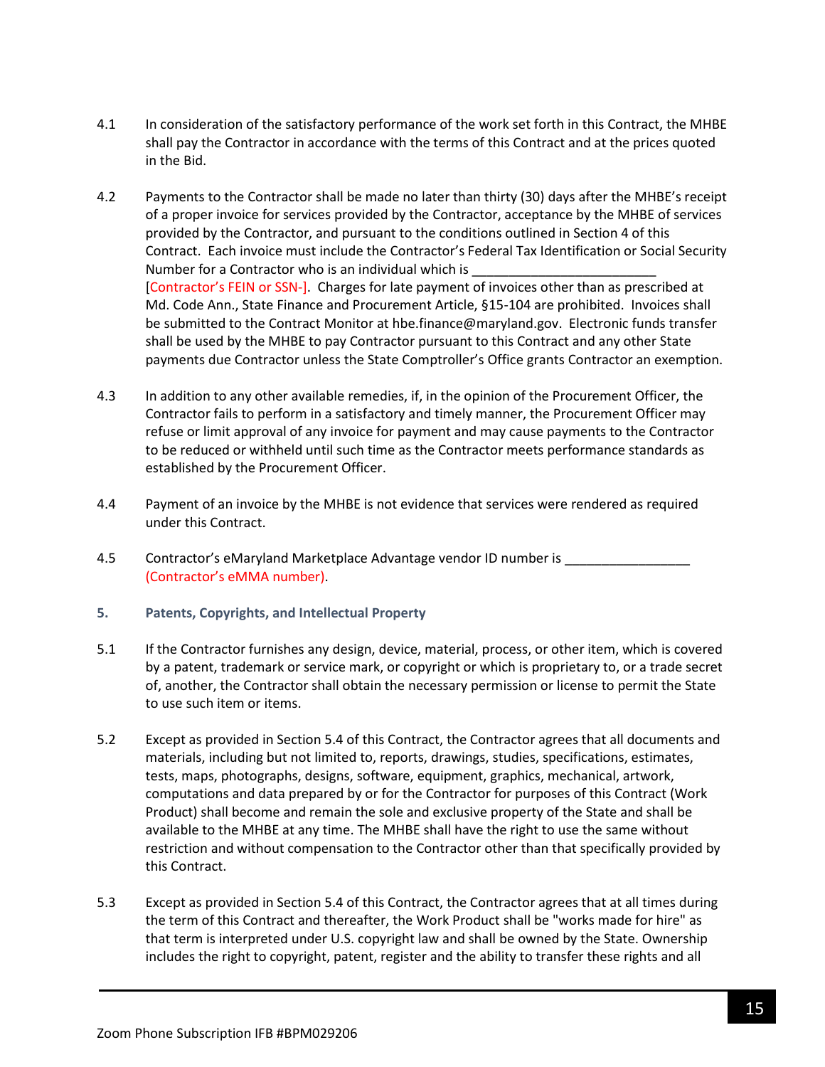4.1 In consideration of the satisfactory performance of the work set forth in this Contract, the MHBE shall pay the Contractor in accordance with the terms of this Contract and at the prices quoted in the Bid.

4.2 Payments to the Contractor shall be made no later than thirty (30) days after the MHBE's receipt of a proper invoice for services provided by the Contractor, acceptance by the MHBE of services provided by the Contractor, and pursuant to the conditions outlined in Section 4 of this Contract. Each invoice must include the Contractor's Federal Tax Identification or Social Security Number for a Contractor who is an individual which is ________________________ [Contractor's FEIN or SSN-]. Charges for late payment of invoices other than as prescribed at Md. Code Ann., State Finance and Procurement Article, §15-104 are prohibited. Invoices shall be submitted to the Contract Monitor at hbe.finance@maryland.gov. Electronic funds transfer shall be used by the MHBE to pay Contractor pursuant to this Contract and any other State payments due Contractor unless the State Comptroller's Office grants Contractor an exemption.

4.3 In addition to any other available remedies, if, in the opinion of the Procurement Officer, the Contractor fails to perform in a satisfactory and timely manner, the Procurement Officer may refuse or limit approval of any invoice for payment and may cause payments to the Contractor to be reduced or withheld until such time as the Contractor meets performance standards as established by the Procurement Officer.

4.4 Payment of an invoice by the MHBE is not evidence that services were rendered as required under this Contract.

4.5 Contractor's eMaryland Marketplace Advantage vendor ID number is ________________ (Contractor's eMMA number).

## 5. Patents, Copyrights, and Intellectual Property

5.1 If the Contractor furnishes any design, device, material, process, or other item, which is covered by a patent, trademark or service mark, or copyright or which is proprietary to, or a trade secret of, another, the Contractor shall obtain the necessary permission or license to permit the State to use such item or items.

5.2 Except as provided in Section 5.4 of this Contract, the Contractor agrees that all documents and materials, including but not limited to, reports, drawings, studies, specifications, estimates, tests, maps, photographs, designs, software, equipment, graphics, mechanical, artwork, computations and data prepared by or for the Contractor for purposes of this Contract (Work Product) shall become and remain the sole and exclusive property of the State and shall be available to the MHBE at any time. The MHBE shall have the right to use the same without restriction and without compensation to the Contractor other than that specifically provided by this Contract.

5.3 Except as provided in Section 5.4 of this Contract, the Contractor agrees that at all times during the term of this Contract and thereafter, the Work Product shall be "works made for hire" as that term is interpreted under U.S. copyright law and shall be owned by the State. Ownership includes the right to copyright, patent, register and the ability to transfer these rights and all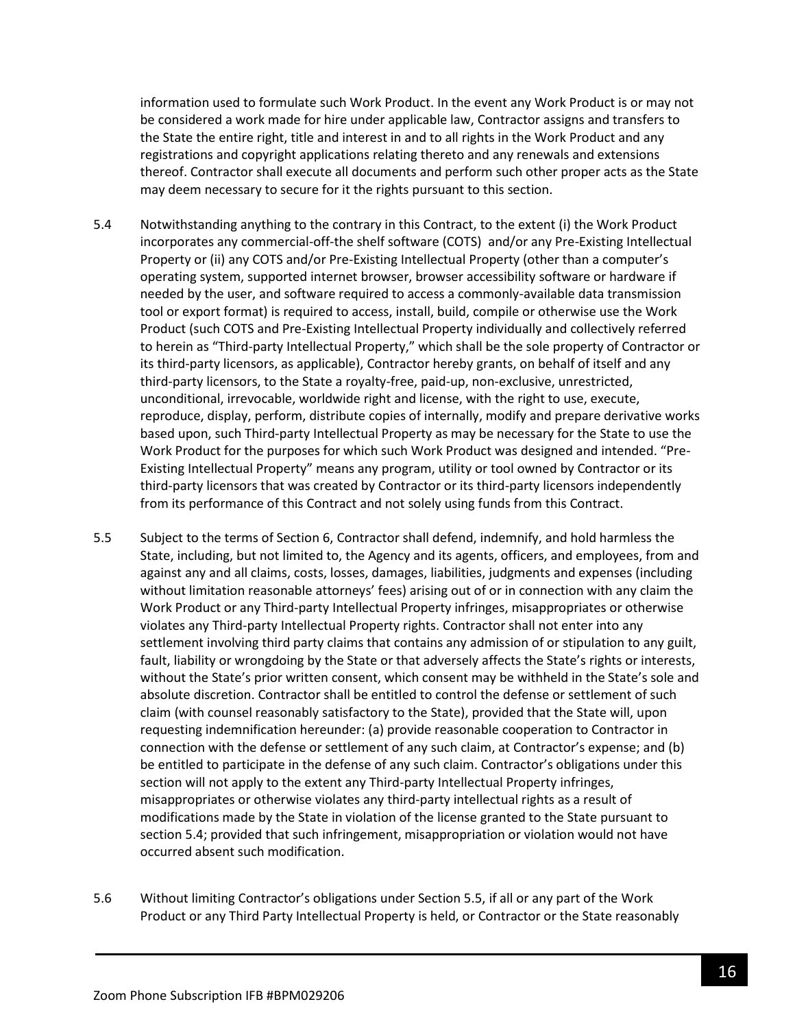information used to formulate such Work Product. In the event any Work Product is or may not be considered a work made for hire under applicable law, Contractor assigns and transfers to the State the entire right, title and interest in and to all rights in the Work Product and any registrations and copyright applications relating thereto and any renewals and extensions thereof. Contractor shall execute all documents and perform such other proper acts as the State may deem necessary to secure for it the rights pursuant to this section.

5.4 Notwithstanding anything to the contrary in this Contract, to the extent (i) the Work Product incorporates any commercial-off-the shelf software (COTS) and/or any Pre-Existing Intellectual Property or (ii) any COTS and/or Pre-Existing Intellectual Property (other than a computer's operating system, supported internet browser, browser accessibility software or hardware if needed by the user, and software required to access a commonly-available data transmission tool or export format) is required to access, install, build, compile or otherwise use the Work Product (such COTS and Pre-Existing Intellectual Property individually and collectively referred to herein as "Third-party Intellectual Property," which shall be the sole property of Contractor or its third-party licensors, as applicable), Contractor hereby grants, on behalf of itself and any third-party licensors, to the State a royalty-free, paid-up, non-exclusive, unrestricted, unconditional, irrevocable, worldwide right and license, with the right to use, execute, reproduce, display, perform, distribute copies of internally, modify and prepare derivative works based upon, such Third-party Intellectual Property as may be necessary for the State to use the Work Product for the purposes for which such Work Product was designed and intended. "Pre-Existing Intellectual Property" means any program, utility or tool owned by Contractor or its third-party licensors that was created by Contractor or its third-party licensors independently from its performance of this Contract and not solely using funds from this Contract.

5.5 Subject to the terms of Section 6, Contractor shall defend, indemnify, and hold harmless the State, including, but not limited to, the Agency and its agents, officers, and employees, from and against any and all claims, costs, losses, damages, liabilities, judgments and expenses (including without limitation reasonable attorneys' fees) arising out of or in connection with any claim the Work Product or any Third-party Intellectual Property infringes, misappropriates or otherwise violates any Third-party Intellectual Property rights. Contractor shall not enter into any settlement involving third party claims that contains any admission of or stipulation to any guilt, fault, liability or wrongdoing by the State or that adversely affects the State's rights or interests, without the State's prior written consent, which consent may be withheld in the State's sole and absolute discretion. Contractor shall be entitled to control the defense or settlement of such claim (with counsel reasonably satisfactory to the State), provided that the State will, upon requesting indemnification hereunder: (a) provide reasonable cooperation to Contractor in connection with the defense or settlement of any such claim, at Contractor's expense; and (b) be entitled to participate in the defense of any such claim. Contractor's obligations under this section will not apply to the extent any Third-party Intellectual Property infringes, misappropriates or otherwise violates any third-party intellectual rights as a result of modifications made by the State in violation of the license granted to the State pursuant to section 5.4; provided that such infringement, misappropriation or violation would not have occurred absent such modification.

5.6 Without limiting Contractor's obligations under Section 5.5, if all or any part of the Work Product or any Third Party Intellectual Property is held, or Contractor or the State reasonably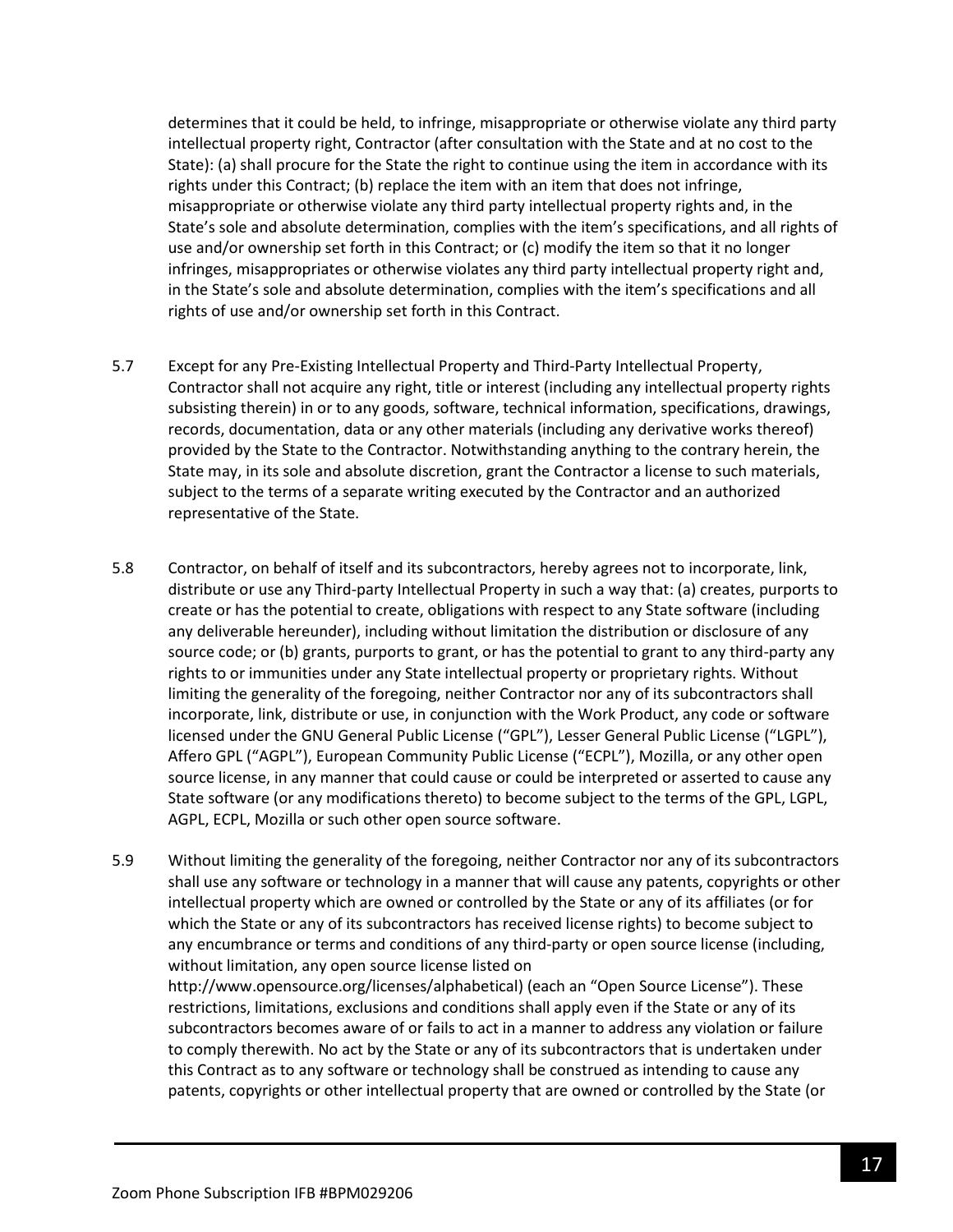determines that it could be held, to infringe, misappropriate or otherwise violate any third party intellectual property right, Contractor (after consultation with the State and at no cost to the State): (a) shall procure for the State the right to continue using the item in accordance with its rights under this Contract; (b) replace the item with an item that does not infringe, misappropriate or otherwise violate any third party intellectual property rights and, in the State's sole and absolute determination, complies with the item's specifications, and all rights of use and/or ownership set forth in this Contract; or (c) modify the item so that it no longer infringes, misappropriates or otherwise violates any third party intellectual property right and, in the State's sole and absolute determination, complies with the item's specifications and all rights of use and/or ownership set forth in this Contract.

5.7 Except for any Pre-Existing Intellectual Property and Third-Party Intellectual Property, Contractor shall not acquire any right, title or interest (including any intellectual property rights subsisting therein) in or to any goods, software, technical information, specifications, drawings, records, documentation, data or any other materials (including any derivative works thereof) provided by the State to the Contractor. Notwithstanding anything to the contrary herein, the State may, in its sole and absolute discretion, grant the Contractor a license to such materials, subject to the terms of a separate writing executed by the Contractor and an authorized representative of the State.

5.8 Contractor, on behalf of itself and its subcontractors, hereby agrees not to incorporate, link, distribute or use any Third-party Intellectual Property in such a way that: (a) creates, purports to create or has the potential to create, obligations with respect to any State software (including any deliverable hereunder), including without limitation the distribution or disclosure of any source code; or (b) grants, purports to grant, or has the potential to grant to any third-party any rights to or immunities under any State intellectual property or proprietary rights. Without limiting the generality of the foregoing, neither Contractor nor any of its subcontractors shall incorporate, link, distribute or use, in conjunction with the Work Product, any code or software licensed under the GNU General Public License ("GPL"), Lesser General Public License ("LGPL"), Affero GPL ("AGPL"), European Community Public License ("ECPL"), Mozilla, or any other open source license, in any manner that could cause or could be interpreted or asserted to cause any State software (or any modifications thereto) to become subject to the terms of the GPL, LGPL, AGPL, ECPL, Mozilla or such other open source software.

5.9 Without limiting the generality of the foregoing, neither Contractor nor any of its subcontractors shall use any software or technology in a manner that will cause any patents, copyrights or other intellectual property which are owned or controlled by the State or any of its affiliates (or for which the State or any of its subcontractors has received license rights) to become subject to any encumbrance or terms and conditions of any third-party or open source license (including, without limitation, any open source license listed on http://www.opensource.org/licenses/alphabetical) (each an "Open Source License"). These restrictions, limitations, exclusions and conditions shall apply even if the State or any of its subcontractors becomes aware of or fails to act in a manner to address any violation or failure to comply therewith. No act by the State or any of its subcontractors that is undertaken under this Contract as to any software or technology shall be construed as intending to cause any patents, copyrights or other intellectual property that are owned or controlled by the State (or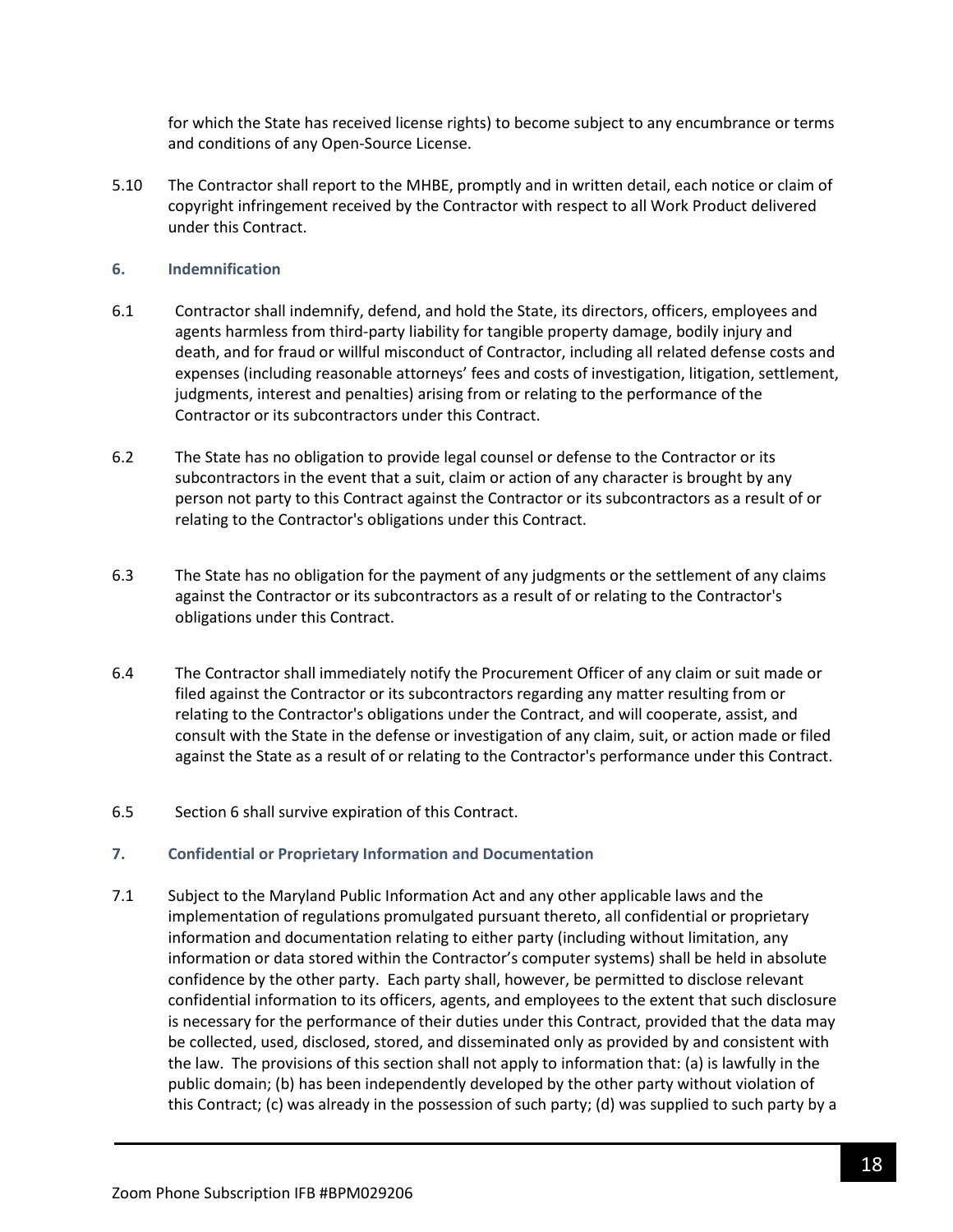for which the State has received license rights) to become subject to any encumbrance or terms and conditions of any Open-Source License.

5.10 The Contractor shall report to the MHBE, promptly and in written detail, each notice or claim of copyright infringement received by the Contractor with respect to all Work Product delivered under this Contract.

### 6. Indemnification

6.1 Contractor shall indemnify, defend, and hold the State, its directors, officers, employees and agents harmless from third-party liability for tangible property damage, bodily injury and death, and for fraud or willful misconduct of Contractor, including all related defense costs and expenses (including reasonable attorneys' fees and costs of investigation, litigation, settlement, judgments, interest and penalties) arising from or relating to the performance of the Contractor or its subcontractors under this Contract.

6.2 The State has no obligation to provide legal counsel or defense to the Contractor or its subcontractors in the event that a suit, claim or action of any character is brought by any person not party to this Contract against the Contractor or its subcontractors as a result of or relating to the Contractor's obligations under this Contract.

6.3 The State has no obligation for the payment of any judgments or the settlement of any claims against the Contractor or its subcontractors as a result of or relating to the Contractor's obligations under this Contract.

6.4 The Contractor shall immediately notify the Procurement Officer of any claim or suit made or filed against the Contractor or its subcontractors regarding any matter resulting from or relating to the Contractor's obligations under the Contract, and will cooperate, assist, and consult with the State in the defense or investigation of any claim, suit, or action made or filed against the State as a result of or relating to the Contractor's performance under this Contract.

6.5 Section 6 shall survive expiration of this Contract.

### 7. Confidential or Proprietary Information and Documentation

7.1 Subject to the Maryland Public Information Act and any other applicable laws and the implementation of regulations promulgated pursuant thereto, all confidential or proprietary information and documentation relating to either party (including without limitation, any information or data stored within the Contractor's computer systems) shall be held in absolute confidence by the other party. Each party shall, however, be permitted to disclose relevant confidential information to its officers, agents, and employees to the extent that such disclosure is necessary for the performance of their duties under this Contract, provided that the data may be collected, used, disclosed, stored, and disseminated only as provided by and consistent with the law. The provisions of this section shall not apply to information that: (a) is lawfully in the public domain; (b) has been independently developed by the other party without violation of this Contract; (c) was already in the possession of such party; (d) was supplied to such party by a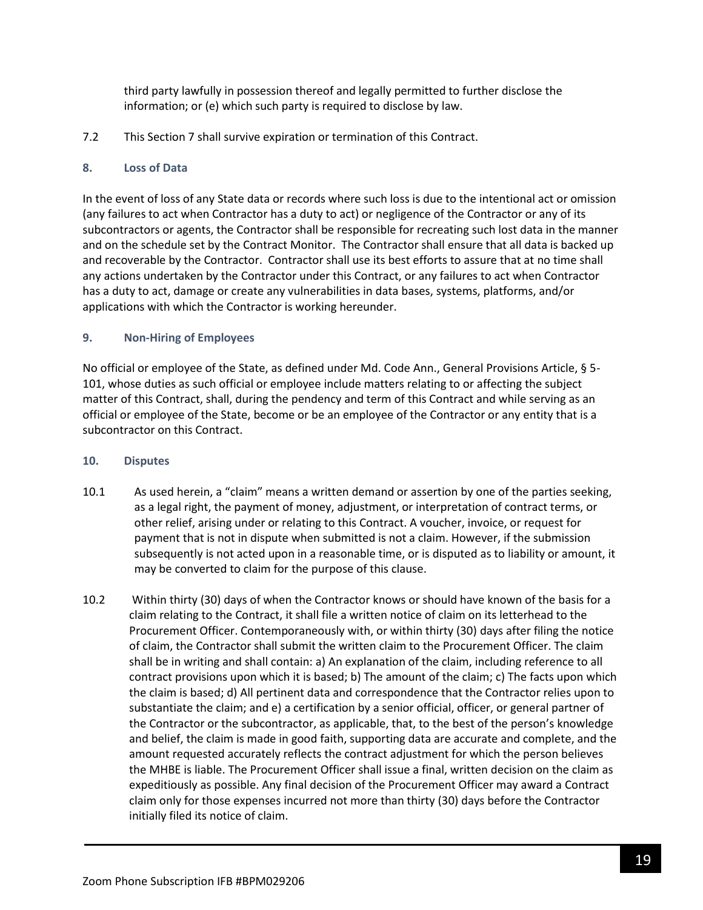third party lawfully in possession thereof and legally permitted to further disclose the information; or (e) which such party is required to disclose by law.

7.2 This Section 7 shall survive expiration or termination of this Contract.

### 8. Loss of Data

In the event of loss of any State data or records where such loss is due to the intentional act or omission (any failures to act when Contractor has a duty to act) or negligence of the Contractor or any of its subcontractors or agents, the Contractor shall be responsible for recreating such lost data in the manner and on the schedule set by the Contract Monitor. The Contractor shall ensure that all data is backed up and recoverable by the Contractor. Contractor shall use its best efforts to assure that at no time shall any actions undertaken by the Contractor under this Contract, or any failures to act when Contractor has a duty to act, damage or create any vulnerabilities in data bases, systems, platforms, and/or applications with which the Contractor is working hereunder.

### 9. Non-Hiring of Employees

No official or employee of the State, as defined under Md. Code Ann., General Provisions Article, § 5-101, whose duties as such official or employee include matters relating to or affecting the subject matter of this Contract, shall, during the pendency and term of this Contract and while serving as an official or employee of the State, become or be an employee of the Contractor or any entity that is a subcontractor on this Contract.

### 10. Disputes

10.1 As used herein, a "claim" means a written demand or assertion by one of the parties seeking, as a legal right, the payment of money, adjustment, or interpretation of contract terms, or other relief, arising under or relating to this Contract. A voucher, invoice, or request for payment that is not in dispute when submitted is not a claim. However, if the submission subsequently is not acted upon in a reasonable time, or is disputed as to liability or amount, it may be converted to claim for the purpose of this clause.

10.2 Within thirty (30) days of when the Contractor knows or should have known of the basis for a claim relating to the Contract, it shall file a written notice of claim on its letterhead to the Procurement Officer. Contemporaneously with, or within thirty (30) days after filing the notice of claim, the Contractor shall submit the written claim to the Procurement Officer. The claim shall be in writing and shall contain: a) An explanation of the claim, including reference to all contract provisions upon which it is based; b) The amount of the claim; c) The facts upon which the claim is based; d) All pertinent data and correspondence that the Contractor relies upon to substantiate the claim; and e) a certification by a senior official, officer, or general partner of the Contractor or the subcontractor, as applicable, that, to the best of the person's knowledge and belief, the claim is made in good faith, supporting data are accurate and complete, and the amount requested accurately reflects the contract adjustment for which the person believes the MHBE is liable. The Procurement Officer shall issue a final, written decision on the claim as expeditiously as possible. Any final decision of the Procurement Officer may award a Contract claim only for those expenses incurred not more than thirty (30) days before the Contractor initially filed its notice of claim.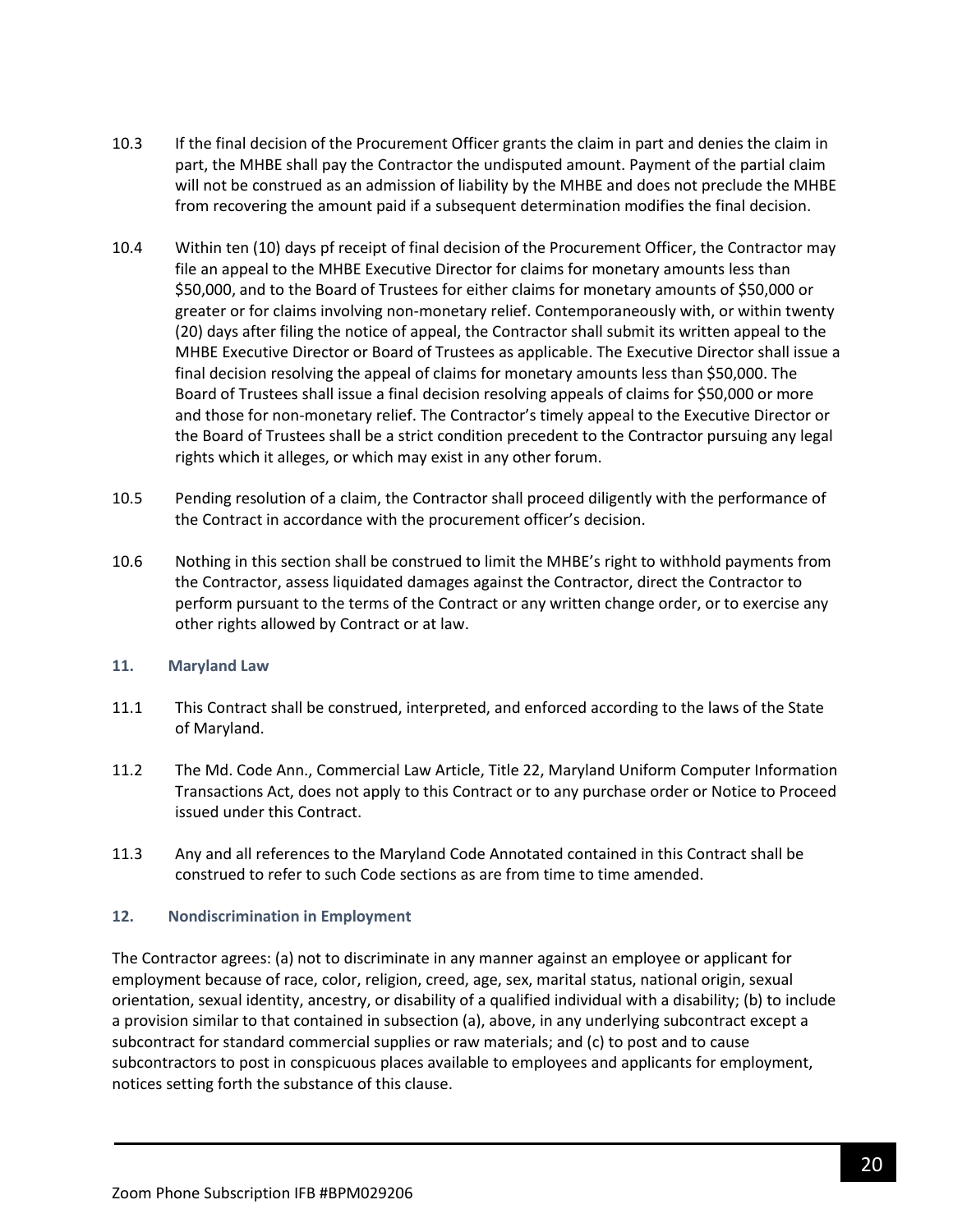10.3 If the final decision of the Procurement Officer grants the claim in part and denies the claim in part, the MHBE shall pay the Contractor the undisputed amount. Payment of the partial claim will not be construed as an admission of liability by the MHBE and does not preclude the MHBE from recovering the amount paid if a subsequent determination modifies the final decision.

10.4 Within ten (10) days pf of receipt of final decision of the Procurement Officer, the Contractor may file an appeal to the MHBE Executive Director for claims for monetary amounts less than $50,000, and to the Board of Trustees for either claims for monetary amounts of $50,000 or greater or for claims involving non-monetary relief. Contemporaneously with, or within twenty (20) days after filing the notice of appeal, the Contractor shall submit its written appeal to the MHBE Executive Director or Board of Trustees as applicable. The Executive Director shall issue a final decision resolving the appeal of claims for monetary amounts less than $50,000. The Board of Trustees shall issue a final decision resolving appeals of claims for $50,000 or more and those for non-monetary relief. The Contractor's timely appeal to the Executive Director or the Board of Trustees shall be a strict condition precedent to the Contractor pursuing any legal rights which it alleges, or which may exist in any other forum.

10.5 Pending resolution of a claim, the Contractor shall proceed diligently with the performance of the Contract in accordance with the procurement officer's decision.

10.6 Nothing in this section shall be construed to limit the MHBE's right to withhold payments from the Contractor, assess liquidated damages against the Contractor, direct the Contractor to perform pursuant to the terms of the Contract or any written change order, or to exercise any other rights allowed by Contract or at law.

### 11. Maryland Law

11.1 This Contract shall be construed, interpreted, and enforced according to the laws of the State of Maryland.

11.2 The Md. Code Ann., Commercial Law Article, Title 22, Maryland Uniform Computer Information Transactions Act, does not apply to this Contract or to any purchase order or Notice to Proceed issued under this Contract.

11.3 Any and all references to the Maryland Code Annotated contained in this Contract shall be construed to refer to such Code sections as are from time to time amended.

### 12. Nondiscrimination in Employment

The Contractor agrees: (a) not to discriminate in any manner against an employee or applicant for employment because of race, color, religion, creed, age, sex, marital status, national origin, sexual orientation, sexual identity, ancestry, or disability of a qualified individual with a disability; (b) to include a provision similar to that contained in subsection (a), above, in any underlying subcontract except a subcontract for standard commercial supplies or raw materials; and (c) to post and to cause subcontractors to post in conspicuous places available to employees and applicants for employment, notices setting forth the substance of this clause.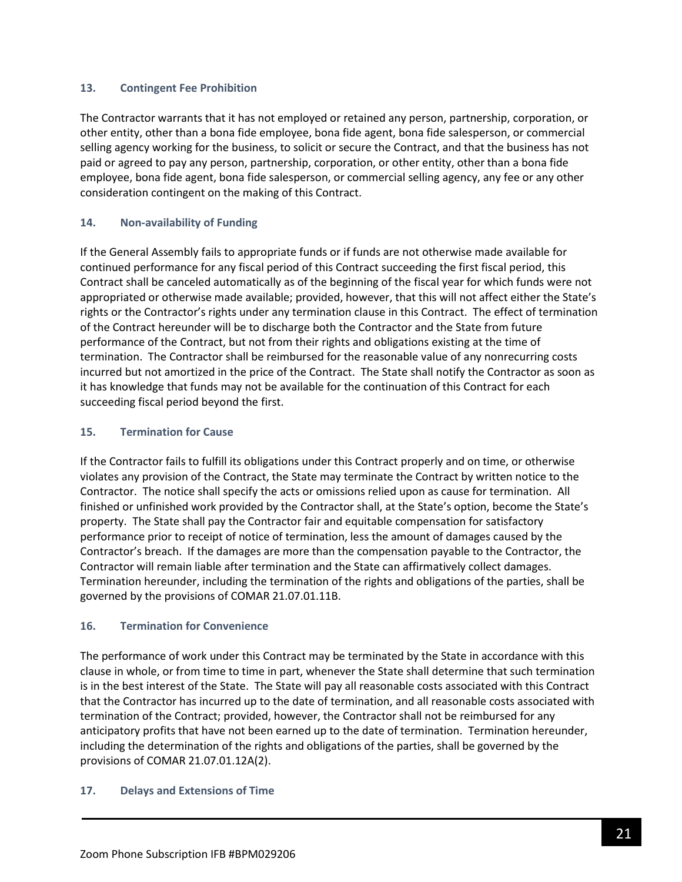### 13. Contingent Fee Prohibition

The Contractor warrants that it has not employed or retained any person, partnership, corporation, or other entity, other than a bona fide employee, bona fide agent, bona fide salesperson, or commercial selling agency working for the business, to solicit or secure the Contract, and that the business has not paid or agreed to pay any person, partnership, corporation, or other entity, other than a bona fide employee, bona fide agent, bona fide salesperson, or commercial selling agency, any fee or any other consideration contingent on the making of this Contract.

### 14. Non-availability of Funding

If the General Assembly fails to appropriate funds or if funds are not otherwise made available for continued performance for any fiscal period of this Contract succeeding the first fiscal period, this Contract shall be canceled automatically as of the beginning of the fiscal year for which funds were not appropriated or otherwise made available; provided, however, that this will not affect either the State's rights or the Contractor's rights under any termination clause in this Contract. The effect of termination of the Contract hereunder will be to discharge both the Contractor and the State from future performance of the Contract, but not from their rights and obligations existing at the time of termination. The Contractor shall be reimbursed for the reasonable value of any nonrecurring costs incurred but not amortized in the price of the Contract. The State shall notify the Contractor as soon as it has knowledge that funds may not be available for the continuation of this Contract for each succeeding fiscal period beyond the first.

### 15. Termination for Cause

If the Contractor fails to fulfill its obligations under this Contract properly and on time, or otherwise violates any provision of the Contract, the State may terminate the Contract by written notice to the Contractor. The notice shall specify the acts or omissions relied upon as cause for termination. All finished or unfinished work provided by the Contractor shall, at the State's option, become the State's property. The State shall pay the Contractor fair and equitable compensation for satisfactory performance prior to receipt of notice of termination, less the amount of damages caused by the Contractor's breach. If the damages are more than the compensation payable to the Contractor, the Contractor will remain liable after termination and the State can affirmatively collect damages. Termination hereunder, including the termination of the rights and obligations of the parties, shall be governed by the provisions of COMAR 21.07.01.11B.

### 16. Termination for Convenience

The performance of work under this Contract may be terminated by the State in accordance with this clause in whole, or from time to time in part, whenever the State shall determine that such termination is in the best interest of the State. The State will pay all reasonable costs associated with this Contract that the Contractor has incurred up to the date of termination, and all reasonable costs associated with termination of the Contract; provided, however, the Contractor shall not be reimbursed for any anticipatory profits that have not been earned up to the date of termination. Termination hereunder, including the determination of the rights and obligations of the parties, shall be governed by the provisions of COMAR 21.07.01.12A(2).

### 17. Delays and Extensions of Time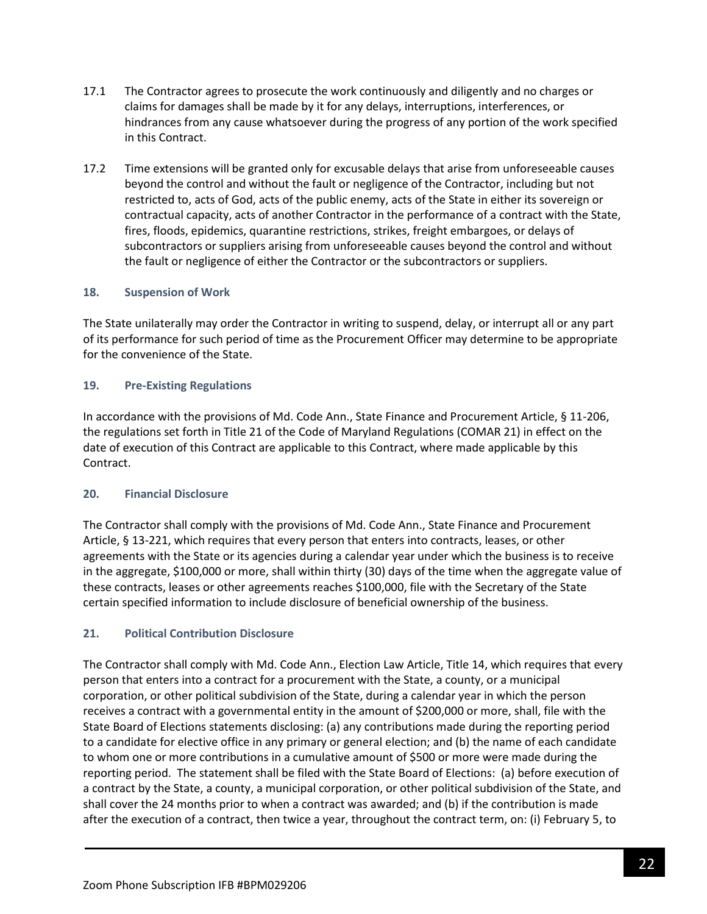17.1 The Contractor agrees to prosecute the work continuously and diligently and no charges or claims for damages shall be made by it for any delays, interruptions, interferences, or hindrances from any cause whatsoever during the progress of any portion of the work specified in this Contract.

17.2 Time extensions will be granted only for excusable delays that arise from unforeseeable causes beyond the control and without the fault or negligence of the Contractor, including but not restricted to, acts of God, acts of the public enemy, acts of the State in either its sovereign or contractual capacity, acts of another Contractor in the performance of a contract with the State, fires, floods, epidemics, quarantine restrictions, strikes, freight embargoes, or delays of subcontractors or suppliers arising from unforeseeable causes beyond the control and without the fault or negligence of either the Contractor or the subcontractors or suppliers.

### 18. Suspension of Work

The State unilaterally may order the Contractor in writing to suspend, delay, or interrupt all or any part of its performance for such period of time as the Procurement Officer may determine to be appropriate for the convenience of the State.

### 19. Pre-Existing Regulations

In accordance with the provisions of Md. Code Ann., State Finance and Procurement Article, § 11-206, the regulations set forth in Title 21 of the Code of Maryland Regulations (COMAR 21) in effect on the date of execution of this Contract are applicable to this Contract, where made applicable by this Contract.

### 20. Financial Disclosure

The Contractor shall comply with the provisions of Md. Code Ann., State Finance and Procurement Article, § 13-221, which requires that every person that enters into contracts, leases, or other agreements with the State or its agencies during a calendar year under which the business is to receive in the aggregate, $100,000 or more, shall within thirty (30) days of the time when the aggregate value of these contracts, leases or other agreements reaches $100,000, file with the Secretary of the State certain specified information to include disclosure of beneficial ownership of the business.

### 21. Political Contribution Disclosure

The Contractor shall comply with Md. Code Ann., Election Law Article, Title 14, which requires that every person that enters into a contract for a procurement with the State, a county, or a municipal corporation, or other political subdivision of the State, during a calendar year in which the person receives a contract with a governmental entity in the amount of $200,000 or more, shall, file with the State Board of Elections statements disclosing: (a) any contributions made during the reporting period to a candidate for elective office in any primary or general election; and (b) the name of each candidate to whom one or more contributions in a cumulative amount of $500 or more were made during the reporting period. The statement shall be filed with the State Board of Elections: (a) before execution of a contract by the State, a county, a municipal corporation, or other political subdivision of the State, and shall cover the 24 months prior to when a contract was awarded; and (b) if the contribution is made after the execution of a contract, then twice a year, throughout the contract term, on: (i) February 5, to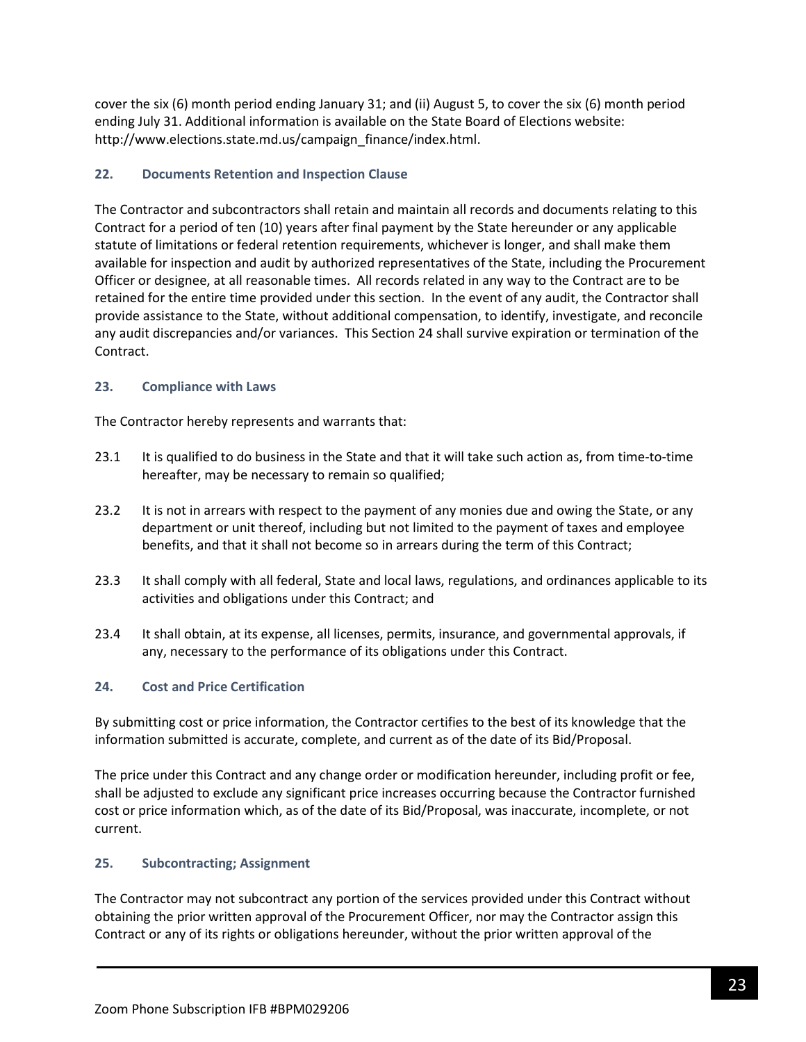cover the six (6) month period ending January 31; and (ii) August 5, to cover the six (6) month period ending July 31. Additional information is available on the State Board of Elections website: http://www.elections.state.md.us/campaign_finance/index.html.

#### 22. Documents Retention and Inspection Clause

The Contractor and subcontractors shall retain and maintain all records and documents relating to this Contract for a period of ten (10) years after final payment by the State hereunder or any applicable statute of limitations or federal retention requirements, whichever is longer, and shall make them available for inspection and audit by authorized representatives of the State, including the Procurement Officer or designee, at all reasonable times. All records related in any way to the Contract are to be retained for the entire time provided under this section. In the event of any audit, the Contractor shall provide assistance to the State, without additional compensation, to identify, investigate, and reconcile any audit discrepancies and/or variances. This Section 24 shall survive expiration or termination of the Contract.

#### 23. Compliance with Laws

The Contractor hereby represents and warrants that:

23.1 It is qualified to do business in the State and that it will take such action as, from time-to-time hereafter, may be necessary to remain so qualified;

23.2 It is not in arrears with respect to the payment of any monies due and owing the State, or any department or unit thereof, including but not limited to the payment of taxes and employee benefits, and that it shall not become so in arrears during the term of this Contract;

23.3 It shall comply with all federal, State and local laws, regulations, and ordinances applicable to its activities and obligations under this Contract; and

23.4 It shall obtain, at its expense, all licenses, permits, insurance, and governmental approvals, if any, necessary to the performance of its obligations under this Contract.

#### 24. Cost and Price Certification

By submitting cost or price information, the Contractor certifies to the best of its knowledge that the information submitted is accurate, complete, and current as of the date of its Bid/Proposal.

The price under this Contract and any change order or modification hereunder, including profit or fee, shall be adjusted to exclude any significant price increases occurring because the Contractor furnished cost or price information which, as of the date of its Bid/Proposal, was inaccurate, incomplete, or not current.

#### 25. Subcontracting; Assignment

The Contractor may not subcontract any portion of the services provided under this Contract without obtaining the prior written approval of the Procurement Officer, nor may the Contractor assign this Contract or any of its rights or obligations hereunder, without the prior written approval of the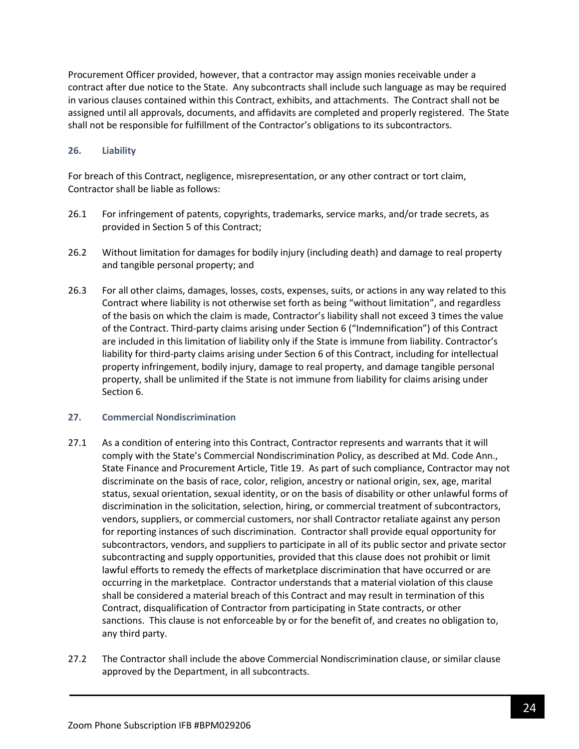Procurement Officer provided, however, that a contractor may assign monies receivable under a contract after due notice to the State. Any subcontracts shall include such language as may be required in various clauses contained within this Contract, exhibits, and attachments. The Contract shall not be assigned until all approvals, documents, and affidavits are completed and properly registered. The State shall not be responsible for fulfillment of the Contractor's obligations to its subcontractors.

### 26. Liability

For breach of this Contract, negligence, misrepresentation, or any other contract or tort claim, Contractor shall be liable as follows:

26.1 For infringement of patents, copyrights, trademarks, service marks, and/or trade secrets, as provided in Section 5 of this Contract;

26.2 Without limitation for damages for bodily injury (including death) and damage to real property and tangible personal property; and

26.3 For all other claims, damages, losses, costs, expenses, suits, or actions in any way related to this Contract where liability is not otherwise set forth as being "without limitation", and regardless of the basis on which the claim is made, Contractor's liability shall not exceed 3 times the value of the Contract. Third-party claims arising under Section 6 ("Indemnification") of this Contract are included in this limitation of liability only if the State is immune from liability. Contractor's liability for third-party claims arising under Section 6 of this Contract, including for intellectual property infringement, bodily injury, damage to real property, and damage tangible personal property, shall be unlimited if the State is not immune from liability for claims arising under Section 6.

### 27. Commercial Nondiscrimination

27.1 As a condition of entering into this Contract, Contractor represents and warrants that it will comply with the State's Commercial Nondiscrimination Policy, as described at Md. Code Ann., State Finance and Procurement Article, Title 19. As part of such compliance, Contractor may not discriminate on the basis of race, color, religion, ancestry or national origin, sex, age, marital status, sexual orientation, sexual identity, or on the basis of disability or other unlawful forms of discrimination in the solicitation, selection, hiring, or commercial treatment of subcontractors, vendors, suppliers, or commercial customers, nor shall Contractor retaliate against any person for reporting instances of such discrimination. Contractor shall provide equal opportunity for subcontractors, vendors, and suppliers to participate in all of its public sector and private sector subcontracting and supply opportunities, provided that this clause does not prohibit or limit lawful efforts to remedy the effects of marketplace discrimination that have occurred or are occurring in the marketplace. Contractor understands that a material violation of this clause shall be considered a material breach of this Contract and may result in termination of this Contract, disqualification of Contractor from participating in State contracts, or other sanctions. This clause is not enforceable by or for the benefit of, and creates no obligation to, any third party.

27.2 The Contractor shall include the above Commercial Nondiscrimination clause, or similar clause approved by the Department, in all subcontracts.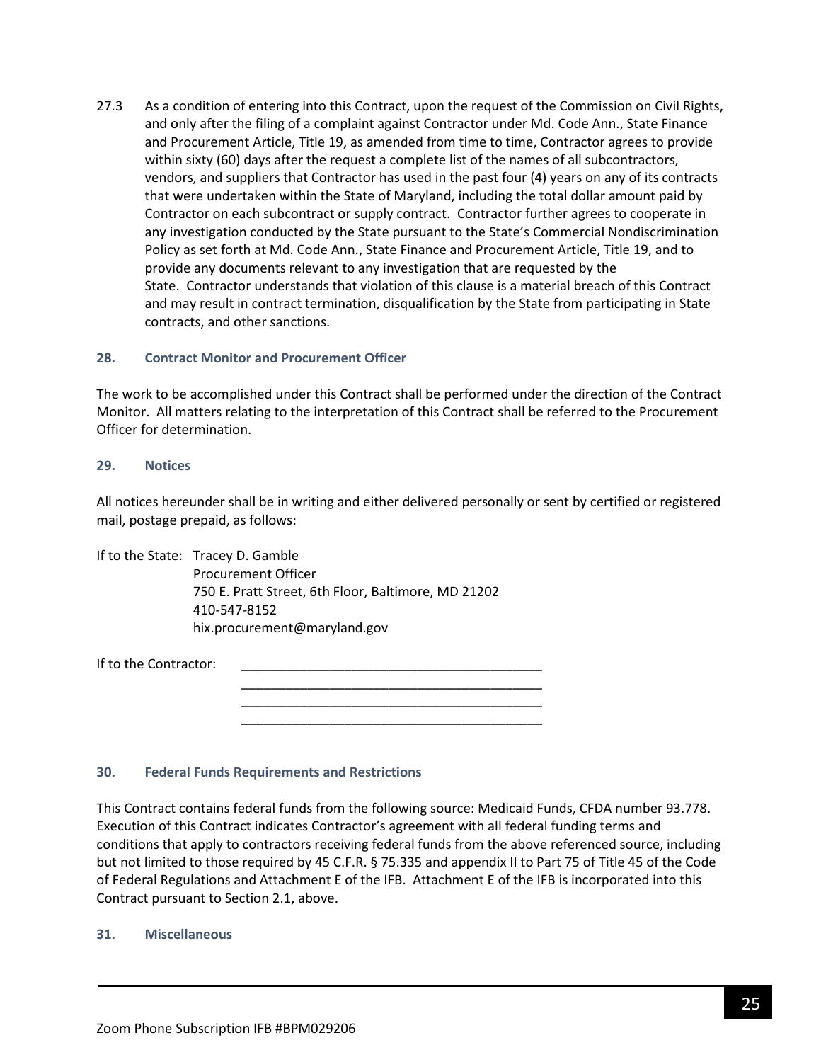27.3 As a condition of entering into this Contract, upon the request of the Commission on Civil Rights, and only after the filing of a complaint against Contractor under Md. Code Ann., State Finance and Procurement Article, Title 19, as amended from time to time, Contractor agrees to provide within sixty (60) days after the request a complete list of the names of all subcontractors, vendors, and suppliers that Contractor has used in the past four (4) years on any of its contracts that were undertaken within the State of Maryland, including the total dollar amount paid by Contractor on each subcontract or supply contract. Contractor further agrees to cooperate in any investigation conducted by the State pursuant to the State's Commercial Nondiscrimination Policy as set forth at Md. Code Ann., State Finance and Procurement Article, Title 19, and to provide any documents relevant to any investigation that are requested by the State. Contractor understands that violation of this clause is a material breach of this Contract and may result in contract termination, disqualification by the State from participating in State contracts, and other sanctions.

### 28. Contract Monitor and Procurement Officer

The work to be accomplished under this Contract shall be performed under the direction of the Contract Monitor. All matters relating to the interpretation of this Contract shall be referred to the Procurement Officer for determination.

### 29. Notices

All notices hereunder shall be in writing and either delivered personally or sent by certified or registered mail, postage prepaid, as follows:

If to the State: Tracey D. Gamble
Procurement Officer
750 E. Pratt Street, 6th Floor, Baltimore, MD 21202
410-547-8152
hix.procurement@maryland.gov

If to the Contractor: ___________________________________________
___________________________________________
___________________________________________
___________________________________________

### 30. Federal Funds Requirements and Restrictions

This Contract contains federal funds from the following source: Medicaid Funds, CFDA number 93.778. Execution of this Contract indicates Contractor's agreement with all federal funding terms and conditions that apply to contractors receiving federal funds from the above referenced source, including but not limited to those required by 45 C.F.R. § 75.335 and appendix II to Part 75 of Title 45 of the Code of Federal Regulations and Attachment E of the IFB. Attachment E of the IFB is incorporated into this Contract pursuant to Section 2.1, above.

### 31. Miscellaneous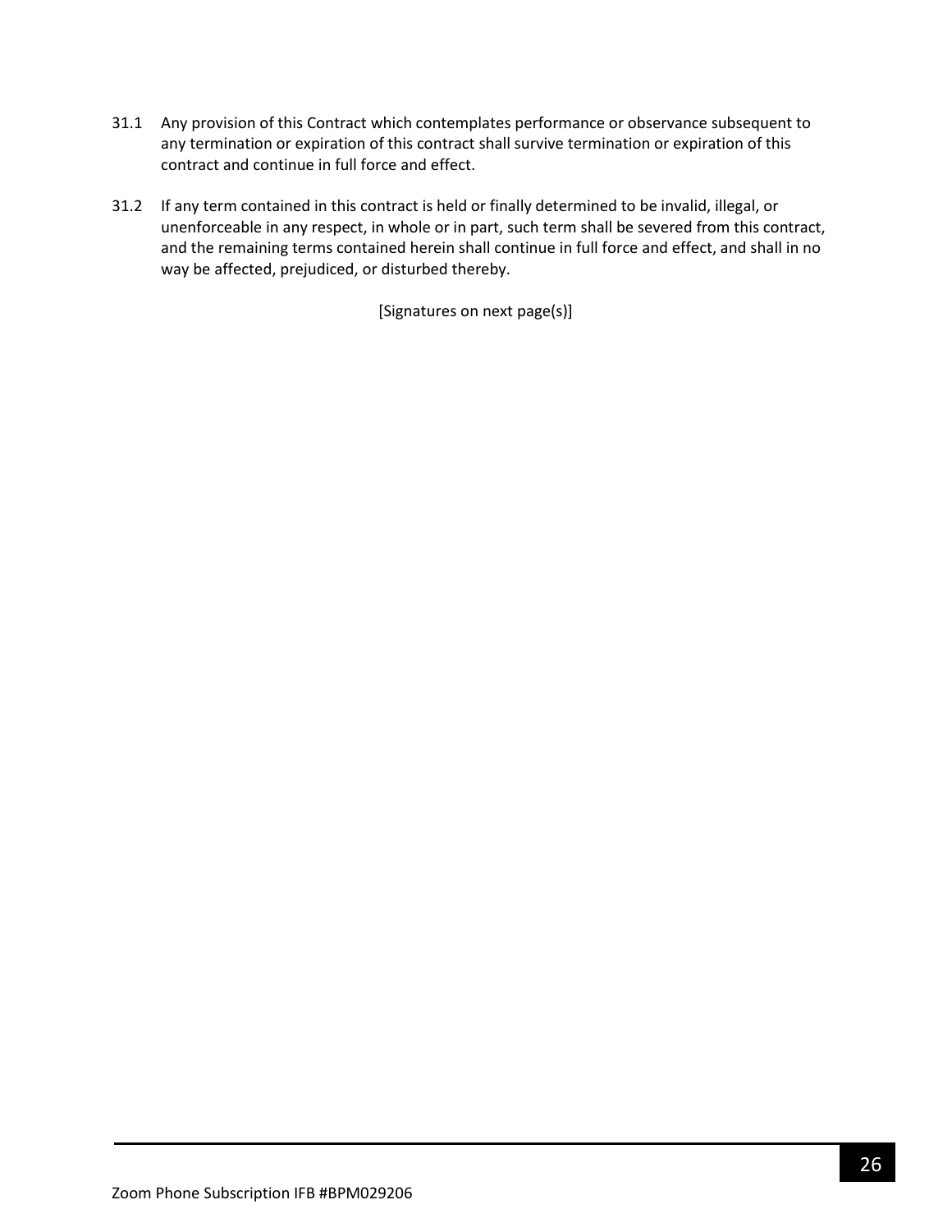31.1 Any provision of this Contract which contemplates performance or observance subsequent to any termination or expiration of this contract shall survive termination or expiration of this contract and continue in full force and effect.

31.2 If any term contained in this contract is held or finally determined to be invalid, illegal, or unenforceable in any respect, in whole or in part, such term shall be severed from this contract, and the remaining terms contained herein shall continue in full force and effect, and shall in no way be affected, prejudiced, or disturbed thereby.

[Signatures on next page(s)]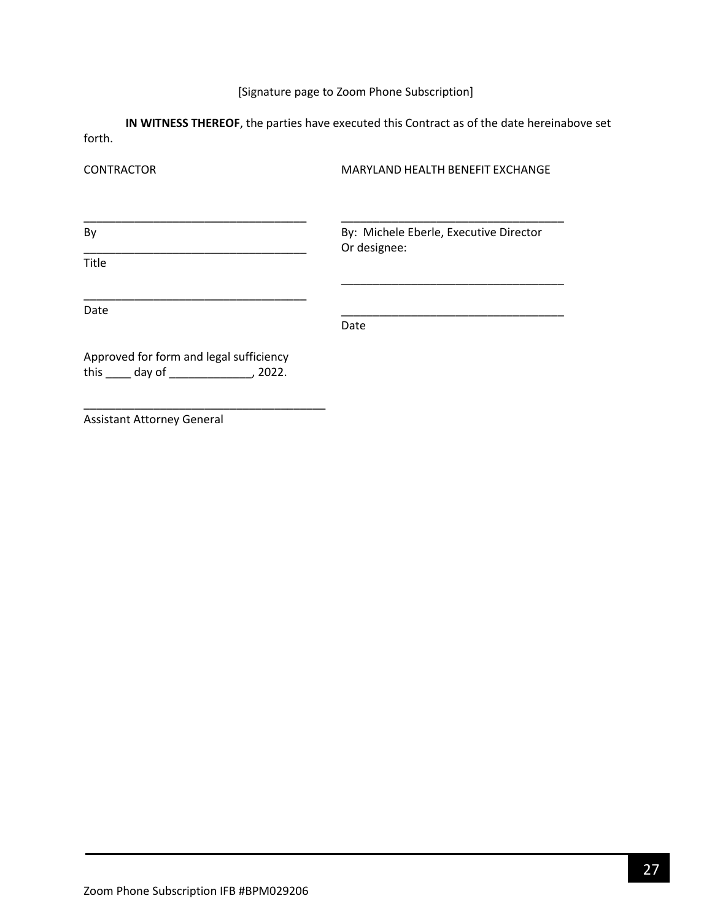[Signature page to Zoom Phone Subscription]

**IN WITNESS THEREOF**, the parties have executed this Contract as of the date hereinabove set forth.

| CONTRACTOR | MARYLAND HEALTH BENEFIT EXCHANGE |
| --- | --- |
| ___________________________________ | ___________________________________ |
| By | By: Michele Eberle, Executive Director |
| ___________________________________ | Or designee: |
| Title | ___________________________________ |
| ___________________________________ | ___________________________________ |
| Date | Date |

Approved for form and legal sufficiency
this ____ day of _____________, 2022.

______________________________________
Assistant Attorney General

Zoom Phone Subscription IFB #BPM029206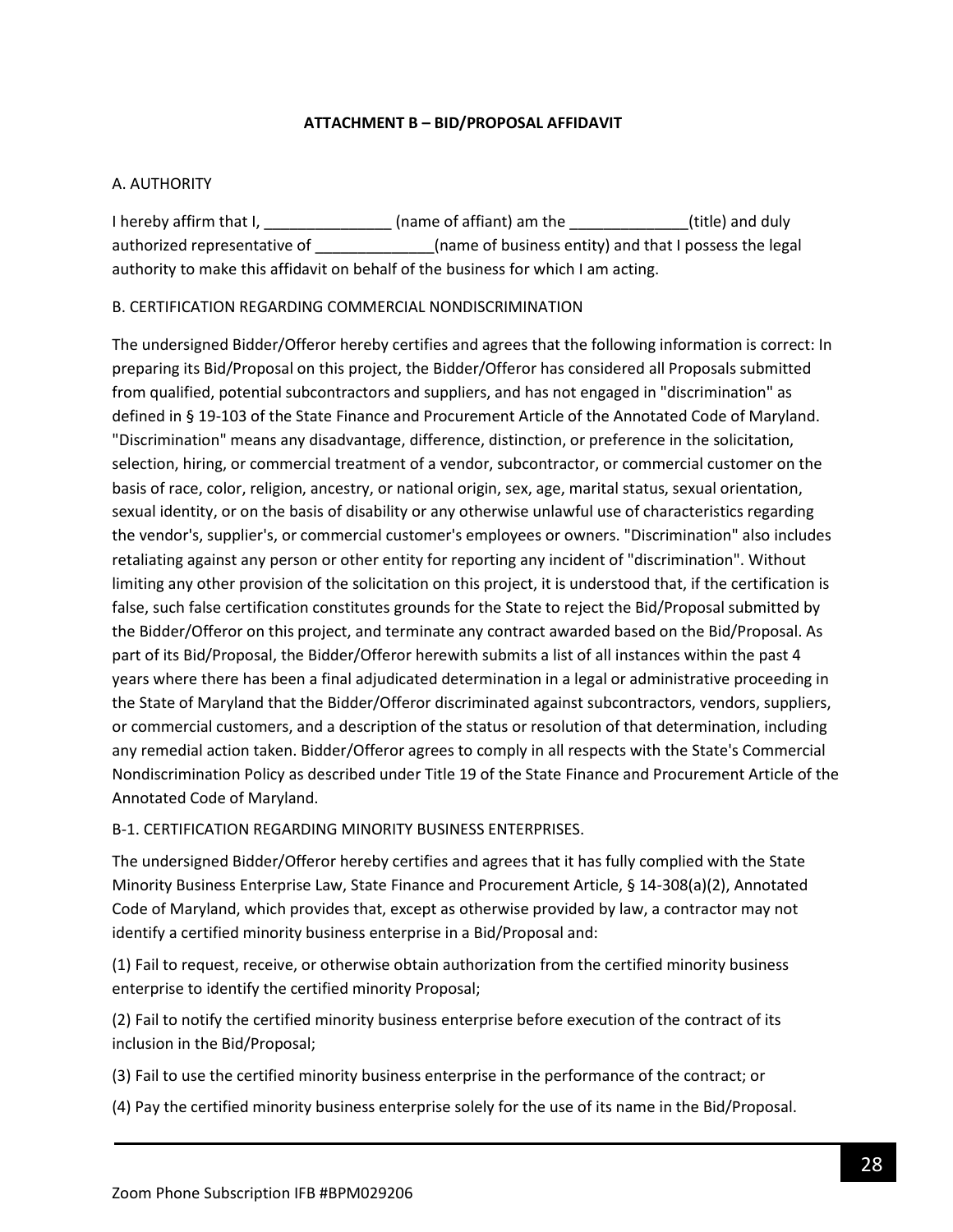**ATTACHMENT B – BID/PROPOSAL AFFIDAVIT**

A. AUTHORITY

I hereby affirm that I, _______________ (name of affiant) am the ______________(title) and duly authorized representative of ______________(name of business entity) and that I possess the legal authority to make this affidavit on behalf of the business for which I am acting.

B. CERTIFICATION REGARDING COMMERCIAL NONDISCRIMINATION

The undersigned Bidder/Offeror hereby certifies and agrees that the following information is correct: In preparing its Bid/Proposal on this project, the Bidder/Offeror has considered all Proposals submitted from qualified, potential subcontractors and suppliers, and has not engaged in "discrimination" as defined in § 19-103 of the State Finance and Procurement Article of the Annotated Code of Maryland. "Discrimination" means any disadvantage, difference, distinction, or preference in the solicitation, selection, hiring, or commercial treatment of a vendor, subcontractor, or commercial customer on the basis of race, color, religion, ancestry, or national origin, sex, age, marital status, sexual orientation, sexual identity, or on the basis of disability or any otherwise unlawful use of characteristics regarding the vendor's, supplier's, or commercial customer's employees or owners. "Discrimination" also includes retaliating against any person or other entity for reporting any incident of "discrimination". Without limiting any other provision of the solicitation on this project, it is understood that, if the certification is false, such false certification constitutes grounds for the State to reject the Bid/Proposal submitted by the Bidder/Offeror on this project, and terminate any contract awarded based on the Bid/Proposal. As part of its Bid/Proposal, the Bidder/Offeror herewith submits a list of all instances within the past 4 years where there has been a final adjudicated determination in a legal or administrative proceeding in the State of Maryland that the Bidder/Offeror discriminated against subcontractors, vendors, suppliers, or commercial customers, and a description of the status or resolution of that determination, including any remedial action taken. Bidder/Offeror agrees to comply in all respects with the State's Commercial Nondiscrimination Policy as described under Title 19 of the State Finance and Procurement Article of the Annotated Code of Maryland.

B-1. CERTIFICATION REGARDING MINORITY BUSINESS ENTERPRISES.

The undersigned Bidder/Offeror hereby certifies and agrees that it has fully complied with the State Minority Business Enterprise Law, State Finance and Procurement Article, § 14-308(a)(2), Annotated Code of Maryland, which provides that, except as otherwise provided by law, a contractor may not identify a certified minority business enterprise in a Bid/Proposal and:

(1) Fail to request, receive, or otherwise obtain authorization from the certified minority business enterprise to identify the certified minority Proposal;

(2) Fail to notify the certified minority business enterprise before execution of the contract of its inclusion in the Bid/Proposal;

(3) Fail to use the certified minority business enterprise in the performance of the contract; or

(4) Pay the certified minority business enterprise solely for the use of its name in the Bid/Proposal.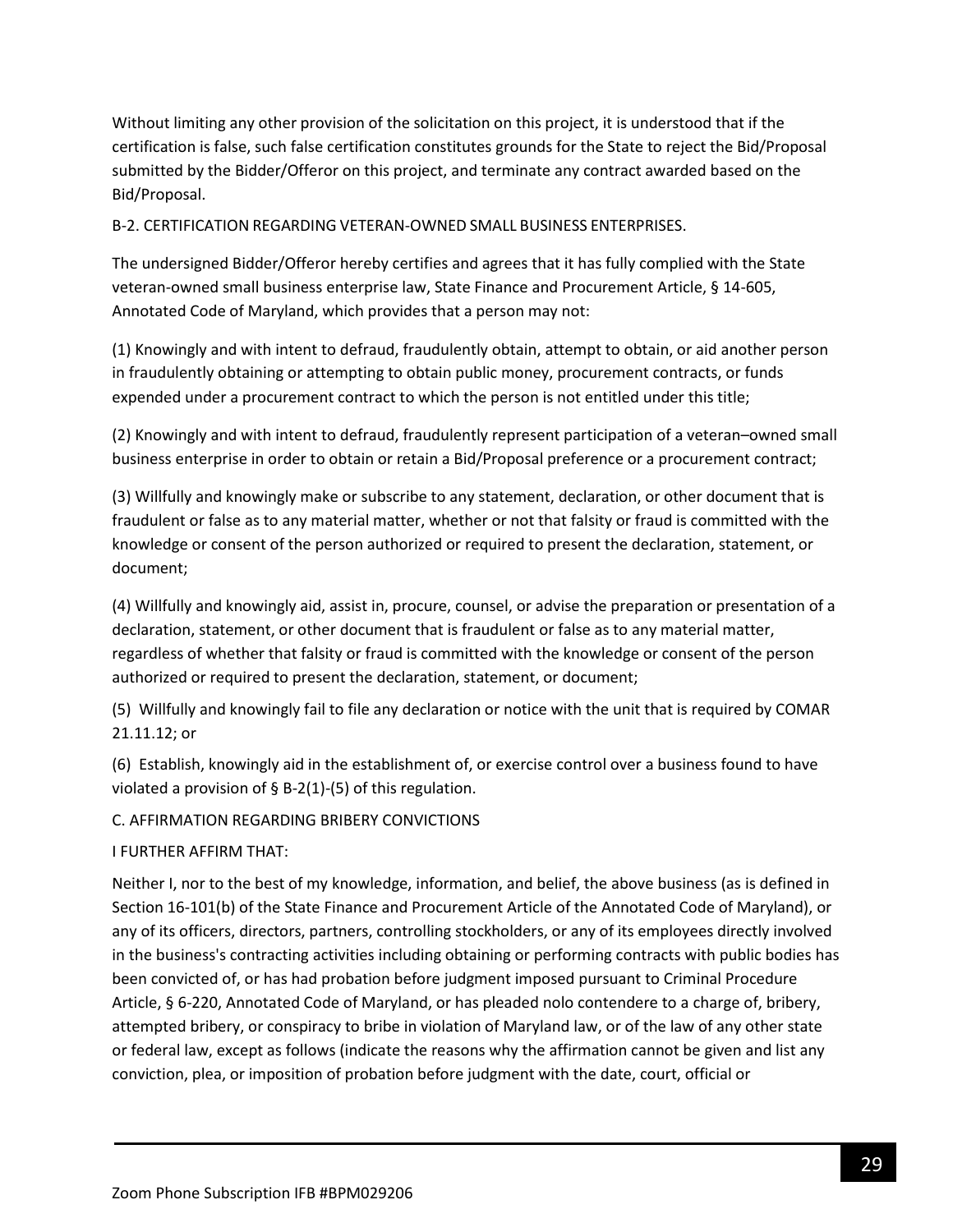Without limiting any other provision of the solicitation on this project, it is understood that if the certification is false, such false certification constitutes grounds for the State to reject the Bid/Proposal submitted by the Bidder/Offeror on this project, and terminate any contract awarded based on the Bid/Proposal.

B-2. CERTIFICATION REGARDING VETERAN-OWNED SMALL BUSINESS ENTERPRISES.

The undersigned Bidder/Offeror hereby certifies and agrees that it has fully complied with the State veteran-owned small business enterprise law, State Finance and Procurement Article, § 14-605, Annotated Code of Maryland, which provides that a person may not:

(1) Knowingly and with intent to defraud, fraudulently obtain, attempt to obtain, or aid another person in fraudulently obtaining or attempting to obtain public money, procurement contracts, or funds expended under a procurement contract to which the person is not entitled under this title;

(2) Knowingly and with intent to defraud, fraudulently represent participation of a veteran–owned small business enterprise in order to obtain or retain a Bid/Proposal preference or a procurement contract;

(3) Willfully and knowingly make or subscribe to any statement, declaration, or other document that is fraudulent or false as to any material matter, whether or not that falsity or fraud is committed with the knowledge or consent of the person authorized or required to present the declaration, statement, or document;

(4) Willfully and knowingly aid, assist in, procure, counsel, or advise the preparation or presentation of a declaration, statement, or other document that is fraudulent or false as to any material matter, regardless of whether that falsity or fraud is committed with the knowledge or consent of the person authorized or required to present the declaration, statement, or document;

(5) Willfully and knowingly fail to file any declaration or notice with the unit that is required by COMAR 21.11.12; or

(6) Establish, knowingly aid in the establishment of, or exercise control over a business found to have violated a provision of § B-2(1)-(5) of this regulation.

C. AFFIRMATION REGARDING BRIBERY CONVICTIONS

I FURTHER AFFIRM THAT:

Neither I, nor to the best of my knowledge, information, and belief, the above business (as is defined in Section 16-101(b) of the State Finance and Procurement Article of the Annotated Code of Maryland), or any of its officers, directors, partners, controlling stockholders, or any of its employees directly involved in the business's contracting activities including obtaining or performing contracts with public bodies has been convicted of, or has had probation before judgment imposed pursuant to Criminal Procedure Article, § 6-220, Annotated Code of Maryland, or has pleaded nolo contendere to a charge of, bribery, attempted bribery, or conspiracy to bribe in violation of Maryland law, or of the law of any other state or federal law, except as follows (indicate the reasons why the affirmation cannot be given and list any conviction, plea, or imposition of probation before judgment with the date, court, official or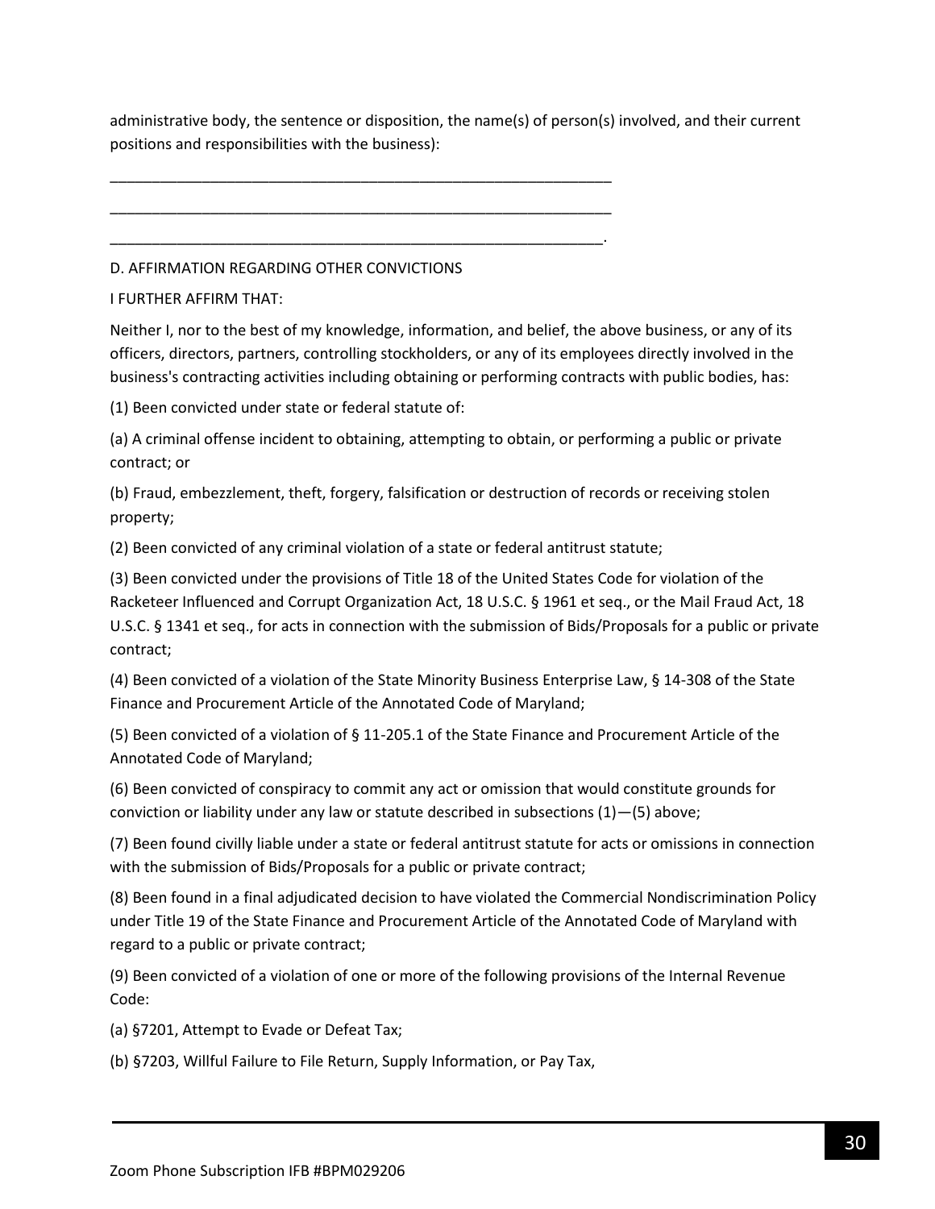administrative body, the sentence or disposition, the name(s) of person(s) involved, and their current positions and responsibilities with the business):

\_\_\_\_\_\_\_\_\_\_\_\_\_\_\_\_\_\_\_\_\_\_\_\_\_\_\_\_\_\_\_\_\_\_\_\_\_\_\_\_\_\_\_\_\_\_\_\_\_\_\_\_\_\_\_\_\_\_\_\_\_\_

\_\_\_\_\_\_\_\_\_\_\_\_\_\_\_\_\_\_\_\_\_\_\_\_\_\_\_\_\_\_\_\_\_\_\_\_\_\_\_\_\_\_\_\_\_\_\_\_\_\_\_\_\_\_\_\_\_\_\_\_\_\_

\_\_\_\_\_\_\_\_\_\_\_\_\_\_\_\_\_\_\_\_\_\_\_\_\_\_\_\_\_\_\_\_\_\_\_\_\_\_\_\_\_\_\_\_\_\_\_\_\_\_\_\_\_\_\_\_\_\_\_\_\_.

D. AFFIRMATION REGARDING OTHER CONVICTIONS

I FURTHER AFFIRM THAT:

Neither I, nor to the best of my knowledge, information, and belief, the above business, or any of its officers, directors, partners, controlling stockholders, or any of its employees directly involved in the business's contracting activities including obtaining or performing contracts with public bodies, has:

(1) Been convicted under state or federal statute of:

(a) A criminal offense incident to obtaining, attempting to obtain, or performing a public or private contract; or

(b) Fraud, embezzlement, theft, forgery, falsification or destruction of records or receiving stolen property;

(2) Been convicted of any criminal violation of a state or federal antitrust statute;

(3) Been convicted under the provisions of Title 18 of the United States Code for violation of the Racketeer Influenced and Corrupt Organization Act, 18 U.S.C. § 1961 et seq., or the Mail Fraud Act, 18 U.S.C. § 1341 et seq., for acts in connection with the submission of Bids/Proposals for a public or private contract;

(4) Been convicted of a violation of the State Minority Business Enterprise Law, § 14-308 of the State Finance and Procurement Article of the Annotated Code of Maryland;

(5) Been convicted of a violation of § 11-205.1 of the State Finance and Procurement Article of the Annotated Code of Maryland;

(6) Been convicted of conspiracy to commit any act or omission that would constitute grounds for conviction or liability under any law or statute described in subsections (1)—(5) above;

(7) Been found civilly liable under a state or federal antitrust statute for acts or omissions in connection with the submission of Bids/Proposals for a public or private contract;

(8) Been found in a final adjudicated decision to have violated the Commercial Nondiscrimination Policy under Title 19 of the State Finance and Procurement Article of the Annotated Code of Maryland with regard to a public or private contract;

(9) Been convicted of a violation of one or more of the following provisions of the Internal Revenue Code:

(a) §7201, Attempt to Evade or Defeat Tax;

(b) §7203, Willful Failure to File Return, Supply Information, or Pay Tax,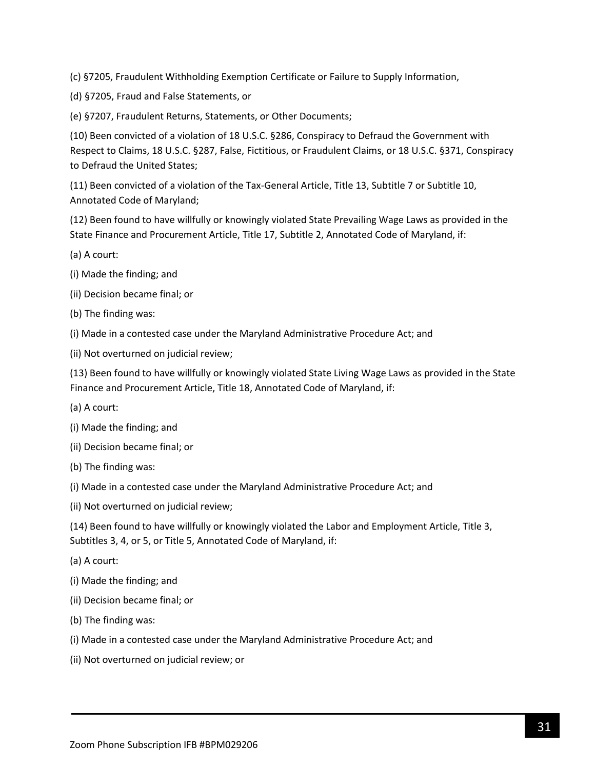(c) §7205, Fraudulent Withholding Exemption Certificate or Failure to Supply Information,

(d) §7205, Fraud and False Statements, or

(e) §7207, Fraudulent Returns, Statements, or Other Documents;

(10) Been convicted of a violation of 18 U.S.C. §286, Conspiracy to Defraud the Government with Respect to Claims, 18 U.S.C. §287, False, Fictitious, or Fraudulent Claims, or 18 U.S.C. §371, Conspiracy to Defraud the United States;

(11) Been convicted of a violation of the Tax-General Article, Title 13, Subtitle 7 or Subtitle 10, Annotated Code of Maryland;

(12) Been found to have willfully or knowingly violated State Prevailing Wage Laws as provided in the State Finance and Procurement Article, Title 17, Subtitle 2, Annotated Code of Maryland, if:

(a) A court:

(i) Made the finding; and

(ii) Decision became final; or

(b) The finding was:

(i) Made in a contested case under the Maryland Administrative Procedure Act; and

(ii) Not overturned on judicial review;

(13) Been found to have willfully or knowingly violated State Living Wage Laws as provided in the State Finance and Procurement Article, Title 18, Annotated Code of Maryland, if:

(a) A court:

(i) Made the finding; and

(ii) Decision became final; or

(b) The finding was:

(i) Made in a contested case under the Maryland Administrative Procedure Act; and

(ii) Not overturned on judicial review;

(14) Been found to have willfully or knowingly violated the Labor and Employment Article, Title 3, Subtitles 3, 4, or 5, or Title 5, Annotated Code of Maryland, if:

(a) A court:

(i) Made the finding; and

(ii) Decision became final; or

(b) The finding was:

(i) Made in a contested case under the Maryland Administrative Procedure Act; and

(ii) Not overturned on judicial review; or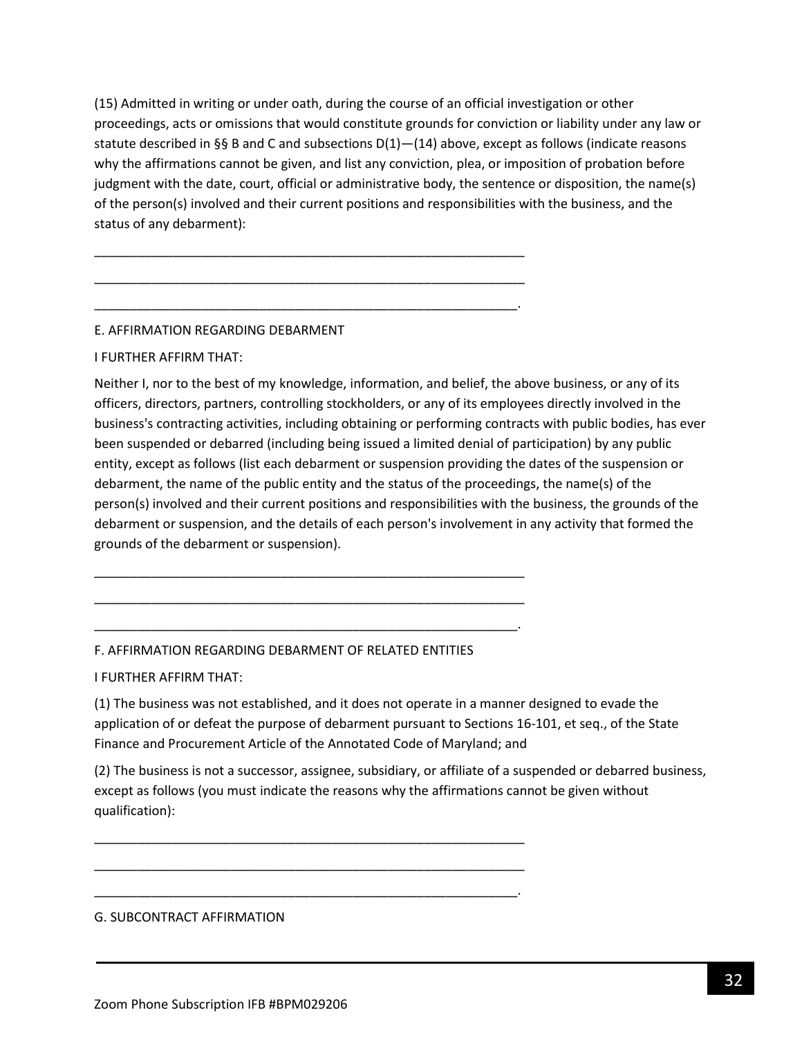(15) Admitted in writing or under oath, during the course of an official investigation or other proceedings, acts or omissions that would constitute grounds for conviction or liability under any law or statute described in §§ B and C and subsections D(1)—(14) above, except as follows (indicate reasons why the affirmations cannot be given, and list any conviction, plea, or imposition of probation before judgment with the date, court, official or administrative body, the sentence or disposition, the name(s) of the person(s) involved and their current positions and responsibilities with the business, and the status of any debarment):

______________________________________________________________

______________________________________________________________

_____________________________________________________________.

E. AFFIRMATION REGARDING DEBARMENT

I FURTHER AFFIRM THAT:

Neither I, nor to the best of my knowledge, information, and belief, the above business, or any of its officers, directors, partners, controlling stockholders, or any of its employees directly involved in the business's contracting activities, including obtaining or performing contracts with public bodies, has ever been suspended or debarred (including being issued a limited denial of participation) by any public entity, except as follows (list each debarment or suspension providing the dates of the suspension or debarment, the name of the public entity and the status of the proceedings, the name(s) of the person(s) involved and their current positions and responsibilities with the business, the grounds of the debarment or suspension, and the details of each person's involvement in any activity that formed the grounds of the debarment or suspension).

______________________________________________________________

______________________________________________________________

_____________________________________________________________.

F. AFFIRMATION REGARDING DEBARMENT OF RELATED ENTITIES

I FURTHER AFFIRM THAT:

(1) The business was not established, and it does not operate in a manner designed to evade the application of or defeat the purpose of debarment pursuant to Sections 16-101, et seq., of the State Finance and Procurement Article of the Annotated Code of Maryland; and

(2) The business is not a successor, assignee, subsidiary, or affiliate of a suspended or debarred business, except as follows (you must indicate the reasons why the affirmations cannot be given without qualification):

______________________________________________________________

______________________________________________________________

_____________________________________________________________.

G. SUBCONTRACT AFFIRMATION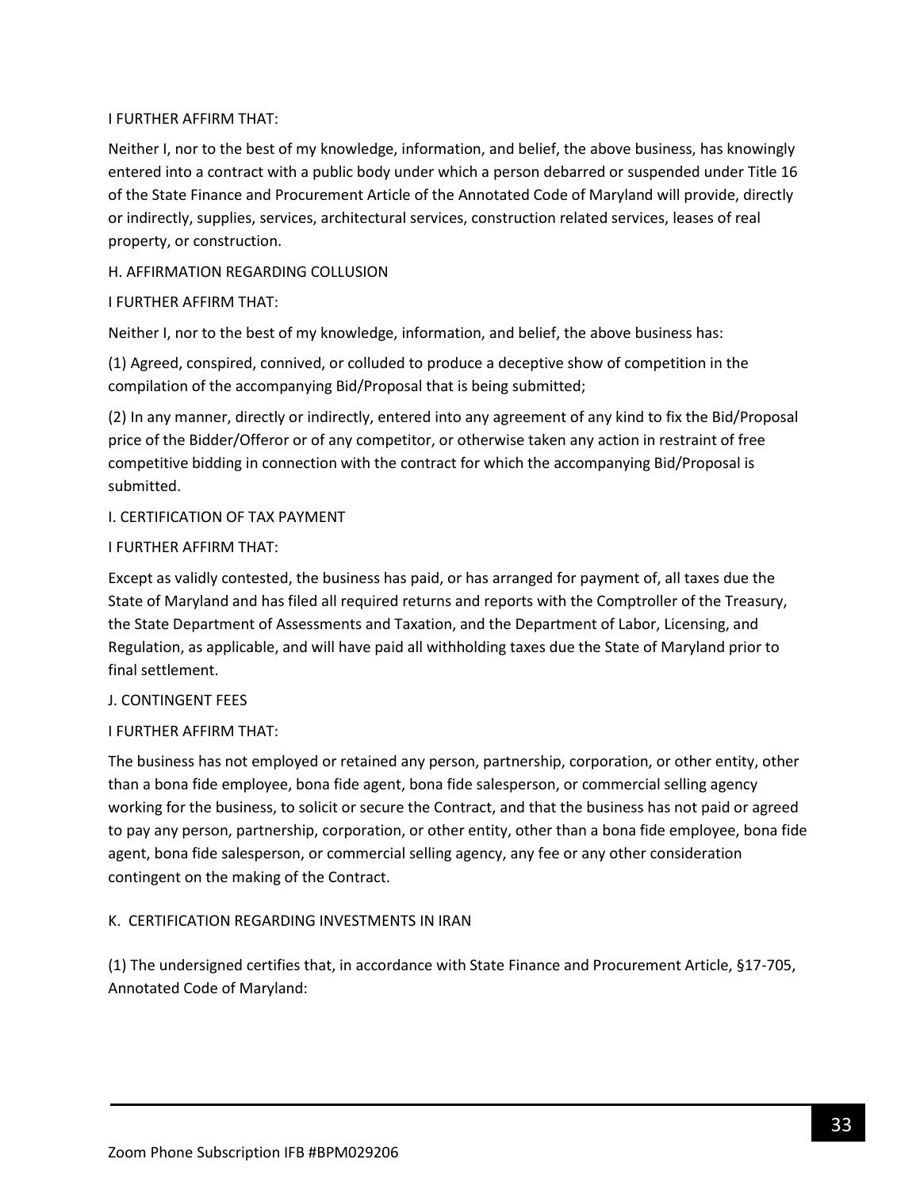I FURTHER AFFIRM THAT:

Neither I, nor to the best of my knowledge, information, and belief, the above business, has knowingly entered into a contract with a public body under which a person debarred or suspended under Title 16 of the State Finance and Procurement Article of the Annotated Code of Maryland will provide, directly or indirectly, supplies, services, architectural services, construction related services, leases of real property, or construction.

H. AFFIRMATION REGARDING COLLUSION

I FURTHER AFFIRM THAT:

Neither I, nor to the best of my knowledge, information, and belief, the above business has:

(1) Agreed, conspired, connived, or colluded to produce a deceptive show of competition in the compilation of the accompanying Bid/Proposal that is being submitted;

(2) In any manner, directly or indirectly, entered into any agreement of any kind to fix the Bid/Proposal price of the Bidder/Offeror or of any competitor, or otherwise taken any action in restraint of free competitive bidding in connection with the contract for which the accompanying Bid/Proposal is submitted.

I. CERTIFICATION OF TAX PAYMENT

I FURTHER AFFIRM THAT:

Except as validly contested, the business has paid, or has arranged for payment of, all taxes due the State of Maryland and has filed all required returns and reports with the Comptroller of the Treasury, the State Department of Assessments and Taxation, and the Department of Labor, Licensing, and Regulation, as applicable, and will have paid all withholding taxes due the State of Maryland prior to final settlement.

J. CONTINGENT FEES

I FURTHER AFFIRM THAT:

The business has not employed or retained any person, partnership, corporation, or other entity, other than a bona fide employee, bona fide agent, bona fide salesperson, or commercial selling agency working for the business, to solicit or secure the Contract, and that the business has not paid or agreed to pay any person, partnership, corporation, or other entity, other than a bona fide employee, bona fide agent, bona fide salesperson, or commercial selling agency, any fee or any other consideration contingent on the making of the Contract.

K. CERTIFICATION REGARDING INVESTMENTS IN IRAN

(1) The undersigned certifies that, in accordance with State Finance and Procurement Article, §17-705, Annotated Code of Maryland: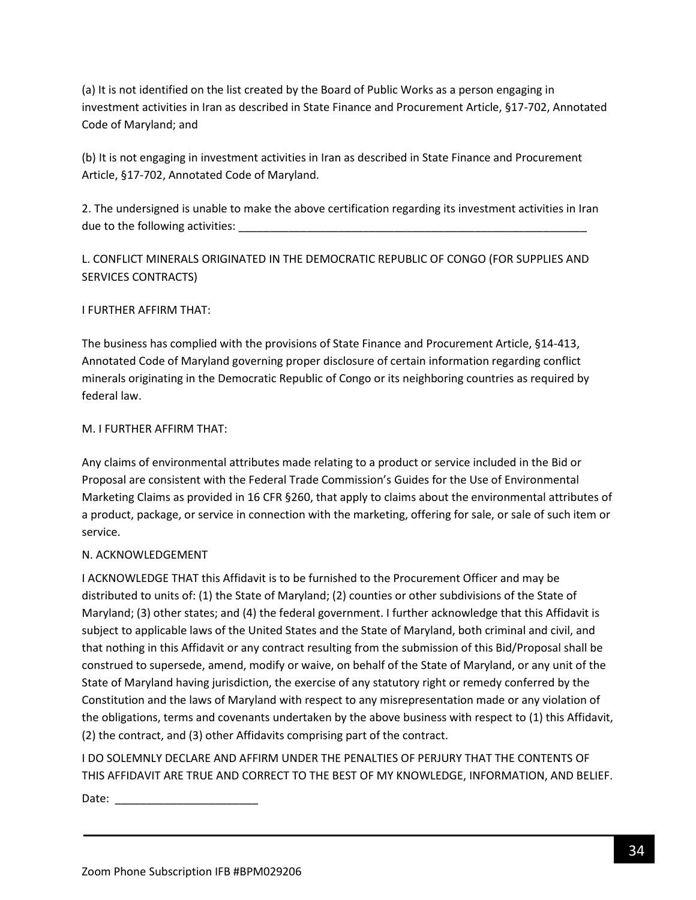(a) It is not identified on the list created by the Board of Public Works as a person engaging in investment activities in Iran as described in State Finance and Procurement Article, §17-702, Annotated Code of Maryland; and

(b) It is not engaging in investment activities in Iran as described in State Finance and Procurement Article, §17-702, Annotated Code of Maryland.

2. The undersigned is unable to make the above certification regarding its investment activities in Iran due to the following activities: ___________________________________________________________

L. CONFLICT MINERALS ORIGINATED IN THE DEMOCRATIC REPUBLIC OF CONGO (FOR SUPPLIES AND SERVICES CONTRACTS)

I FURTHER AFFIRM THAT:

The business has complied with the provisions of State Finance and Procurement Article, §14-413, Annotated Code of Maryland governing proper disclosure of certain information regarding conflict minerals originating in the Democratic Republic of Congo or its neighboring countries as required by federal law.

M. I FURTHER AFFIRM THAT:

Any claims of environmental attributes made relating to a product or service included in the Bid or Proposal are consistent with the Federal Trade Commission's Guides for the Use of Environmental Marketing Claims as provided in 16 CFR §260, that apply to claims about the environmental attributes of a product, package, or service in connection with the marketing, offering for sale, or sale of such item or service.

N. ACKNOWLEDGEMENT

I ACKNOWLEDGE THAT this Affidavit is to be furnished to the Procurement Officer and may be distributed to units of: (1) the State of Maryland; (2) counties or other subdivisions of the State of Maryland; (3) other states; and (4) the federal government. I further acknowledge that this Affidavit is subject to applicable laws of the United States and the State of Maryland, both criminal and civil, and that nothing in this Affidavit or any contract resulting from the submission of this Bid/Proposal shall be construed to supersede, amend, modify or waive, on behalf of the State of Maryland, or any unit of the State of Maryland having jurisdiction, the exercise of any statutory right or remedy conferred by the Constitution and the laws of Maryland with respect to any misrepresentation made or any violation of the obligations, terms and covenants undertaken by the above business with respect to (1) this Affidavit, (2) the contract, and (3) other Affidavits comprising part of the contract.

I DO SOLEMNLY DECLARE AND AFFIRM UNDER THE PENALTIES OF PERJURY THAT THE CONTENTS OF THIS AFFIDAVIT ARE TRUE AND CORRECT TO THE BEST OF MY KNOWLEDGE, INFORMATION, AND BELIEF.

Date: ________________________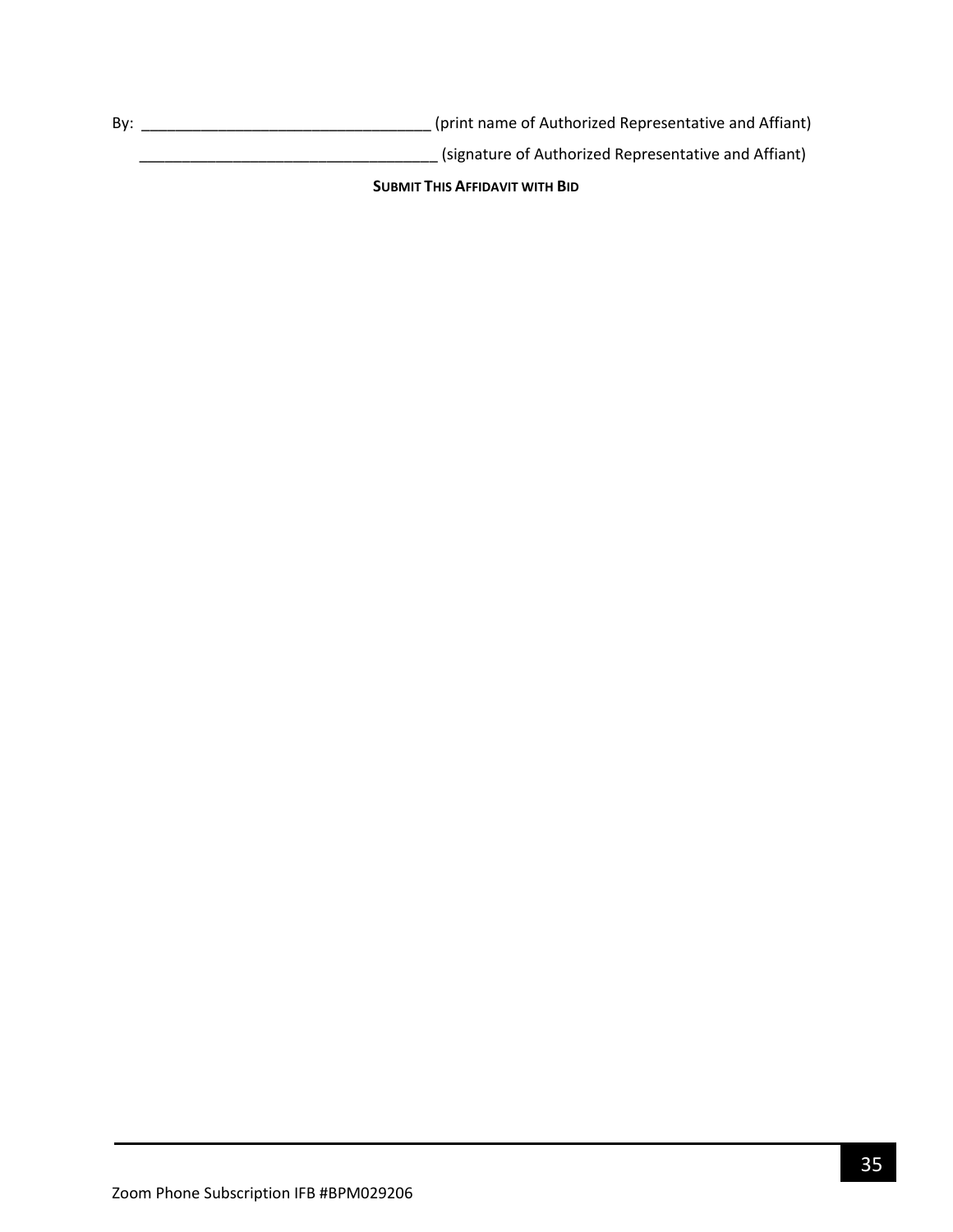By: ___________________________________ (print name of Authorized Representative and Affiant)

___________________________________ (signature of Authorized Representative and Affiant)

**SUBMIT THIS AFFIDAVIT WITH BID**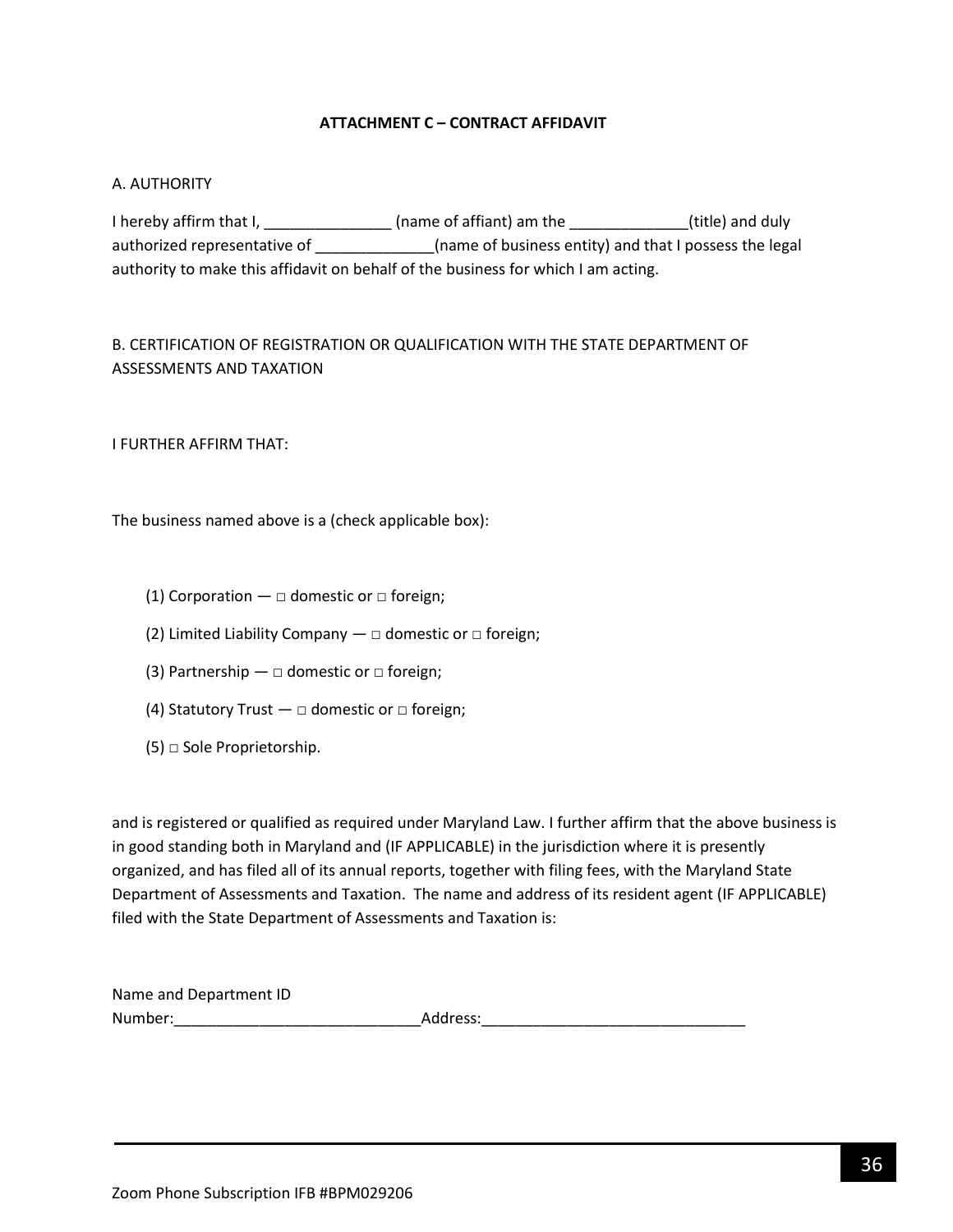## ATTACHMENT C – CONTRACT AFFIDAVIT

A. AUTHORITY

I hereby affirm that I, _______________ (name of affiant) am the ______________(title) and duly authorized representative of ______________(name of business entity) and that I possess the legal authority to make this affidavit on behalf of the business for which I am acting.

B. CERTIFICATION OF REGISTRATION OR QUALIFICATION WITH THE STATE DEPARTMENT OF ASSESSMENTS AND TAXATION

I FURTHER AFFIRM THAT:

The business named above is a (check applicable box):

(1) Corporation — □ domestic or □ foreign;

(2) Limited Liability Company — □ domestic or □ foreign;

(3) Partnership — □ domestic or □ foreign;

(4) Statutory Trust — □ domestic or □ foreign;

(5) □ Sole Proprietorship.

and is registered or qualified as required under Maryland Law. I further affirm that the above business is in good standing both in Maryland and (IF APPLICABLE) in the jurisdiction where it is presently organized, and has filed all of its annual reports, together with filing fees, with the Maryland State Department of Assessments and Taxation. The name and address of its resident agent (IF APPLICABLE) filed with the State Department of Assessments and Taxation is:

Name and Department ID Number:_____________________________Address:_______________________________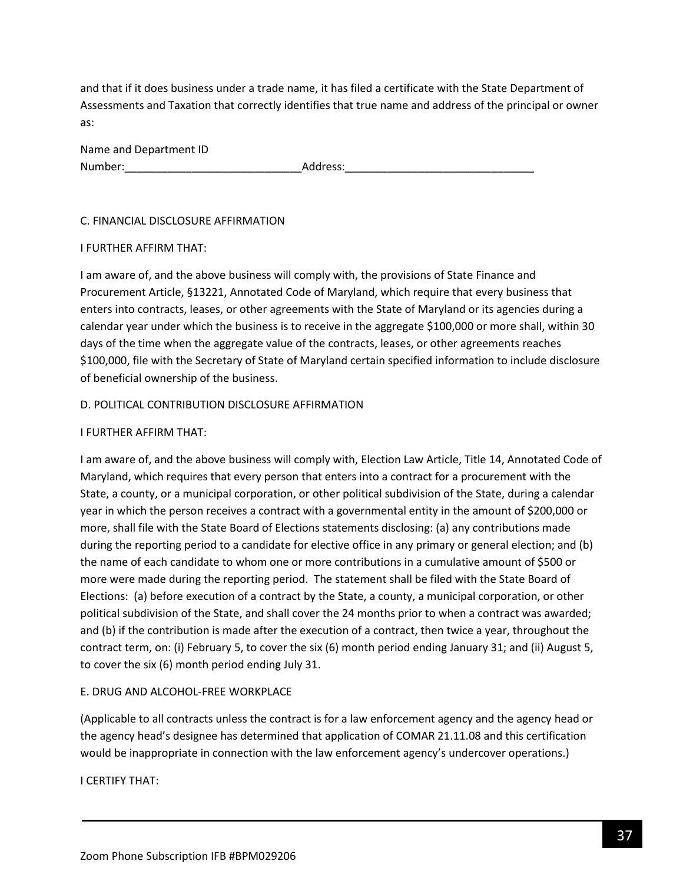and that if it does business under a trade name, it has filed a certificate with the State Department of Assessments and Taxation that correctly identifies that true name and address of the principal or owner as:

Name and Department ID Number:____________________________Address:______________________________

C. FINANCIAL DISCLOSURE AFFIRMATION

I FURTHER AFFIRM THAT:

I am aware of, and the above business will comply with, the provisions of State Finance and Procurement Article, §13221, Annotated Code of Maryland, which require that every business that enters into contracts, leases, or other agreements with the State of Maryland or its agencies during a calendar year under which the business is to receive in the aggregate $100,000 or more shall, within 30 days of the time when the aggregate value of the contracts, leases, or other agreements reaches $100,000, file with the Secretary of State of Maryland certain specified information to include disclosure of beneficial ownership of the business.

D. POLITICAL CONTRIBUTION DISCLOSURE AFFIRMATION

I FURTHER AFFIRM THAT:

I am aware of, and the above business will comply with, Election Law Article, Title 14, Annotated Code of Maryland, which requires that every person that enters into a contract for a procurement with the State, a county, or a municipal corporation, or other political subdivision of the State, during a calendar year in which the person receives a contract with a governmental entity in the amount of $200,000 or more, shall file with the State Board of Elections statements disclosing: (a) any contributions made during the reporting period to a candidate for elective office in any primary or general election; and (b) the name of each candidate to whom one or more contributions in a cumulative amount of $500 or more were made during the reporting period. The statement shall be filed with the State Board of Elections: (a) before execution of a contract by the State, a county, a municipal corporation, or other political subdivision of the State, and shall cover the 24 months prior to when a contract was awarded; and (b) if the contribution is made after the execution of a contract, then twice a year, throughout the contract term, on: (i) February 5, to cover the six (6) month period ending January 31; and (ii) August 5, to cover the six (6) month period ending July 31.

E. DRUG AND ALCOHOL-FREE WORKPLACE

(Applicable to all contracts unless the contract is for a law enforcement agency and the agency head or the agency head's designee has determined that application of COMAR 21.11.08 and this certification would be inappropriate in connection with the law enforcement agency's undercover operations.)

I CERTIFY THAT: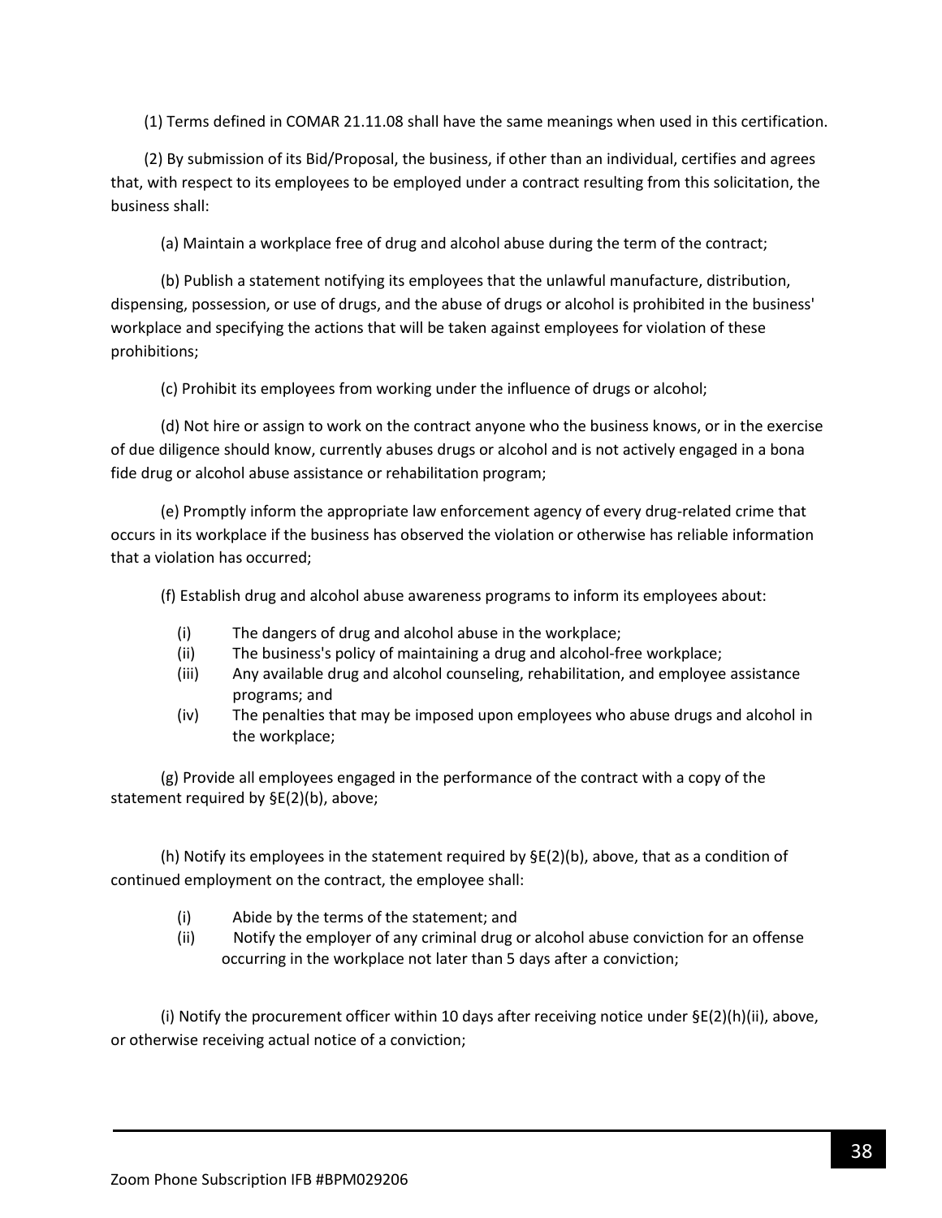(1) Terms defined in COMAR 21.11.08 shall have the same meanings when used in this certification.

(2) By submission of its Bid/Proposal, the business, if other than an individual, certifies and agrees that, with respect to its employees to be employed under a contract resulting from this solicitation, the business shall:

(a) Maintain a workplace free of drug and alcohol abuse during the term of the contract;

(b) Publish a statement notifying its employees that the unlawful manufacture, distribution, dispensing, possession, or use of drugs, and the abuse of drugs or alcohol is prohibited in the business' workplace and specifying the actions that will be taken against employees for violation of these prohibitions;

(c) Prohibit its employees from working under the influence of drugs or alcohol;

(d) Not hire or assign to work on the contract anyone who the business knows, or in the exercise of due diligence should know, currently abuses drugs or alcohol and is not actively engaged in a bona fide drug or alcohol abuse assistance or rehabilitation program;

(e) Promptly inform the appropriate law enforcement agency of every drug-related crime that occurs in its workplace if the business has observed the violation or otherwise has reliable information that a violation has occurred;

(f) Establish drug and alcohol abuse awareness programs to inform its employees about:

- (i) The dangers of drug and alcohol abuse in the workplace;
- (ii) The business's policy of maintaining a drug and alcohol-free workplace;
- (iii) Any available drug and alcohol counseling, rehabilitation, and employee assistance programs; and
- (iv) The penalties that may be imposed upon employees who abuse drugs and alcohol in the workplace;

(g) Provide all employees engaged in the performance of the contract with a copy of the statement required by §E(2)(b), above;

(h) Notify its employees in the statement required by §E(2)(b), above, that as a condition of continued employment on the contract, the employee shall:

- (i) Abide by the terms of the statement; and
- (ii) Notify the employer of any criminal drug or alcohol abuse conviction for an offense occurring in the workplace not later than 5 days after a conviction;

(i) Notify the procurement officer within 10 days after receiving notice under §E(2)(h)(ii), above, or otherwise receiving actual notice of a conviction;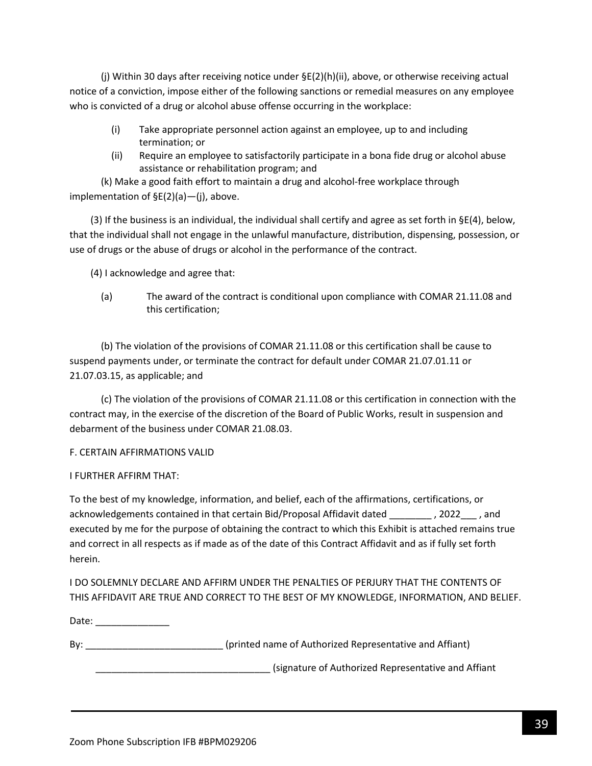(j) Within 30 days after receiving notice under §E(2)(h)(ii), above, or otherwise receiving actual notice of a conviction, impose either of the following sanctions or remedial measures on any employee who is convicted of a drug or alcohol abuse offense occurring in the workplace:

(i) Take appropriate personnel action against an employee, up to and including termination; or

(ii) Require an employee to satisfactorily participate in a bona fide drug or alcohol abuse assistance or rehabilitation program; and

(k) Make a good faith effort to maintain a drug and alcohol-free workplace through implementation of §E(2)(a)—(j), above.

(3) If the business is an individual, the individual shall certify and agree as set forth in §E(4), below, that the individual shall not engage in the unlawful manufacture, distribution, dispensing, possession, or use of drugs or the abuse of drugs or alcohol in the performance of the contract.

(4) I acknowledge and agree that:

(a) The award of the contract is conditional upon compliance with COMAR 21.11.08 and this certification;

(b) The violation of the provisions of COMAR 21.11.08 or this certification shall be cause to suspend payments under, or terminate the contract for default under COMAR 21.07.01.11 or 21.07.03.15, as applicable; and

(c) The violation of the provisions of COMAR 21.11.08 or this certification in connection with the contract may, in the exercise of the discretion of the Board of Public Works, result in suspension and debarment of the business under COMAR 21.08.03.

F. CERTAIN AFFIRMATIONS VALID

I FURTHER AFFIRM THAT:

To the best of my knowledge, information, and belief, each of the affirmations, certifications, or acknowledgements contained in that certain Bid/Proposal Affidavit dated ________ , 2022___ , and executed by me for the purpose of obtaining the contract to which this Exhibit is attached remains true and correct in all respects as if made as of the date of this Contract Affidavit and as if fully set forth herein.

I DO SOLEMNLY DECLARE AND AFFIRM UNDER THE PENALTIES OF PERJURY THAT THE CONTENTS OF THIS AFFIDAVIT ARE TRUE AND CORRECT TO THE BEST OF MY KNOWLEDGE, INFORMATION, AND BELIEF.

Date: ______________

By: __________________________ (printed name of Authorized Representative and Affiant)

_________________________________ (signature of Authorized Representative and Affiant

Zoom Phone Subscription IFB #BPM029206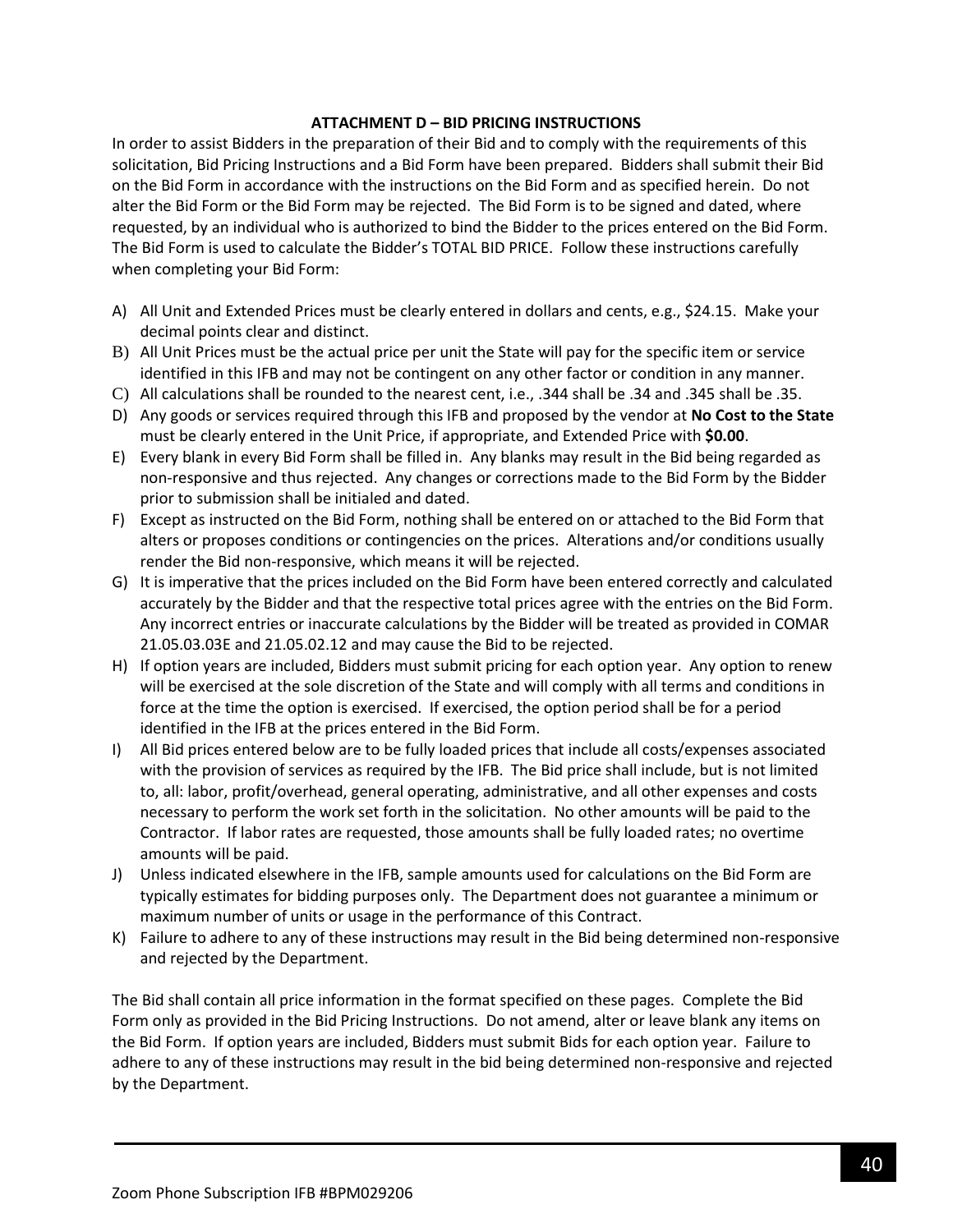## ATTACHMENT D – BID PRICING INSTRUCTIONS

In order to assist Bidders in the preparation of their Bid and to comply with the requirements of this solicitation, Bid Pricing Instructions and a Bid Form have been prepared. Bidders shall submit their Bid on the Bid Form in accordance with the instructions on the Bid Form and as specified herein. Do not alter the Bid Form or the Bid Form may be rejected. The Bid Form is to be signed and dated, where requested, by an individual who is authorized to bind the Bidder to the prices entered on the Bid Form. The Bid Form is used to calculate the Bidder's TOTAL BID PRICE. Follow these instructions carefully when completing your Bid Form:

A) All Unit and Extended Prices must be clearly entered in dollars and cents, e.g., $24.15. Make your decimal points clear and distinct.
B) All Unit Prices must be the actual price per unit the State will pay for the specific item or service identified in this IFB and may not be contingent on any other factor or condition in any manner.
C) All calculations shall be rounded to the nearest cent, i.e., .344 shall be .34 and .345 shall be .35.
D) Any goods or services required through this IFB and proposed by the vendor at **No Cost to the State** must be clearly entered in the Unit Price, if appropriate, and Extended Price with **$0.00**.
E) Every blank in every Bid Form shall be filled in. Any blanks may result in the Bid being regarded as non-responsive and thus rejected. Any changes or corrections made to the Bid Form by the Bidder prior to submission shall be initialed and dated.
F) Except as instructed on the Bid Form, nothing shall be entered on or attached to the Bid Form that alters or proposes conditions or contingencies on the prices. Alterations and/or conditions usually render the Bid non-responsive, which means it will be rejected.
G) It is imperative that the prices included on the Bid Form have been entered correctly and calculated accurately by the Bidder and that the respective total prices agree with the entries on the Bid Form. Any incorrect entries or inaccurate calculations by the Bidder will be treated as provided in COMAR 21.05.03.03E and 21.05.02.12 and may cause the Bid to be rejected.
H) If option years are included, Bidders must submit pricing for each option year. Any option to renew will be exercised at the sole discretion of the State and will comply with all terms and conditions in force at the time the option is exercised. If exercised, the option period shall be for a period identified in the IFB at the prices entered in the Bid Form.
I) All Bid prices entered below are to be fully loaded prices that include all costs/expenses associated with the provision of services as required by the IFB. The Bid price shall include, but is not limited to, all: labor, profit/overhead, general operating, administrative, and all other expenses and costs necessary to perform the work set forth in the solicitation. No other amounts will be paid to the Contractor. If labor rates are requested, those amounts shall be fully loaded rates; no overtime amounts will be paid.
J) Unless indicated elsewhere in the IFB, sample amounts used for calculations on the Bid Form are typically estimates for bidding purposes only. The Department does not guarantee a minimum or maximum number of units or usage in the performance of this Contract.
K) Failure to adhere to any of these instructions may result in the Bid being determined non-responsive and rejected by the Department.

The Bid shall contain all price information in the format specified on these pages. Complete the Bid Form only as provided in the Bid Pricing Instructions. Do not amend, alter or leave blank any items on the Bid Form. If option years are included, Bidders must submit Bids for each option year. Failure to adhere to any of these instructions may result in the bid being determined non-responsive and rejected by the Department.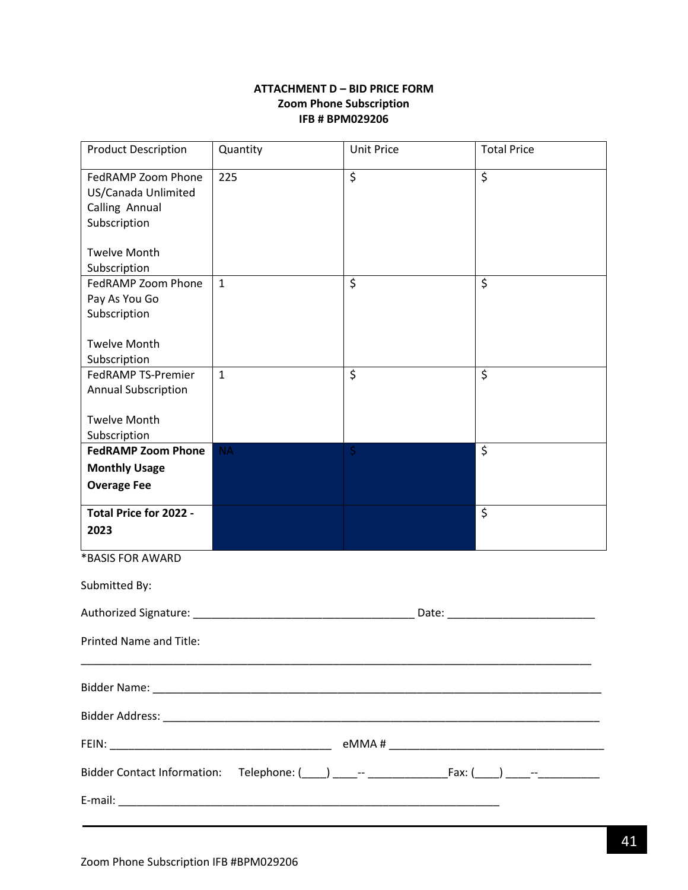**ATTACHMENT D – BID PRICE FORM**
**Zoom Phone Subscription**
**IFB # BPM029206**

| Product Description | Quantity | Unit Price | Total Price |
|---|---|---|---|
| FedRAMP Zoom Phone US/Canada Unlimited Calling Annual Subscription<br><br>Twelve Month Subscription | 225 | $ | $ |
| FedRAMP Zoom Phone Pay As You Go Subscription<br><br>Twelve Month Subscription | 1 | $ | $ |
| FedRAMP TS-Premier Annual Subscription<br><br>Twelve Month Subscription | 1 | $ | $ |
| **FedRAMP Zoom Phone Monthly Usage Overage Fee** | NA | $ | $ |
| **Total Price for 2022 - 2023** | | | $ |

*BASIS FOR AWARD

Submitted By:

Authorized Signature: ____________________________________ Date: ________________________

Printed Name and Title:

_____________________________________________________________________________________

Bidder Name: _____________________________________________________________________________

Bidder Address: ___________________________________________________________________________

FEIN: ____________________________________ eMMA # ___________________________________

Bidder Contact Information: Telephone: (____) ____-- _____________Fax: (____) ____--__________

E-mail: _______________________________________________________________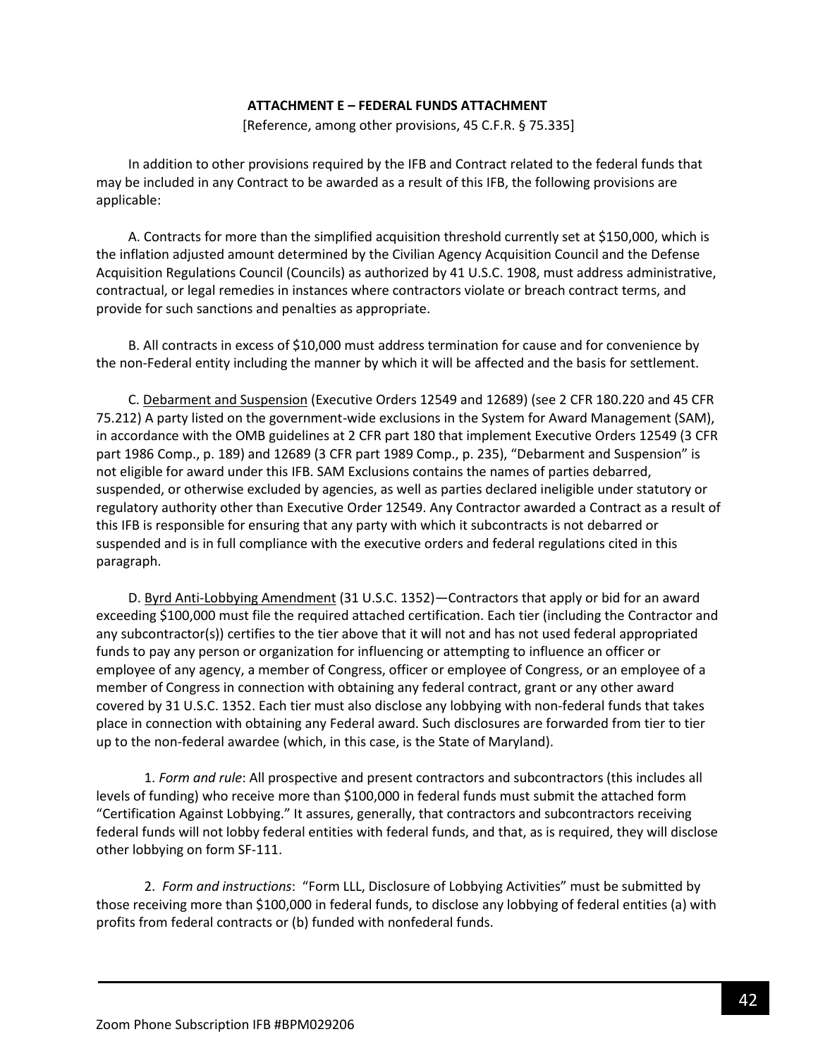## ATTACHMENT E – FEDERAL FUNDS ATTACHMENT

[Reference, among other provisions, 45 C.F.R. § 75.335]

In addition to other provisions required by the IFB and Contract related to the federal funds that may be included in any Contract to be awarded as a result of this IFB, the following provisions are applicable:

A. Contracts for more than the simplified acquisition threshold currently set at $150,000, which is the inflation adjusted amount determined by the Civilian Agency Acquisition Council and the Defense Acquisition Regulations Council (Councils) as authorized by 41 U.S.C. 1908, must address administrative, contractual, or legal remedies in instances where contractors violate or breach contract terms, and provide for such sanctions and penalties as appropriate.

B. All contracts in excess of $10,000 must address termination for cause and for convenience by the non-Federal entity including the manner by which it will be affected and the basis for settlement.

C. Debarment and Suspension (Executive Orders 12549 and 12689) (see 2 CFR 180.220 and 45 CFR 75.212) A party listed on the government-wide exclusions in the System for Award Management (SAM), in accordance with the OMB guidelines at 2 CFR part 180 that implement Executive Orders 12549 (3 CFR part 1986 Comp., p. 189) and 12689 (3 CFR part 1989 Comp., p. 235), "Debarment and Suspension" is not eligible for award under this IFB. SAM Exclusions contains the names of parties debarred, suspended, or otherwise excluded by agencies, as well as parties declared ineligible under statutory or regulatory authority other than Executive Order 12549. Any Contractor awarded a Contract as a result of this IFB is responsible for ensuring that any party with which it subcontracts is not debarred or suspended and is in full compliance with the executive orders and federal regulations cited in this paragraph.

D. Byrd Anti-Lobbying Amendment (31 U.S.C. 1352)—Contractors that apply or bid for an award exceeding $100,000 must file the required attached certification. Each tier (including the Contractor and any subcontractor(s)) certifies to the tier above that it will not and has not used federal appropriated funds to pay any person or organization for influencing or attempting to influence an officer or employee of any agency, a member of Congress, officer or employee of Congress, or an employee of a member of Congress in connection with obtaining any federal contract, grant or any other award covered by 31 U.S.C. 1352. Each tier must also disclose any lobbying with non-federal funds that takes place in connection with obtaining any Federal award. Such disclosures are forwarded from tier to tier up to the non-federal awardee (which, in this case, is the State of Maryland).

1. *Form and rule*: All prospective and present contractors and subcontractors (this includes all levels of funding) who receive more than $100,000 in federal funds must submit the attached form "Certification Against Lobbying." It assures, generally, that contractors and subcontractors receiving federal funds will not lobby federal entities with federal funds, and that, as is required, they will disclose other lobbying on form SF-111.

2. *Form and instructions*: "Form LLL, Disclosure of Lobbying Activities" must be submitted by those receiving more than $100,000 in federal funds, to disclose any lobbying of federal entities (a) with profits from federal contracts or (b) funded with nonfederal funds.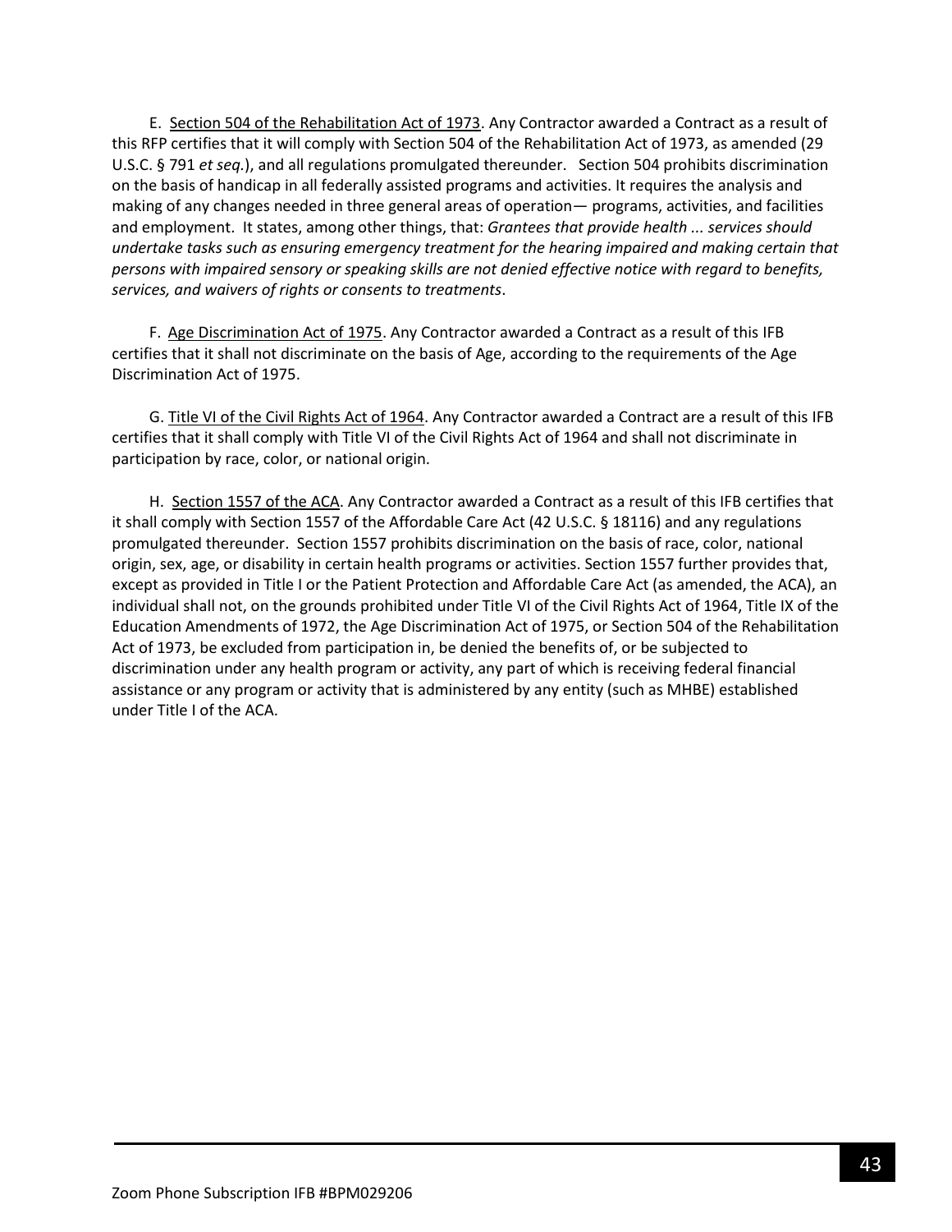E. <u>Section 504 of the Rehabilitation Act of 1973</u>. Any Contractor awarded a Contract as a result of this RFP certifies that it will comply with Section 504 of the Rehabilitation Act of 1973, as amended (29 U.S.C. § 791 *et seq.*), and all regulations promulgated thereunder. Section 504 prohibits discrimination on the basis of handicap in all federally assisted programs and activities. It requires the analysis and making of any changes needed in three general areas of operation— programs, activities, and facilities and employment. It states, among other things, that: *Grantees that provide health ... services should undertake tasks such as ensuring emergency treatment for the hearing impaired and making certain that persons with impaired sensory or speaking skills are not denied effective notice with regard to benefits, services, and waivers of rights or consents to treatments*.

F. <u>Age Discrimination Act of 1975</u>. Any Contractor awarded a Contract as a result of this IFB certifies that it shall not discriminate on the basis of Age, according to the requirements of the Age Discrimination Act of 1975.

G. <u>Title VI of the Civil Rights Act of 1964</u>. Any Contractor awarded a Contract are a result of this IFB certifies that it shall comply with Title VI of the Civil Rights Act of 1964 and shall not discriminate in participation by race, color, or national origin.

H. <u>Section 1557 of the ACA</u>. Any Contractor awarded a Contract as a result of this IFB certifies that it shall comply with Section 1557 of the Affordable Care Act (42 U.S.C. § 18116) and any regulations promulgated thereunder. Section 1557 prohibits discrimination on the basis of race, color, national origin, sex, age, or disability in certain health programs or activities. Section 1557 further provides that, except as provided in Title I or the Patient Protection and Affordable Care Act (as amended, the ACA), an individual shall not, on the grounds prohibited under Title VI of the Civil Rights Act of 1964, Title IX of the Education Amendments of 1972, the Age Discrimination Act of 1975, or Section 504 of the Rehabilitation Act of 1973, be excluded from participation in, be denied the benefits of, or be subjected to discrimination under any health program or activity, any part of which is receiving federal financial assistance or any program or activity that is administered by any entity (such as MHBE) established under Title I of the ACA.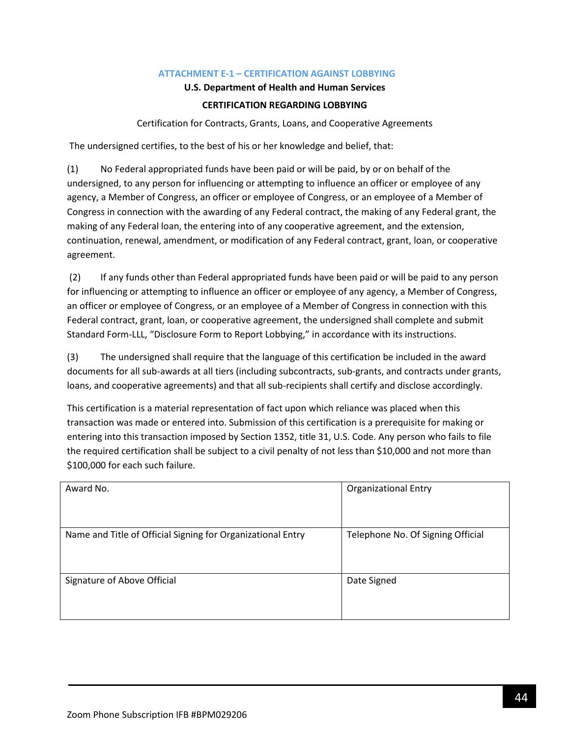## ATTACHMENT E-1 – CERTIFICATION AGAINST LOBBYING

**U.S. Department of Health and Human Services**

**CERTIFICATION REGARDING LOBBYING**

Certification for Contracts, Grants, Loans, and Cooperative Agreements

The undersigned certifies, to the best of his or her knowledge and belief, that:

(1) No Federal appropriated funds have been paid or will be paid, by or on behalf of the undersigned, to any person for influencing or attempting to influence an officer or employee of any agency, a Member of Congress, an officer or employee of Congress, or an employee of a Member of Congress in connection with the awarding of any Federal contract, the making of any Federal grant, the making of any Federal loan, the entering into of any cooperative agreement, and the extension, continuation, renewal, amendment, or modification of any Federal contract, grant, loan, or cooperative agreement.

(2) If any funds other than Federal appropriated funds have been paid or will be paid to any person for influencing or attempting to influence an officer or employee of any agency, a Member of Congress, an officer or employee of Congress, or an employee of a Member of Congress in connection with this Federal contract, grant, loan, or cooperative agreement, the undersigned shall complete and submit Standard Form-LLL, "Disclosure Form to Report Lobbying," in accordance with its instructions.

(3) The undersigned shall require that the language of this certification be included in the award documents for all sub-awards at all tiers (including subcontracts, sub-grants, and contracts under grants, loans, and cooperative agreements) and that all sub-recipients shall certify and disclose accordingly.

This certification is a material representation of fact upon which reliance was placed when this transaction was made or entered into. Submission of this certification is a prerequisite for making or entering into this transaction imposed by Section 1352, title 31, U.S. Code. Any person who fails to file the required certification shall be subject to a civil penalty of not less than $10,000 and not more than $100,000 for each such failure.

| | |
|---|---|
| Award No. | Organizational Entry |
| Name and Title of Official Signing for Organizational Entry | Telephone No. Of Signing Official |
| Signature of Above Official | Date Signed |

Zoom Phone Subscription IFB #BPM029206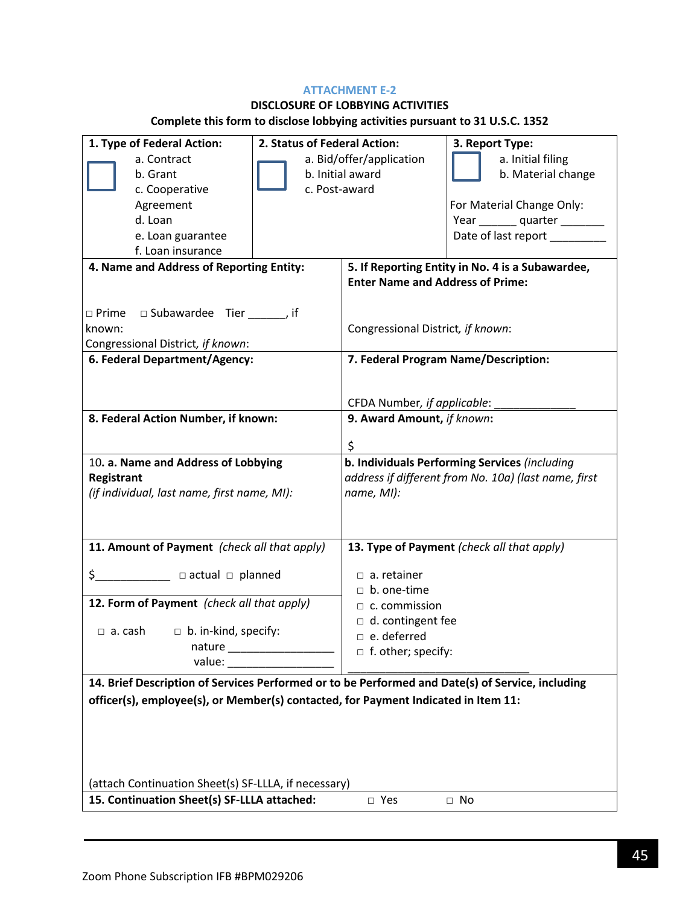ATTACHMENT E-2

**DISCLOSURE OF LOBBYING ACTIVITIES**

**Complete this form to disclose lobbying activities pursuant to 31 U.S.C. 1352**

| **1. Type of Federal Action:** | **2. Status of Federal Action:** | **3. Report Type:** |
|---|---|---|
| ☐ a. Contract<br>b. Grant<br>c. Cooperative Agreement<br>d. Loan<br>e. Loan guarantee<br>f. Loan insurance | ☐ a. Bid/offer/application<br>b. Initial award<br>c. Post-award | ☐ a. Initial filing<br>b. Material change<br><br>For Material Change Only:<br>Year ______ quarter _______<br>Date of last report _________ |

| **4. Name and Address of Reporting Entity:** | **5. If Reporting Entity in No. 4 is a Subawardee, Enter Name and Address of Prime:** |
|---|---|
| □ Prime □ Subawardee Tier ______, if known:<br>Congressional District, *if known*: | Congressional District, *if known*: |
| **6. Federal Department/Agency:** | **7. Federal Program Name/Description:**<br><br>CFDA Number, *if applicable*: _____________ |
| **8. Federal Action Number, if known:** | **9. Award Amount,** ***if known*****:**<br><br>$ |
| 10. **a. Name and Address of Lobbying Registrant**<br>*(if individual, last name, first name, MI):* | **b. Individuals Performing Services** *(including address if different from No. 10a) (last name, first name, MI):* |
| **11. Amount of Payment** *(check all that apply)*<br><br>$____________ □ actual □ planned | **13. Type of Payment** *(check all that apply)*<br><br>□ a. retainer<br>□ b. one-time<br>□ c. commission<br>□ d. contingent fee<br>□ e. deferred<br>□ f. other; specify:<br>______________________________ |
| **12. Form of Payment** *(check all that apply)*<br><br>□ a. cash □ b. in-kind, specify:<br>nature _________________<br>value: _________________ | |

**14. Brief Description of Services Performed or to be Performed and Date(s) of Service, including officer(s), employee(s), or Member(s) contacted, for Payment Indicated in Item 11:**

(attach Continuation Sheet(s) SF-LLLA, if necessary)

**15. Continuation Sheet(s) SF-LLLA attached:** □ Yes □ No

Zoom Phone Subscription IFB #BPM029206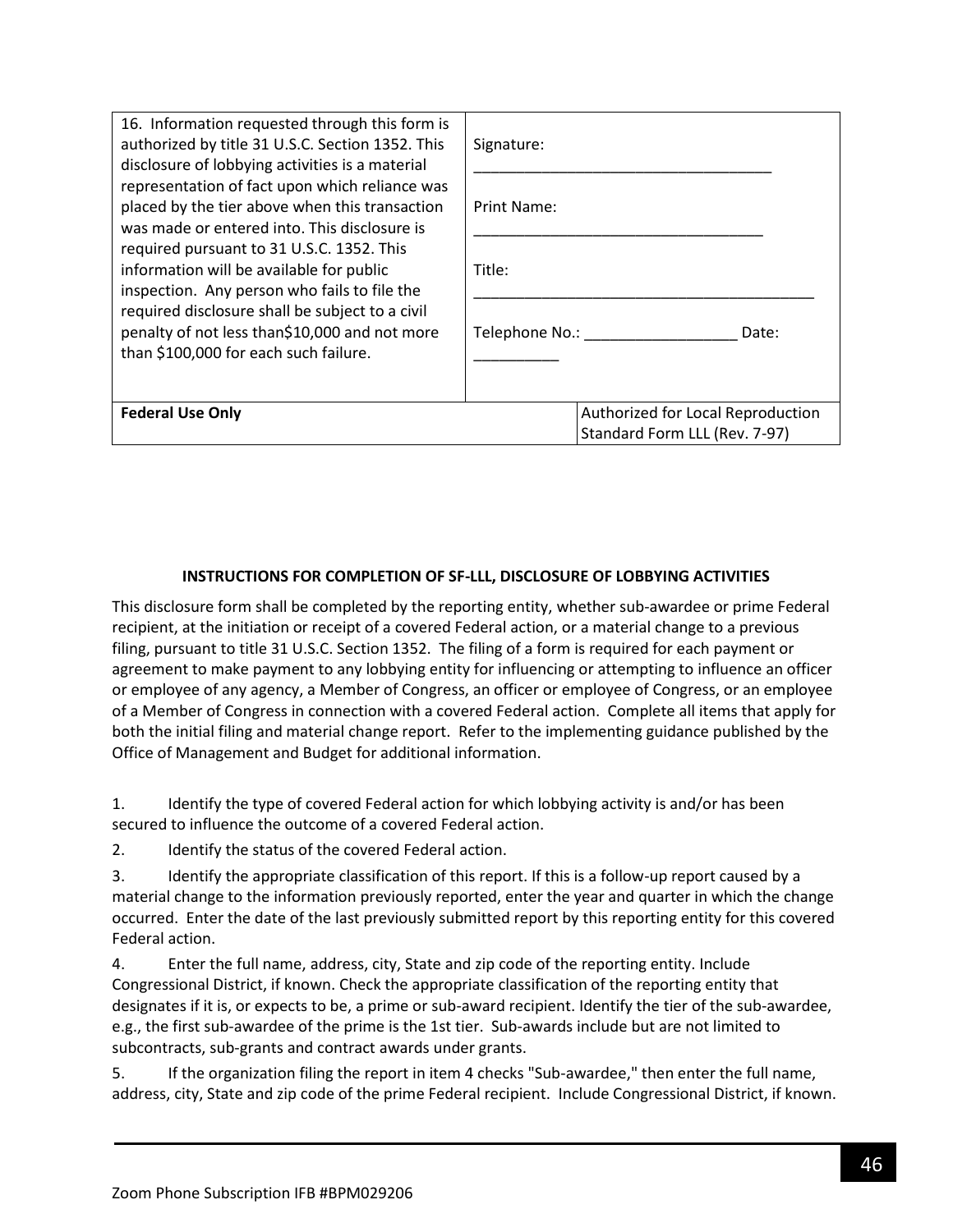| 16. Information requested through this form is authorized by title 31 U.S.C. Section 1352. This disclosure of lobbying activities is a material representation of fact upon which reliance was placed by the tier above when this transaction was made or entered into. This disclosure is required pursuant to 31 U.S.C. 1352. This information will be available for public inspection. Any person who fails to file the required disclosure shall be subject to a civil penalty of not less than$10,000 and not more than $100,000 for each such failure. | Signature: ___________________________________<br><br>Print Name: __________________________________<br><br>Title: _________________________________________<br><br>Telephone No.: __________________ Date: __________ | |
|---|---|---|
| **Federal Use Only** | | Authorized for Local Reproduction<br>Standard Form LLL (Rev. 7-97) |

**INSTRUCTIONS FOR COMPLETION OF SF-LLL, DISCLOSURE OF LOBBYING ACTIVITIES**

This disclosure form shall be completed by the reporting entity, whether sub-awardee or prime Federal recipient, at the initiation or receipt of a covered Federal action, or a material change to a previous filing, pursuant to title 31 U.S.C. Section 1352. The filing of a form is required for each payment or agreement to make payment to any lobbying entity for influencing or attempting to influence an officer or employee of any agency, a Member of Congress, an officer or employee of Congress, or an employee of a Member of Congress in connection with a covered Federal action. Complete all items that apply for both the initial filing and material change report. Refer to the implementing guidance published by the Office of Management and Budget for additional information.

1. Identify the type of covered Federal action for which lobbying activity is and/or has been secured to influence the outcome of a covered Federal action.
2. Identify the status of the covered Federal action.
3. Identify the appropriate classification of this report. If this is a follow-up report caused by a material change to the information previously reported, enter the year and quarter in which the change occurred. Enter the date of the last previously submitted report by this reporting entity for this covered Federal action.
4. Enter the full name, address, city, State and zip code of the reporting entity. Include Congressional District, if known. Check the appropriate classification of the reporting entity that designates if it is, or expects to be, a prime or sub-award recipient. Identify the tier of the sub-awardee, e.g., the first sub-awardee of the prime is the 1st tier. Sub-awards include but are not limited to subcontracts, sub-grants and contract awards under grants.
5. If the organization filing the report in item 4 checks "Sub-awardee," then enter the full name, address, city, State and zip code of the prime Federal recipient. Include Congressional District, if known.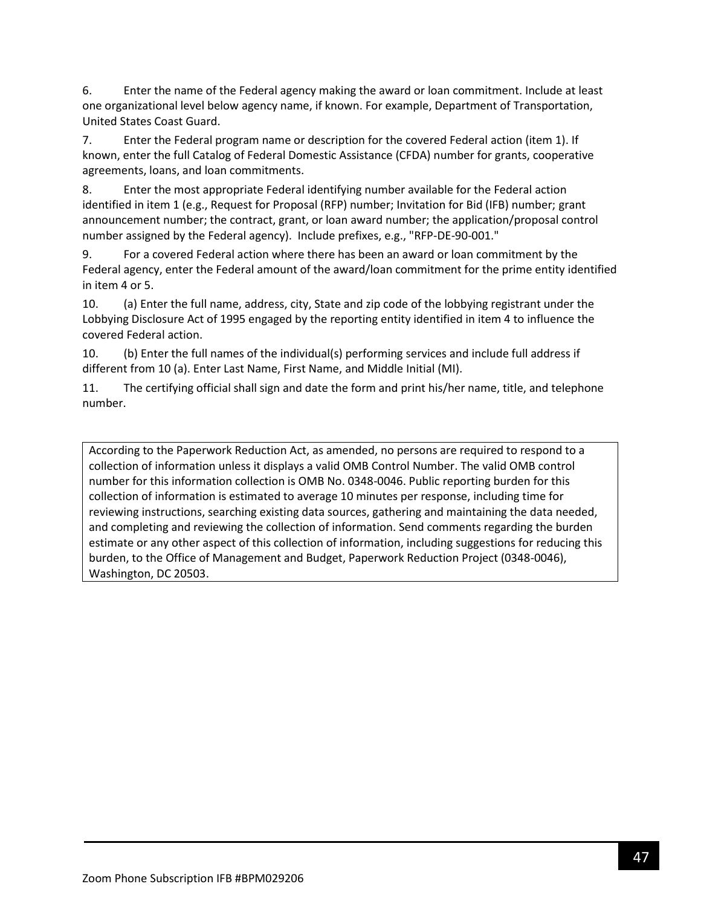6. Enter the name of the Federal agency making the award or loan commitment. Include at least one organizational level below agency name, if known. For example, Department of Transportation, United States Coast Guard.

7. Enter the Federal program name or description for the covered Federal action (item 1). If known, enter the full Catalog of Federal Domestic Assistance (CFDA) number for grants, cooperative agreements, loans, and loan commitments.

8. Enter the most appropriate Federal identifying number available for the Federal action identified in item 1 (e.g., Request for Proposal (RFP) number; Invitation for Bid (IFB) number; grant announcement number; the contract, grant, or loan award number; the application/proposal control number assigned by the Federal agency). Include prefixes, e.g., "RFP-DE-90-001."

9. For a covered Federal action where there has been an award or loan commitment by the Federal agency, enter the Federal amount of the award/loan commitment for the prime entity identified in item 4 or 5.

10. (a) Enter the full name, address, city, State and zip code of the lobbying registrant under the Lobbying Disclosure Act of 1995 engaged by the reporting entity identified in item 4 to influence the covered Federal action.

10. (b) Enter the full names of the individual(s) performing services and include full address if different from 10 (a). Enter Last Name, First Name, and Middle Initial (MI).

11. The certifying official shall sign and date the form and print his/her name, title, and telephone number.

According to the Paperwork Reduction Act, as amended, no persons are required to respond to a collection of information unless it displays a valid OMB Control Number. The valid OMB control number for this information collection is OMB No. 0348-0046. Public reporting burden for this collection of information is estimated to average 10 minutes per response, including time for reviewing instructions, searching existing data sources, gathering and maintaining the data needed, and completing and reviewing the collection of information. Send comments regarding the burden estimate or any other aspect of this collection of information, including suggestions for reducing this burden, to the Office of Management and Budget, Paperwork Reduction Project (0348-0046), Washington, DC 20503.